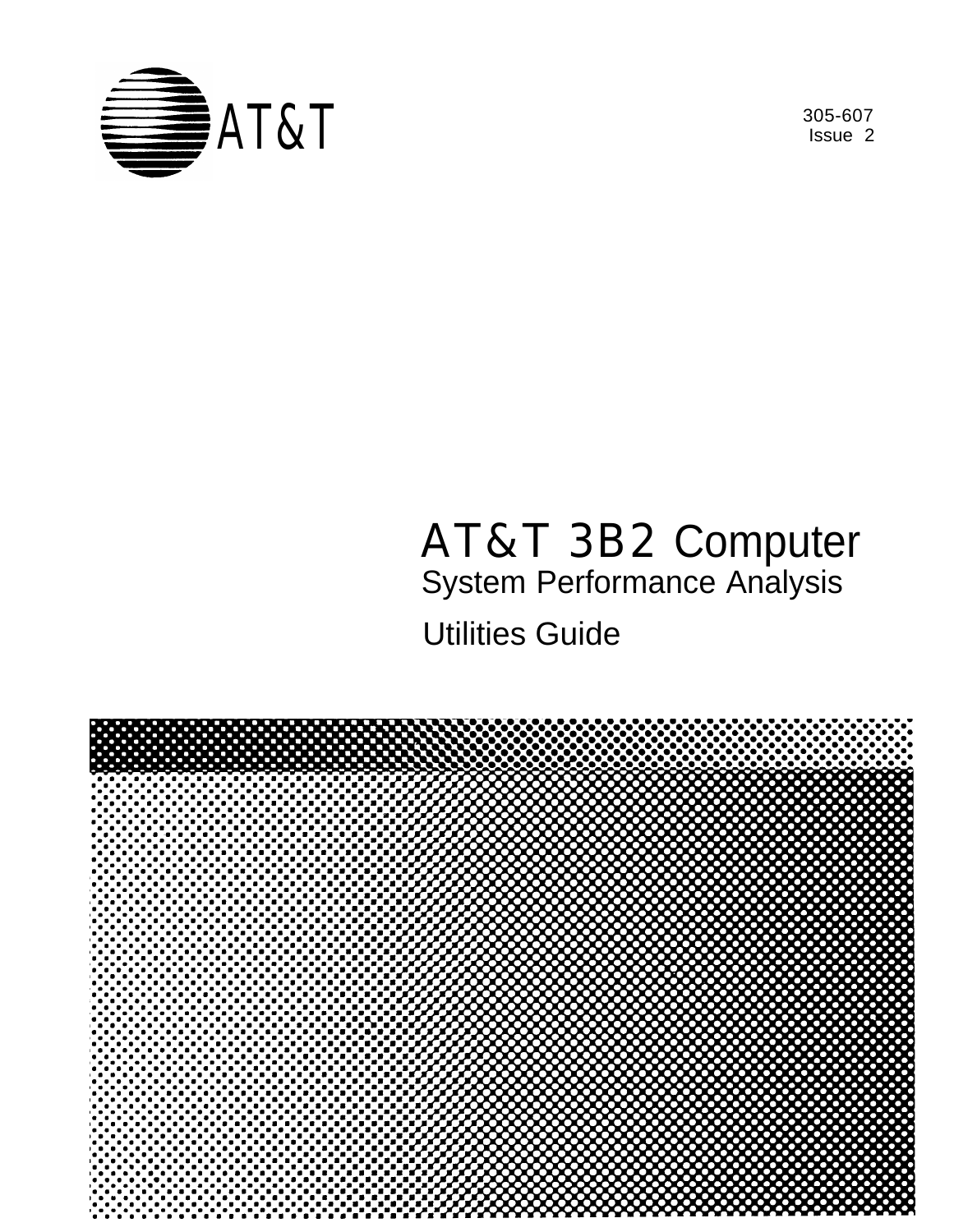AT&T

305-607
Issue 2

# AT&T 3B2 Computer
## System Performance Analysis
## Utilities Guide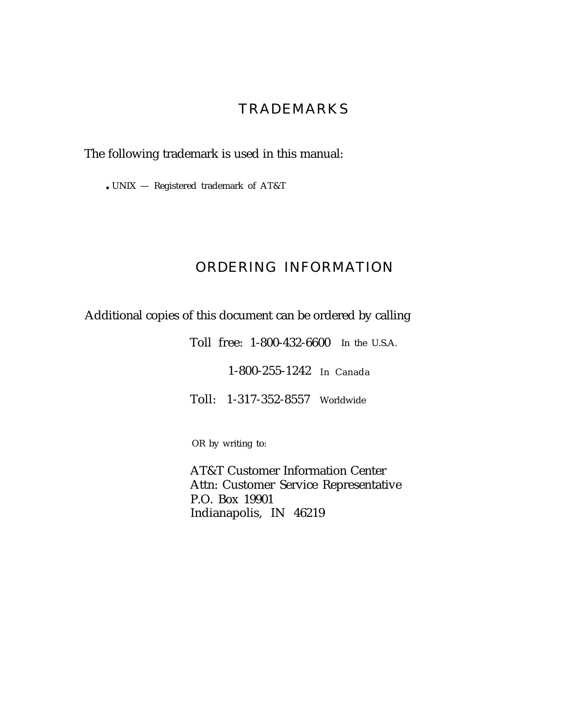# TRADEMARKS

The following trademark is used in this manual:

- UNIX — Registered trademark of AT&T

# ORDERING INFORMATION

Additional copies of this document can be ordered by calling

Toll free: 1-800-432-6600 In the U.S.A.

1-800-255-1242 In Canada

Toll: 1-317-352-8557 Worldwide

OR by writing to:

AT&T Customer Information Center
Attn: Customer Service Representative
P.O. Box 19901
Indianapolis, IN 46219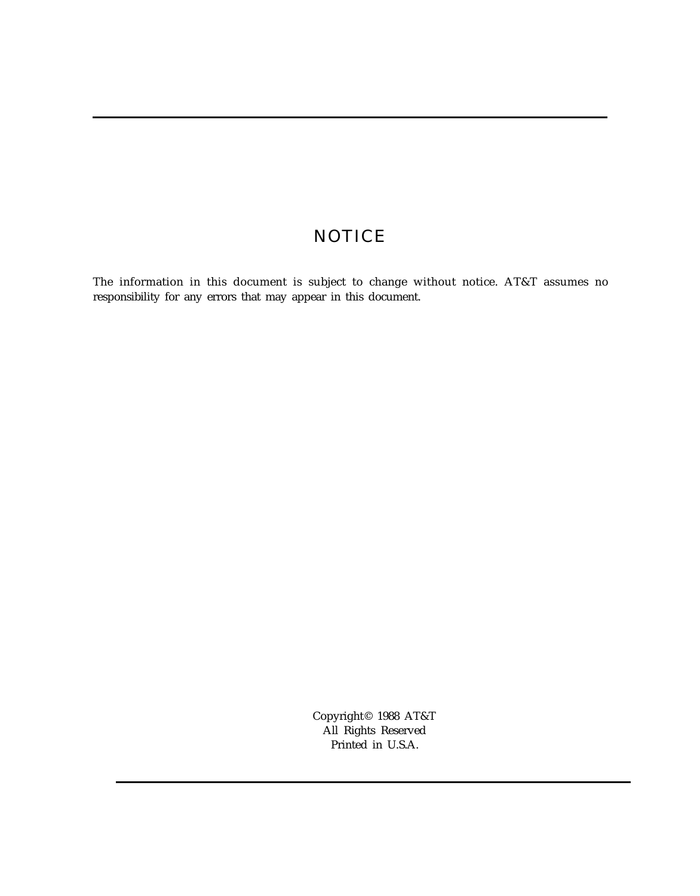# NOTICE

The information in this document is subject to change without notice. AT&T assumes no responsibility for any errors that may appear in this document.

Copyright© 1988 AT&T
All Rights Reserved
Printed in U.S.A.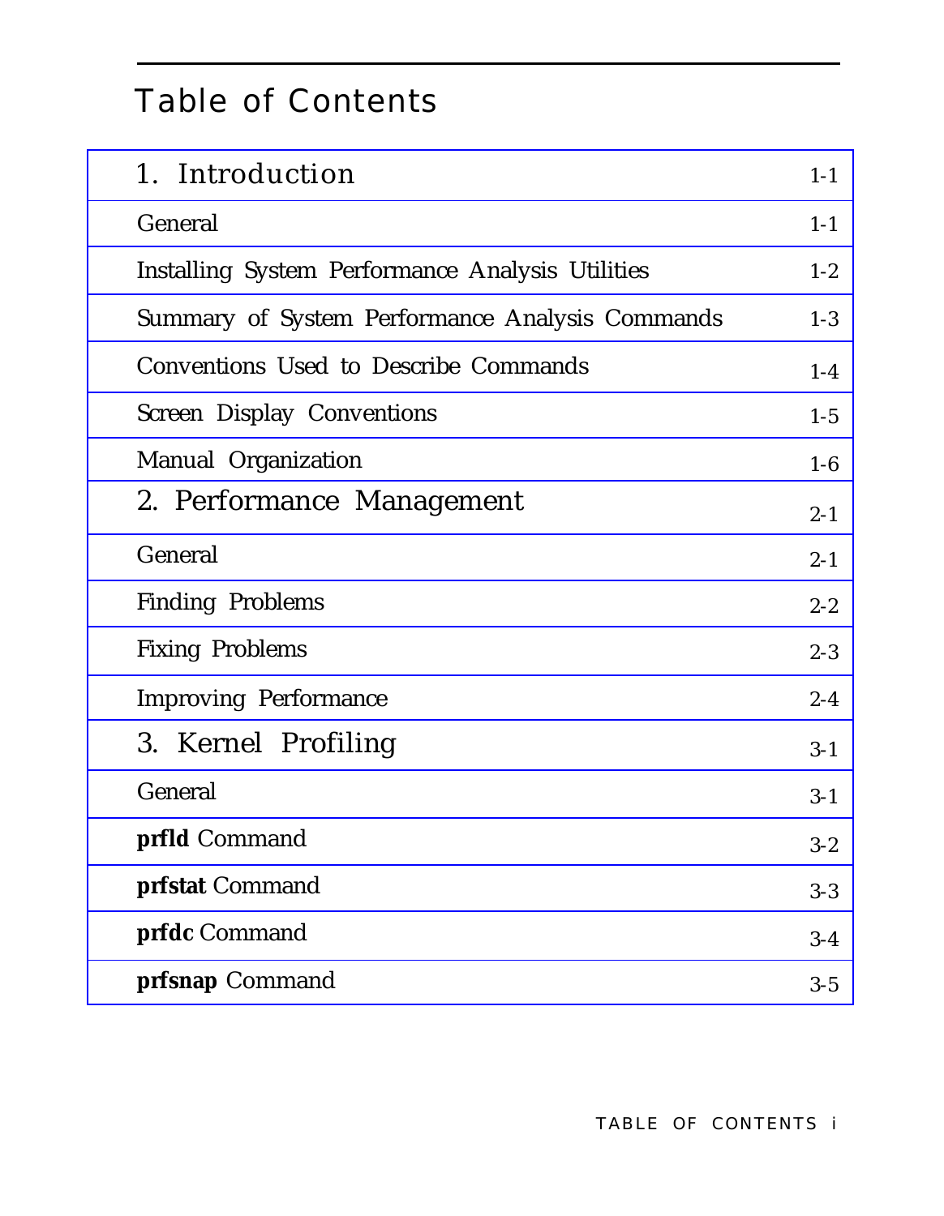# Table of Contents

| | |
|---|---|
| 1. Introduction | 1-1 |
| General | 1-1 |
| Installing System Performance Analysis Utilities | 1-2 |
| Summary of System Performance Analysis Commands | 1-3 |
| Conventions Used to Describe Commands | 1-4 |
| Screen Display Conventions | 1-5 |
| Manual Organization | 1-6 |
| 2. Performance Management | 2-1 |
| General | 2-1 |
| Finding Problems | 2-2 |
| Fixing Problems | 2-3 |
| Improving Performance | 2-4 |
| 3. Kernel Profiling | 3-1 |
| General | 3-1 |
| **prfld** Command | 3-2 |
| **prfstat** Command | 3-3 |
| **prfdc** Command | 3-4 |
| **prfsnap** Command | 3-5 |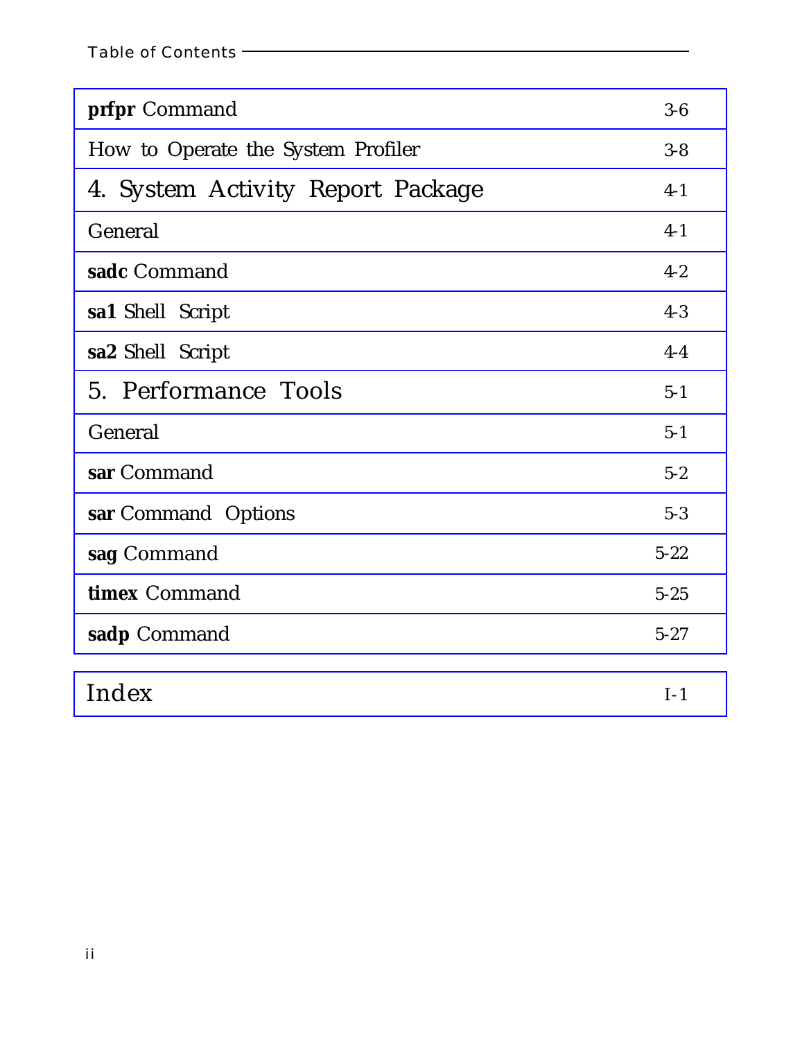| | |
|---|---|
| **prfpr** Command | 3-6 |
| How to Operate the System Profiler | 3-8 |
| 4. System Activity Report Package | 4-1 |
| General | 4-1 |
| **sadc** Command | 4-2 |
| **sa1** Shell Script | 4-3 |
| **sa2** Shell Script | 4-4 |
| 5. Performance Tools | 5-1 |
| General | 5-1 |
| **sar** Command | 5-2 |
| **sar** Command Options | 5-3 |
| **sag** Command | 5-22 |
| **timex** Command | 5-25 |
| **sadp** Command | 5-27 |

| | |
|---|---|
| Index | I-1 |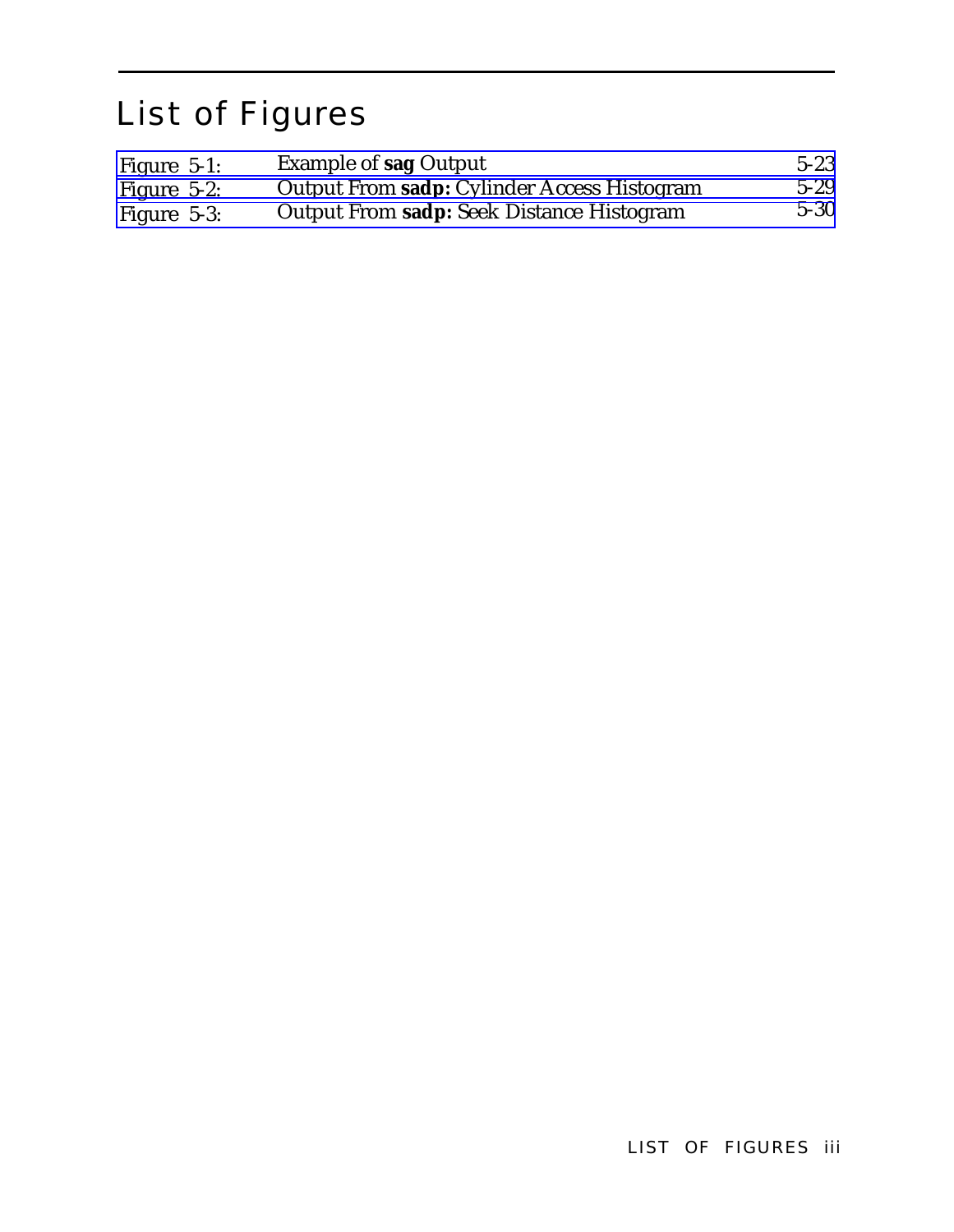# List of Figures

| | | |
|---|---|---|
| *Figure 5-1:* | Example of **sag** Output | 5-23 |
| *Figure 5-2:* | Output From **sadp:** Cylinder Access Histogram | 5-29 |
| *Figure 5-3:* | Output From **sadp:** Seek Distance Histogram | 5-30 |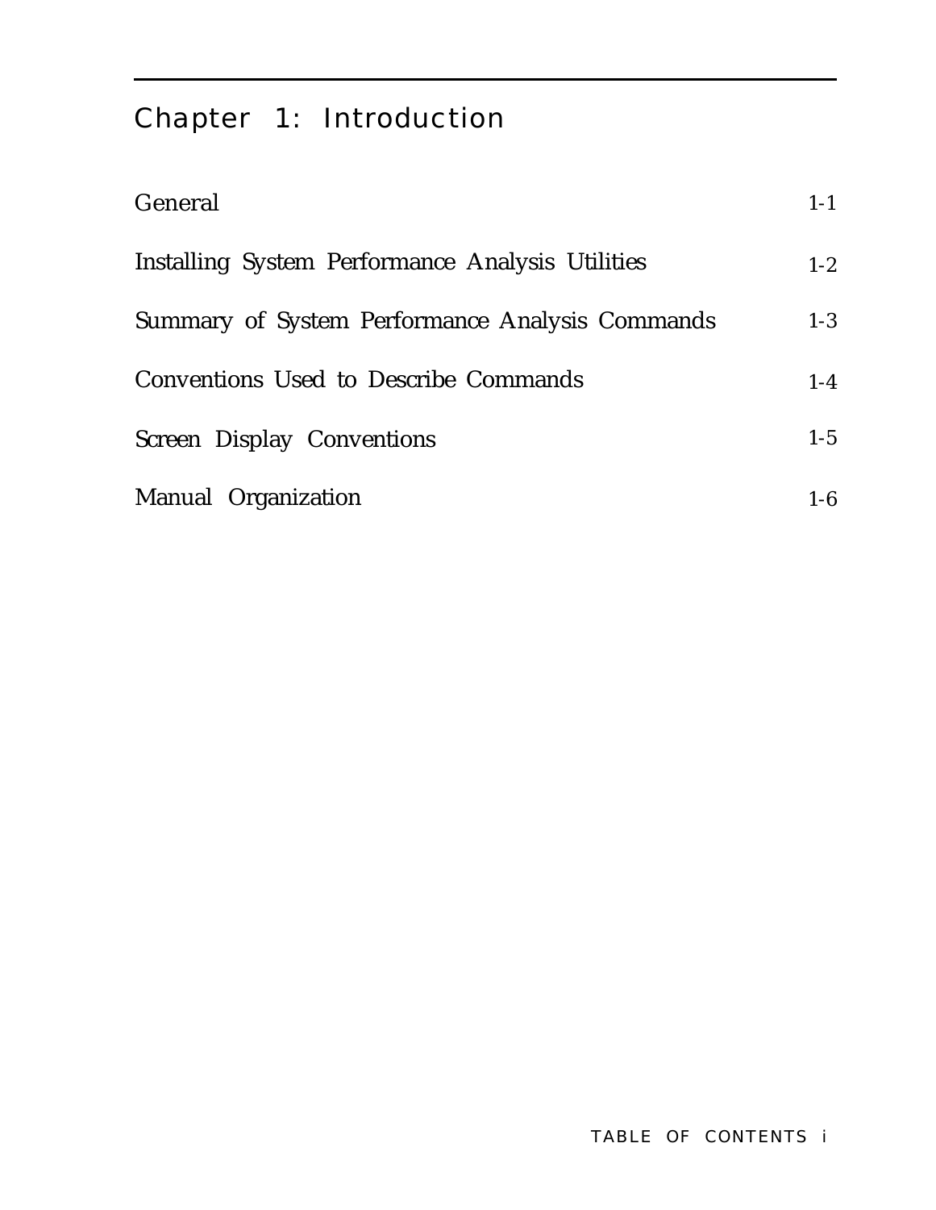# Chapter 1: Introduction

| | |
|---|---|
| General | 1-1 |
| Installing System Performance Analysis Utilities | 1-2 |
| Summary of System Performance Analysis Commands | 1-3 |
| Conventions Used to Describe Commands | 1-4 |
| Screen Display Conventions | 1-5 |
| Manual Organization | 1-6 |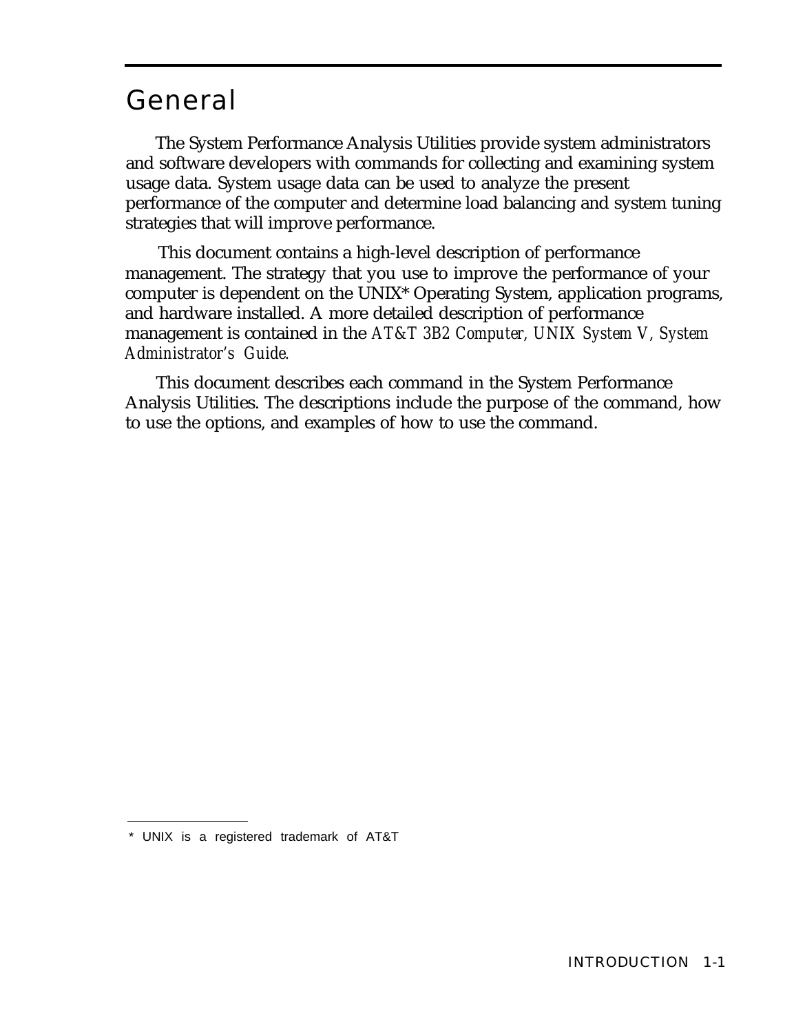# General

The System Performance Analysis Utilities provide system administrators and software developers with commands for collecting and examining system usage data. System usage data can be used to analyze the present performance of the computer and determine load balancing and system tuning strategies that will improve performance.

This document contains a high-level description of performance management. The strategy that you use to improve the performance of your computer is dependent on the UNIX* Operating System, application programs, and hardware installed. A more detailed description of performance management is contained in the *AT&T 3B2 Computer, UNIX System V, System Administrator's Guide.*

This document describes each command in the System Performance Analysis Utilities. The descriptions include the purpose of the command, how to use the options, and examples of how to use the command.

---

* UNIX is a registered trademark of AT&T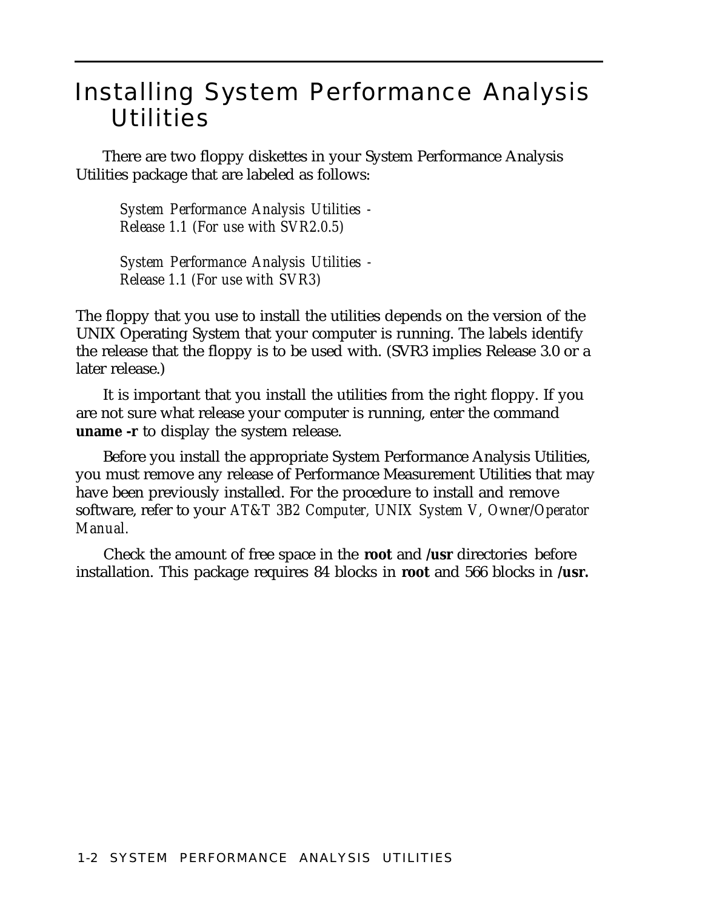# Installing System Performance Analysis Utilities

There are two floppy diskettes in your System Performance Analysis Utilities package that are labeled as follows:

> *System Performance Analysis Utilities - Release 1.1 (For use with SVR2.0.5)*
>
> *System Performance Analysis Utilities - Release 1.1 (For use with SVR3)*

The floppy that you use to install the utilities depends on the version of the UNIX Operating System that your computer is running. The labels identify the release that the floppy is to be used with. (SVR3 implies Release 3.0 or a later release.)

It is important that you install the utilities from the right floppy. If you are not sure what release your computer is running, enter the command **uname -r** to display the system release.

Before you install the appropriate System Performance Analysis Utilities, you must remove any release of Performance Measurement Utilities that may have been previously installed. For the procedure to install and remove software, refer to your *AT&T 3B2 Computer, UNIX System V, Owner/Operator Manual.*

Check the amount of free space in the **root** and **/usr** directories before installation. This package requires 84 blocks in **root** and 566 blocks in **/usr.**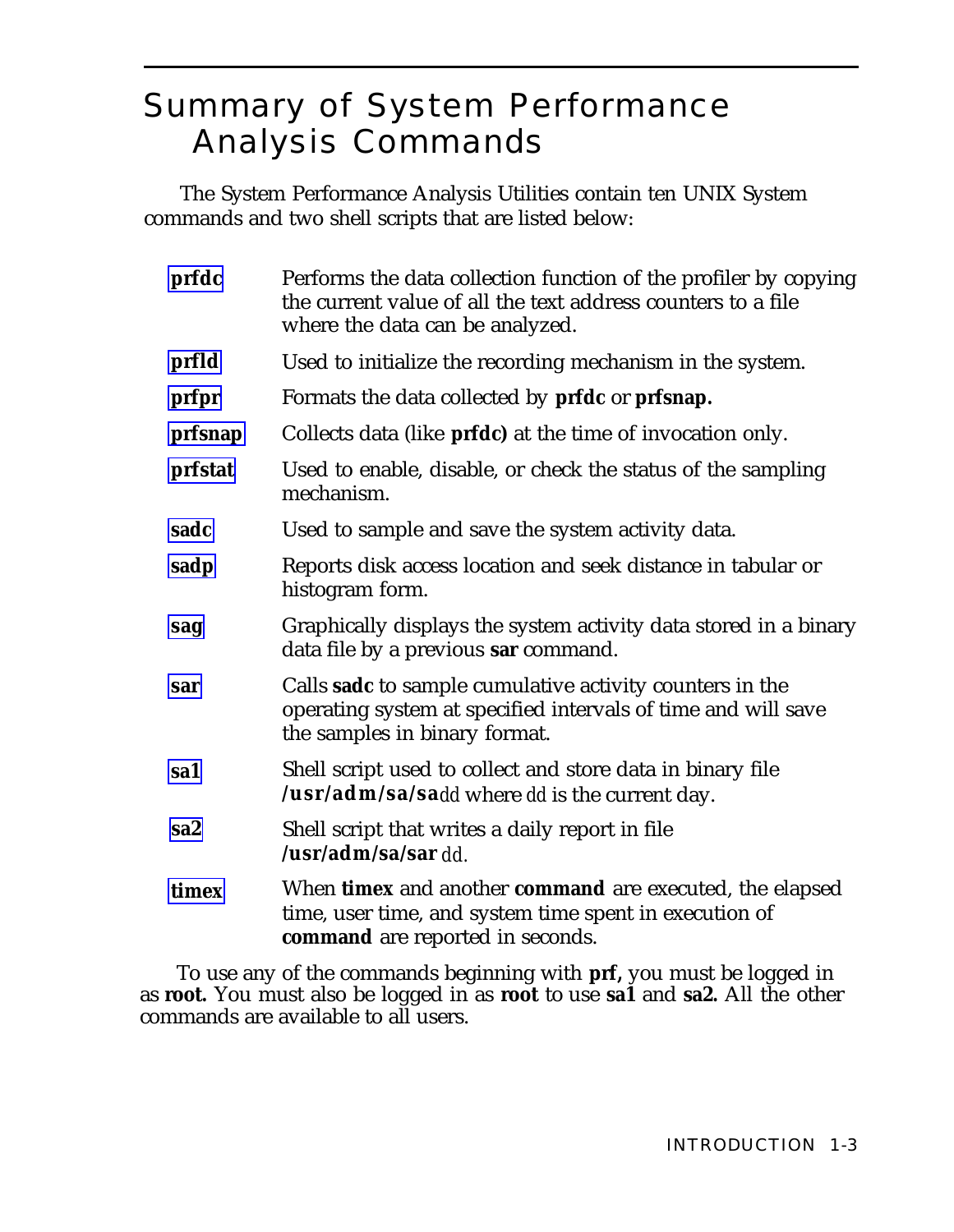# Summary of System Performance Analysis Commands

The System Performance Analysis Utilities contain ten UNIX System commands and two shell scripts that are listed below:

| | |
|---|---|
| **prfdc** | Performs the data collection function of the profiler by copying the current value of all the text address counters to a file where the data can be analyzed. |
| **prfld** | Used to initialize the recording mechanism in the system. |
| **prfpr** | Formats the data collected by **prfdc** or **prfsnap.** |
| **prfsnap** | Collects data (like **prfdc)** at the time of invocation only. |
| **prfstat** | Used to enable, disable, or check the status of the sampling mechanism. |
| **sadc** | Used to sample and save the system activity data. |
| **sadp** | Reports disk access location and seek distance in tabular or histogram form. |
| **sag** | Graphically displays the system activity data stored in a binary data file by a previous **sar** command. |
| **sar** | Calls **sadc** to sample cumulative activity counters in the operating system at specified intervals of time and will save the samples in binary format. |
| **sa1** | Shell script used to collect and store data in binary file **/usr/adm/sa/sa***dd* where *dd* is the current day. |
| **sa2** | Shell script that writes a daily report in file **/usr/adm/sa/sar** *dd.* |
| **timex** | When **timex** and another **command** are executed, the elapsed time, user time, and system time spent in execution of **command** are reported in seconds. |

To use any of the commands beginning with **prf,** you must be logged in as **root.** You must also be logged in as **root** to use **sa1** and **sa2.** All the other commands are available to all users.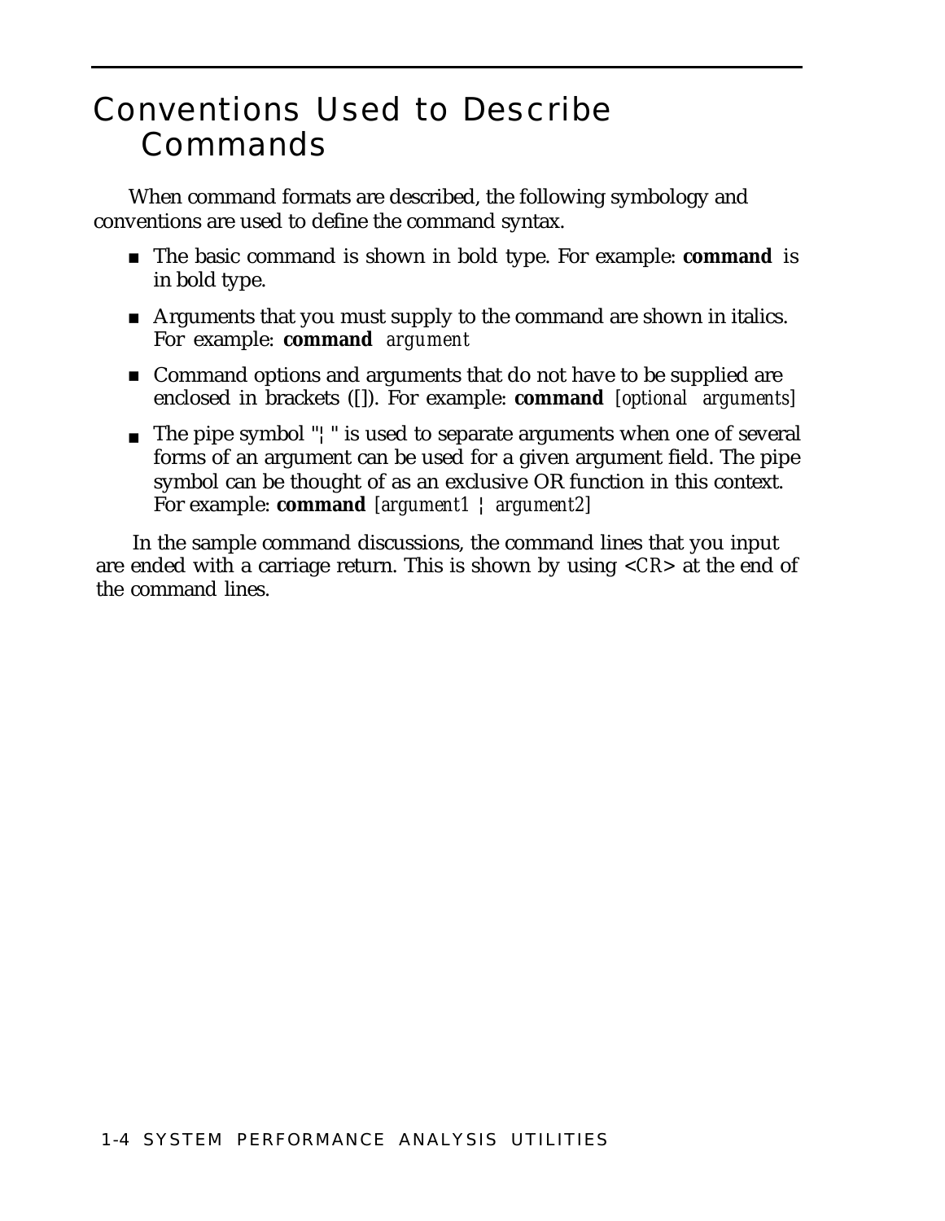# Conventions Used to Describe Commands

When command formats are described, the following symbology and conventions are used to define the command syntax.

- The basic command is shown in bold type. For example: **command** is in bold type.
- Arguments that you must supply to the command are shown in italics. For example: **command** *argument*
- Command options and arguments that do not have to be supplied are enclosed in brackets ([]). For example: **command** *[optional arguments]*
- The pipe symbol "¦" is used to separate arguments when one of several forms of an argument can be used for a given argument field. The pipe symbol can be thought of as an exclusive OR function in this context. For example: **command** *[argument1 ¦ argument2]*

In the sample command discussions, the command lines that you input are ended with a carriage return. This is shown by using <*CR*> at the end of the command lines.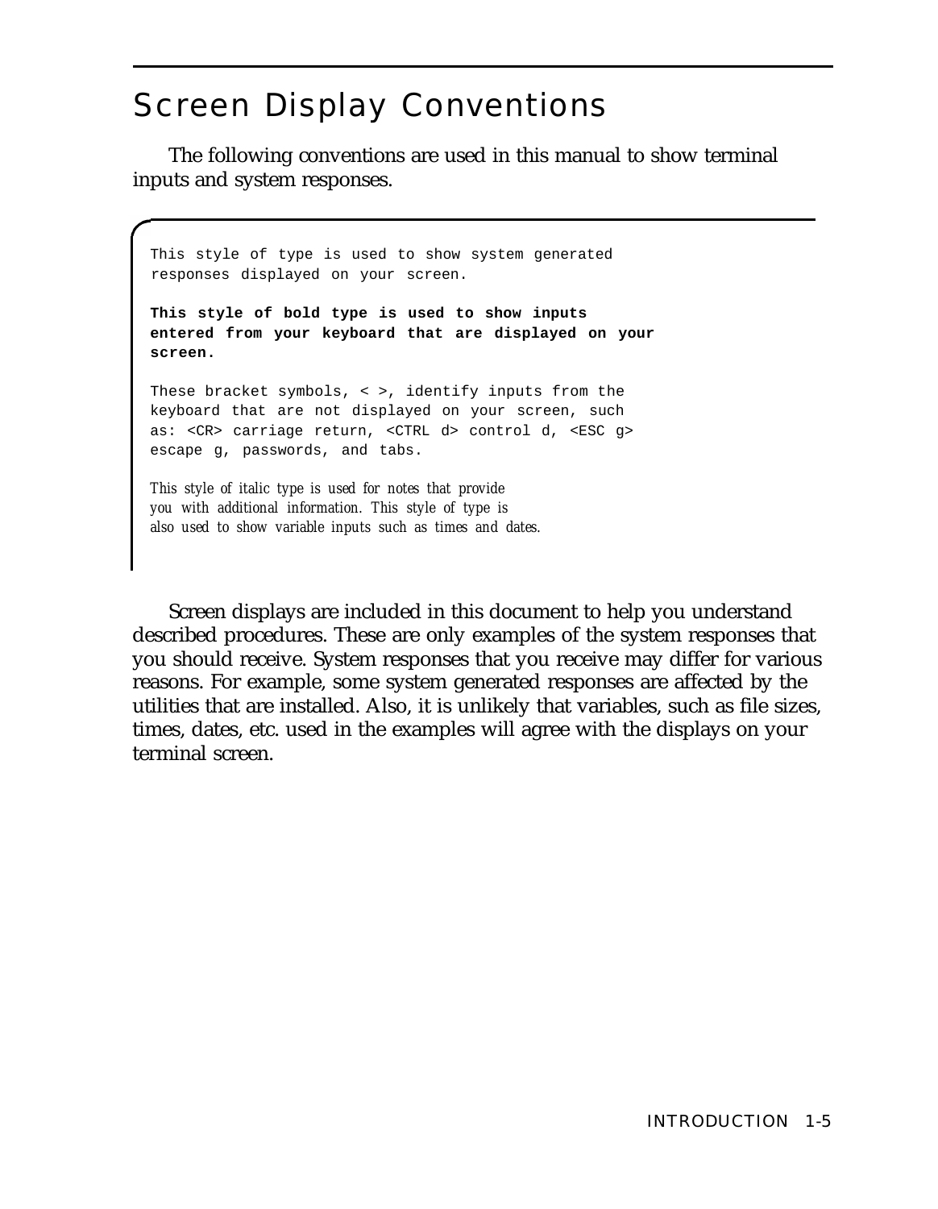# Screen Display Conventions

The following conventions are used in this manual to show terminal inputs and system responses.

```
This style of type is used to show system generated
responses displayed on your screen.
```

**`This style of bold type is used to show inputs entered from your keyboard that are displayed on your screen.`**

```
These bracket symbols, < >, identify inputs from the
keyboard that are not displayed on your screen, such
as: <CR> carriage return, <CTRL d> control d, <ESC g>
escape g, passwords, and tabs.
```

*This style of italic type is used for notes that provide you with additional information. This style of type is also used to show variable inputs such as times and dates.*

Screen displays are included in this document to help you understand described procedures. These are only examples of the system responses that you should receive. System responses that you receive may differ for various reasons. For example, some system generated responses are affected by the utilities that are installed. Also, it is unlikely that variables, such as file sizes, times, dates, etc. used in the examples will agree with the displays on your terminal screen.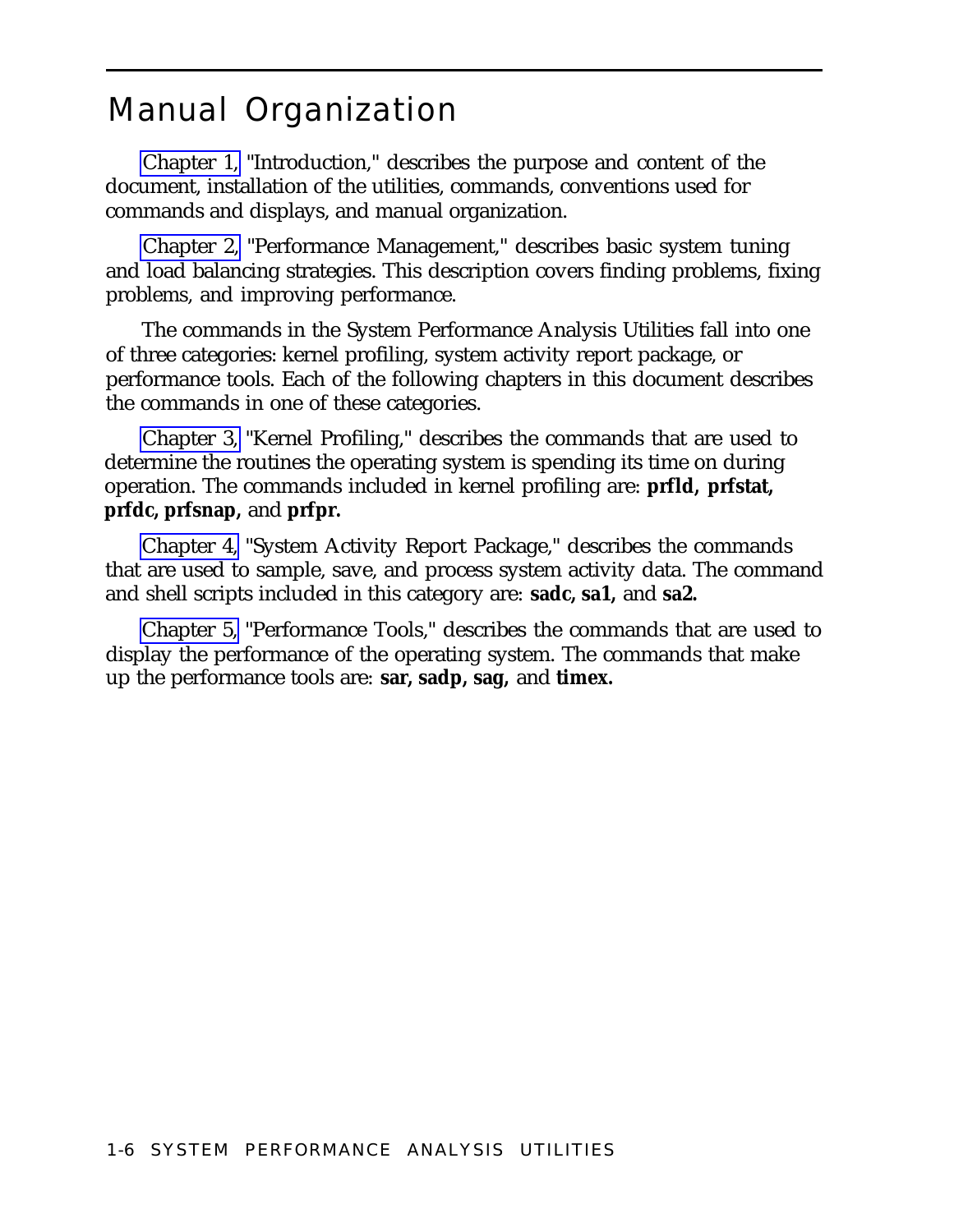# Manual Organization

Chapter 1, "Introduction," describes the purpose and content of the document, installation of the utilities, commands, conventions used for commands and displays, and manual organization.

Chapter 2, "Performance Management," describes basic system tuning and load balancing strategies. This description covers finding problems, fixing problems, and improving performance.

The commands in the System Performance Analysis Utilities fall into one of three categories: kernel profiling, system activity report package, or performance tools. Each of the following chapters in this document describes the commands in one of these categories.

Chapter 3, "Kernel Profiling," describes the commands that are used to determine the routines the operating system is spending its time on during operation. The commands included in kernel profiling are: **prfld, prfstat, prfdc, prfsnap,** and **prfpr.**

Chapter 4, "System Activity Report Package," describes the commands that are used to sample, save, and process system activity data. The command and shell scripts included in this category are: **sadc, sa1,** and **sa2.**

Chapter 5, "Performance Tools," describes the commands that are used to display the performance of the operating system. The commands that make up the performance tools are: **sar, sadp, sag,** and **timex.**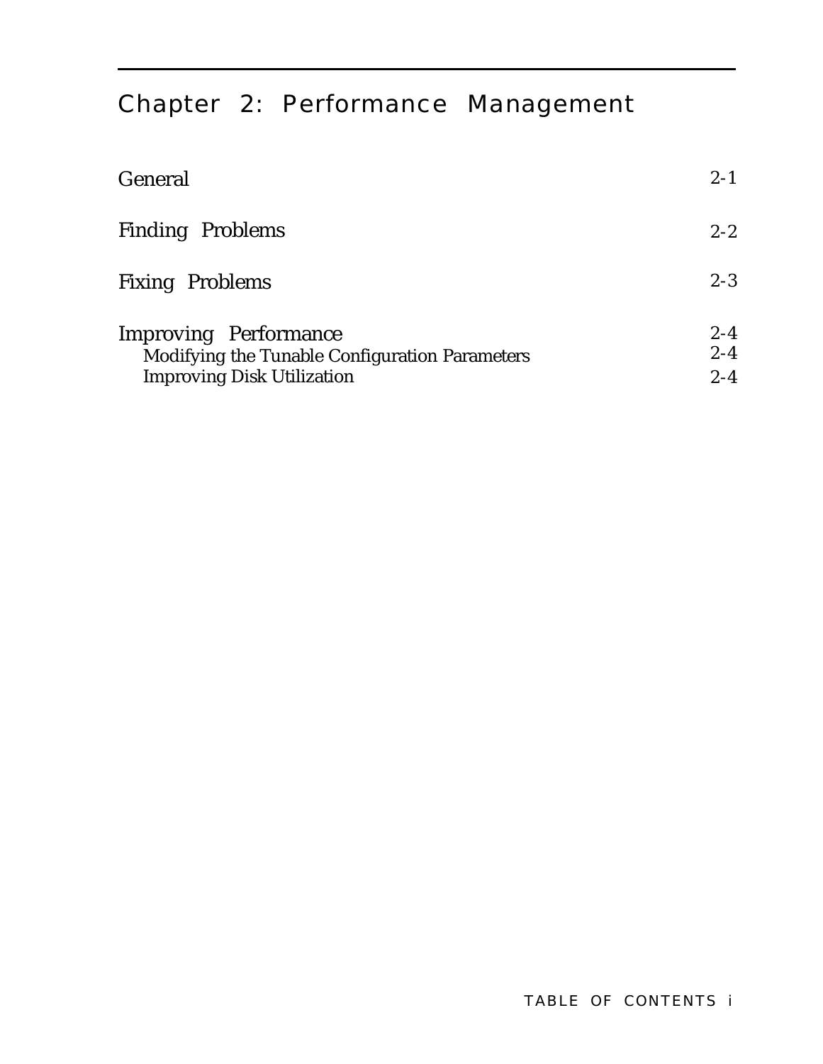# Chapter 2: Performance Management

| | |
|---|---|
| General | 2-1 |
| Finding Problems | 2-2 |
| Fixing Problems | 2-3 |
| Improving Performance | 2-4 |
| Modifying the Tunable Configuration Parameters | 2-4 |
| Improving Disk Utilization | 2-4 |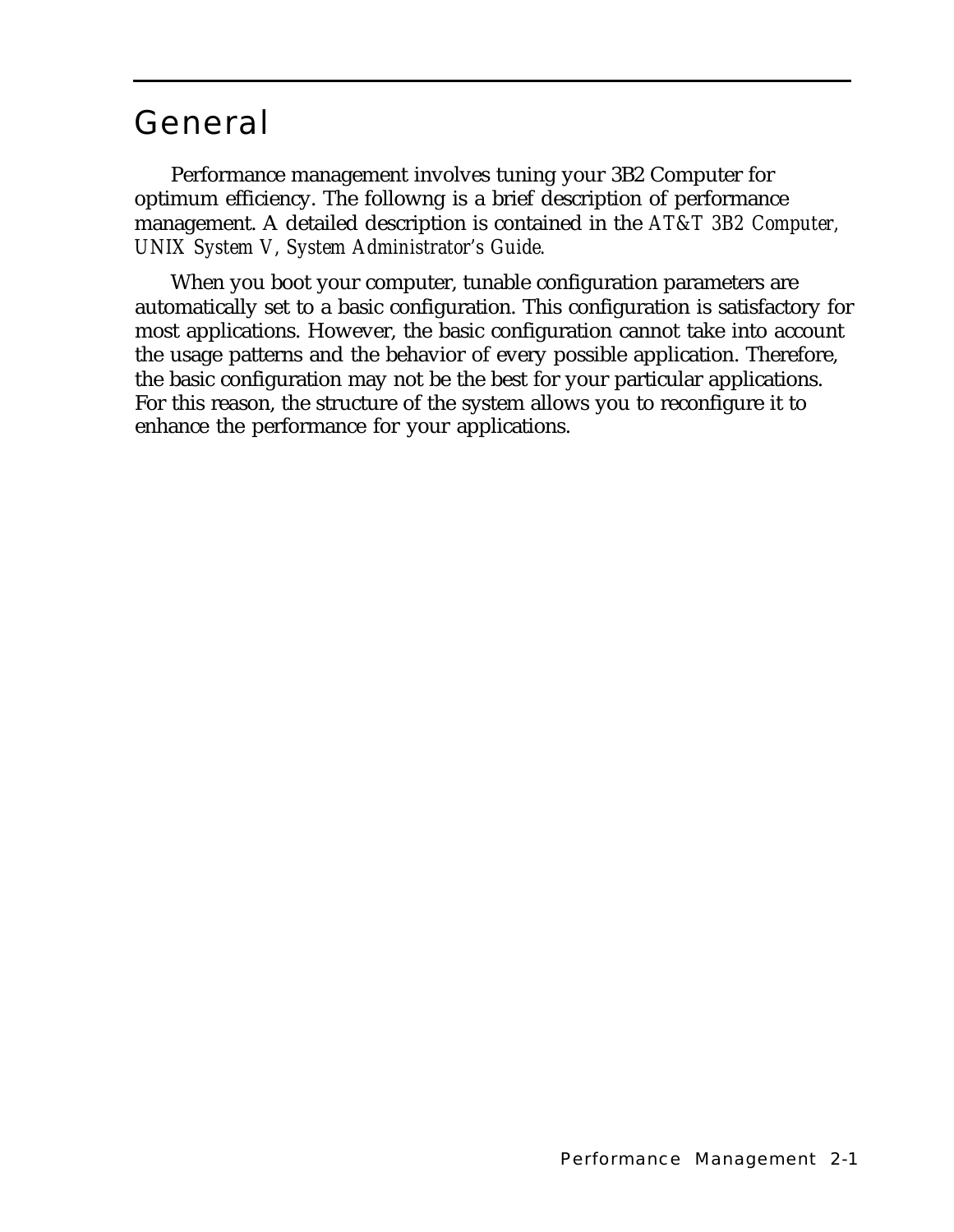# General

Performance management involves tuning your 3B2 Computer for optimum efficiency. The followng is a brief description of performance management. A detailed description is contained in the *AT&T 3B2 Computer, UNIX System V, System Administrator's Guide*.

When you boot your computer, tunable configuration parameters are automatically set to a basic configuration. This configuration is satisfactory for most applications. However, the basic configuration cannot take into account the usage patterns and the behavior of every possible application. Therefore, the basic configuration may not be the best for your particular applications. For this reason, the structure of the system allows you to reconfigure it to enhance the performance for your applications.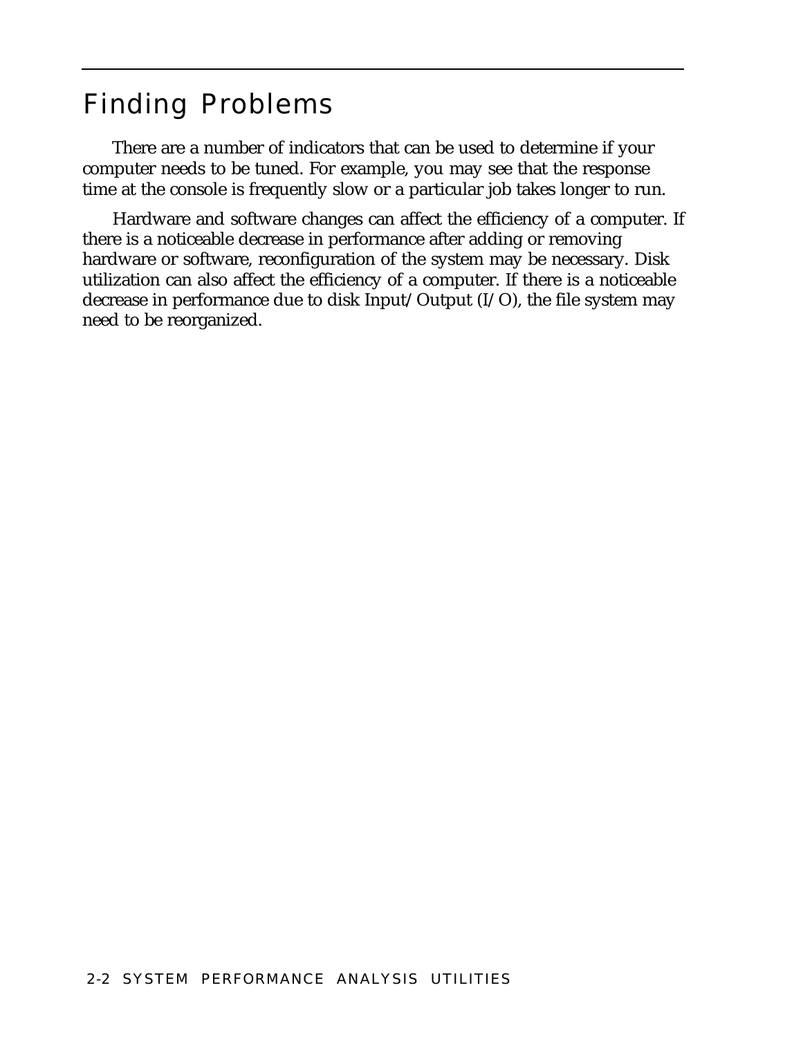## Finding Problems

There are a number of indicators that can be used to determine if your computer needs to be tuned. For example, you may see that the response time at the console is frequently slow or a particular job takes longer to run.

Hardware and software changes can affect the efficiency of a computer. If there is a noticeable decrease in performance after adding or removing hardware or software, reconfiguration of the system may be necessary. Disk utilization can also affect the efficiency of a computer. If there is a noticeable decrease in performance due to disk Input/Output (I/O), the file system may need to be reorganized.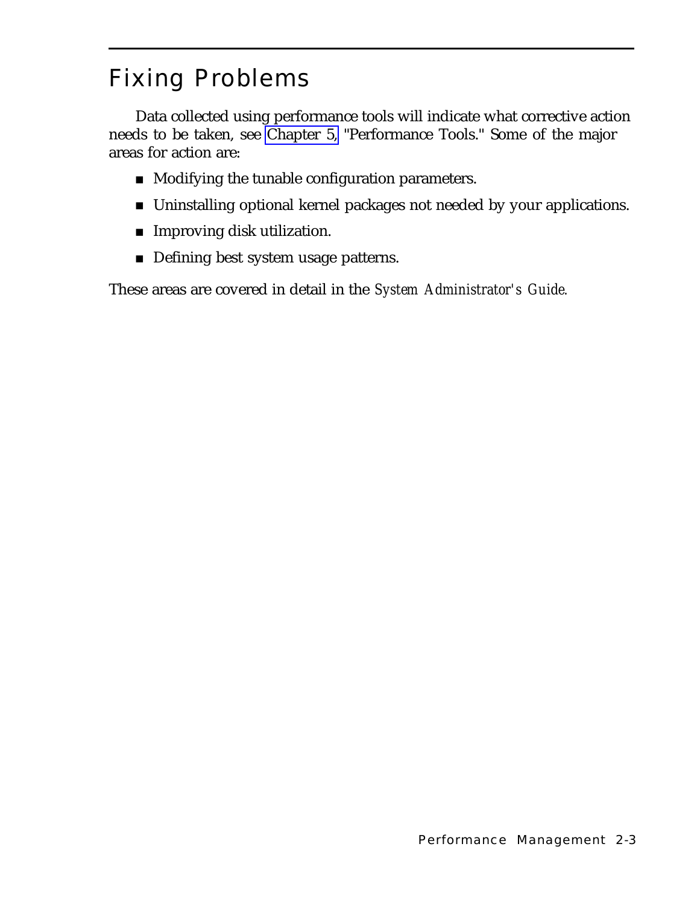## Fixing Problems

Data collected using performance tools will indicate what corrective action needs to be taken, see Chapter 5, "Performance Tools." Some of the major areas for action are:

- Modifying the tunable configuration parameters.
- Uninstalling optional kernel packages not needed by your applications.
- Improving disk utilization.
- Defining best system usage patterns.

These areas are covered in detail in the *System Administrator's Guide*.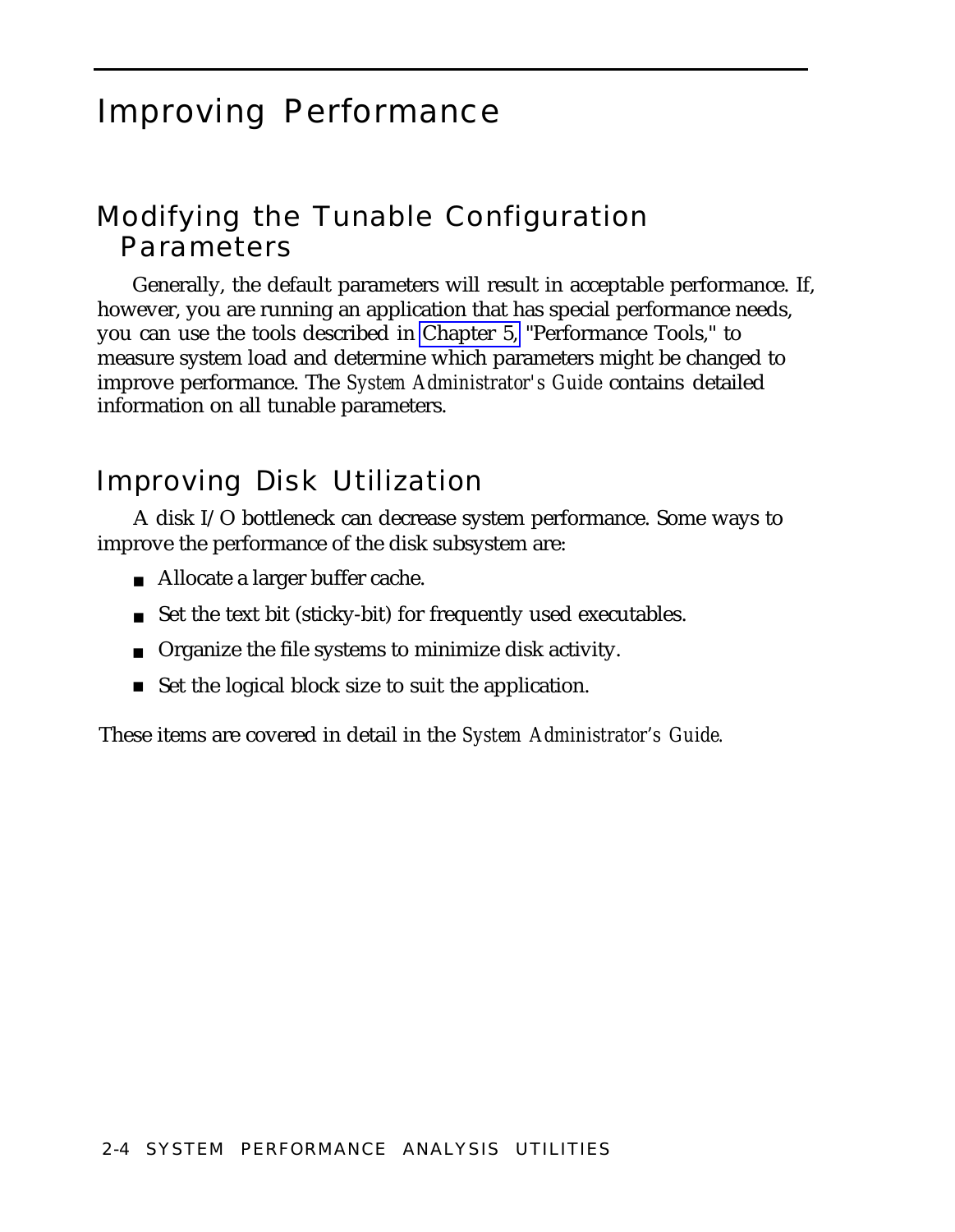# Improving Performance

## Modifying the Tunable Configuration Parameters

Generally, the default parameters will result in acceptable performance. If, however, you are running an application that has special performance needs, you can use the tools described in Chapter 5, "Performance Tools," to measure system load and determine which parameters might be changed to improve performance. The *System Administrator's Guide* contains detailed information on all tunable parameters.

## Improving Disk Utilization

A disk I/O bottleneck can decrease system performance. Some ways to improve the performance of the disk subsystem are:

- Allocate a larger buffer cache.
- Set the text bit (sticky-bit) for frequently used executables.
- Organize the file systems to minimize disk activity.
- Set the logical block size to suit the application.

These items are covered in detail in the *System Administrator's Guide.*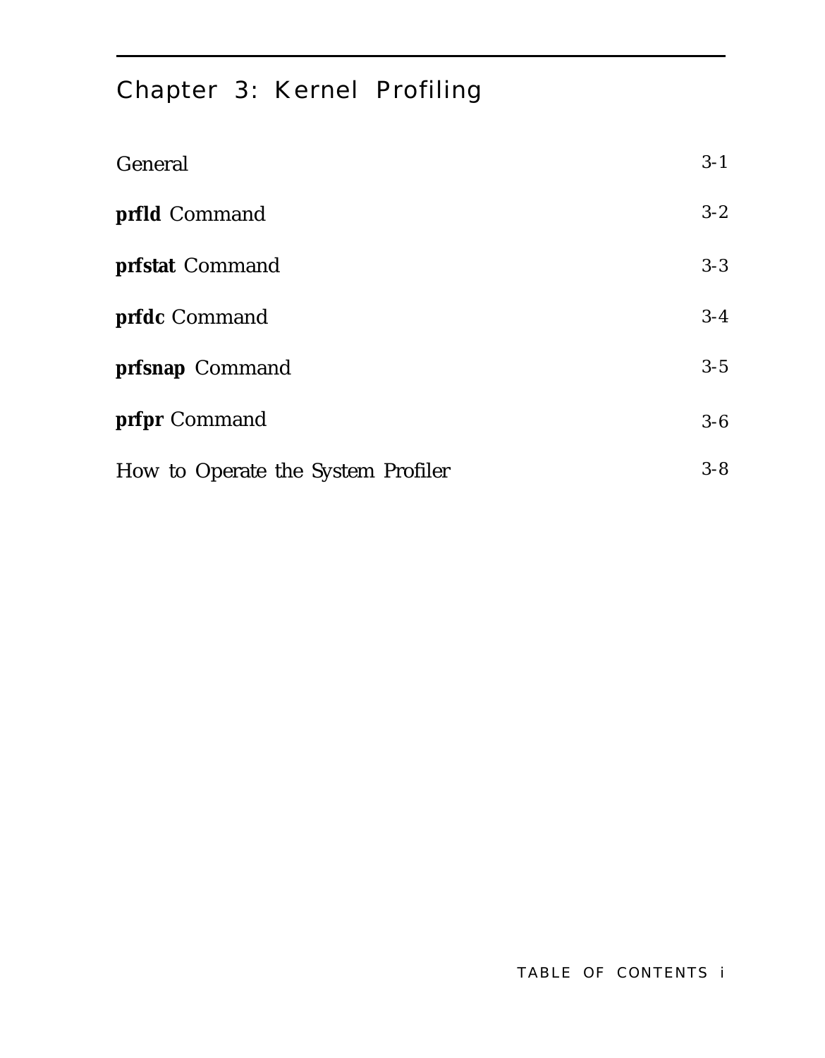# Chapter 3: Kernel Profiling

| | |
|---|---|
| General | 3-1 |
| **prfld** Command | 3-2 |
| **prfstat** Command | 3-3 |
| **prfdc** Command | 3-4 |
| **prfsnap** Command | 3-5 |
| **prfpr** Command | 3-6 |
| How to Operate the System Profiler | 3-8 |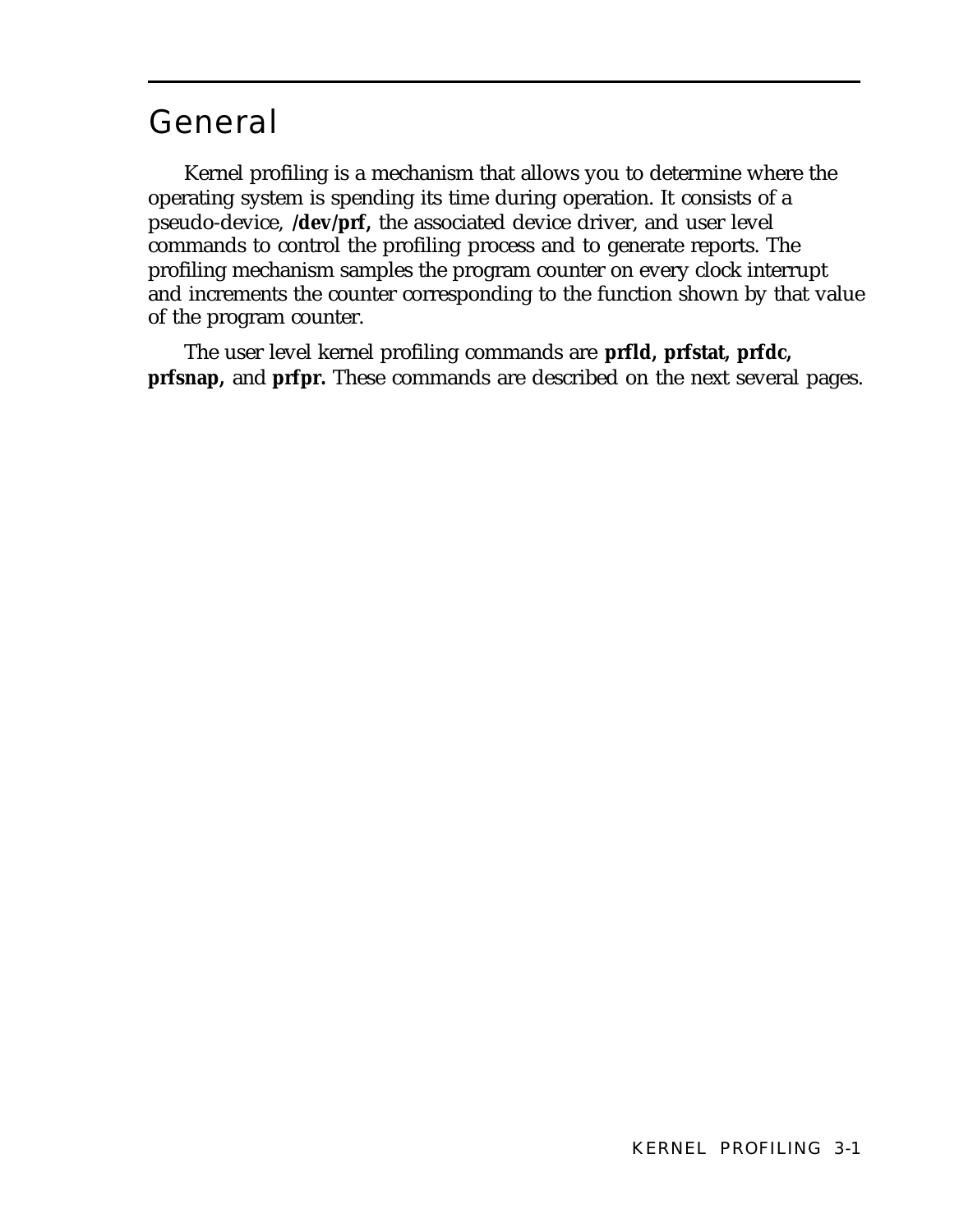# General

Kernel profiling is a mechanism that allows you to determine where the operating system is spending its time during operation. It consists of a pseudo-device, **/dev/prf,** the associated device driver, and user level commands to control the profiling process and to generate reports. The profiling mechanism samples the program counter on every clock interrupt and increments the counter corresponding to the function shown by that value of the program counter.

The user level kernel profiling commands are **prfld, prfstat, prfdc, prfsnap,** and **prfpr.** These commands are described on the next several pages.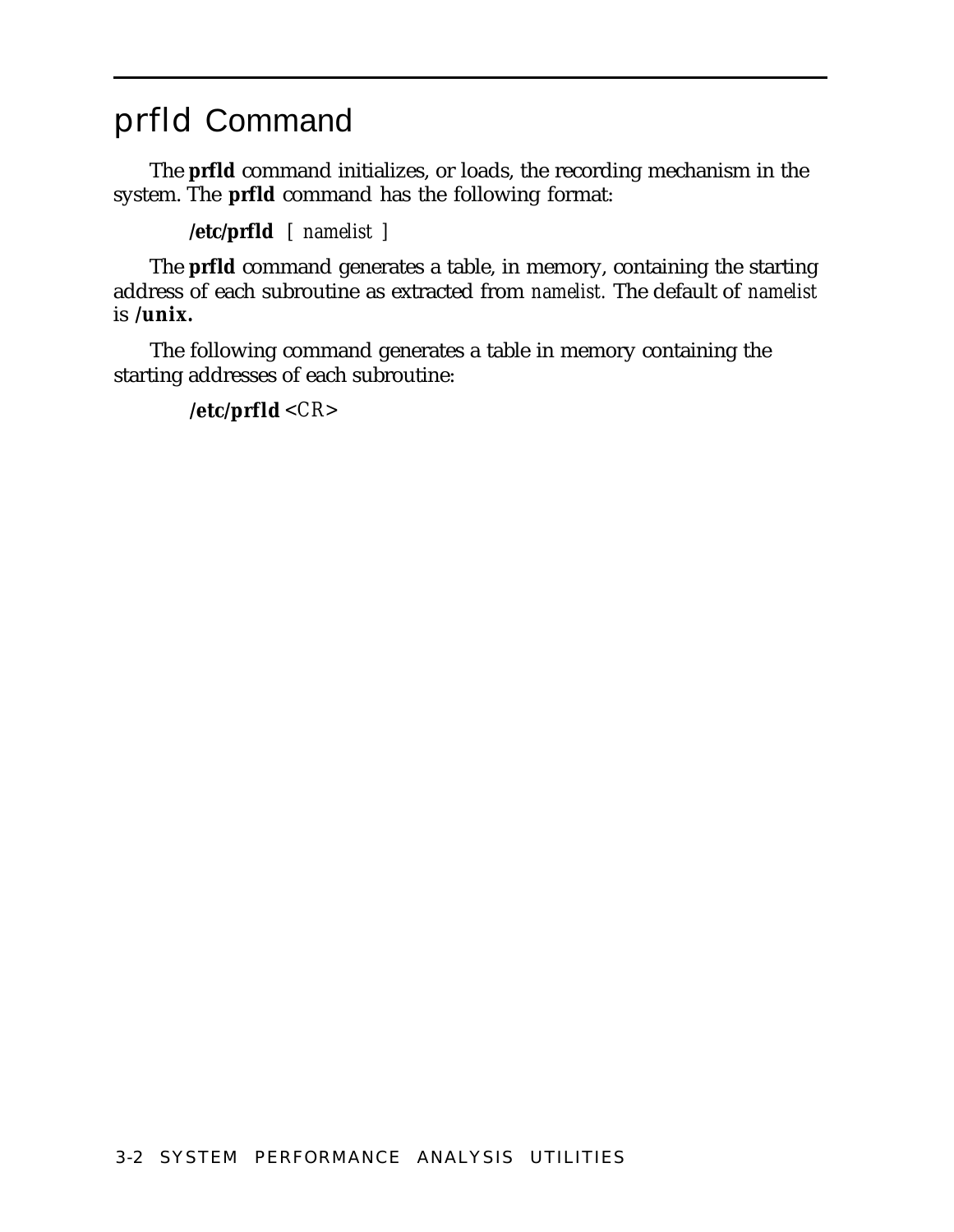# prfld Command

The **prfld** command initializes, or loads, the recording mechanism in the system. The **prfld** command has the following format:

**/etc/prfld** [ *namelist* ]

The **prfld** command generates a table, in memory, containing the starting address of each subroutine as extracted from *namelist.* The default of *namelist* is **/unix.**

The following command generates a table in memory containing the starting addresses of each subroutine:

**/etc/prfld** <*CR*>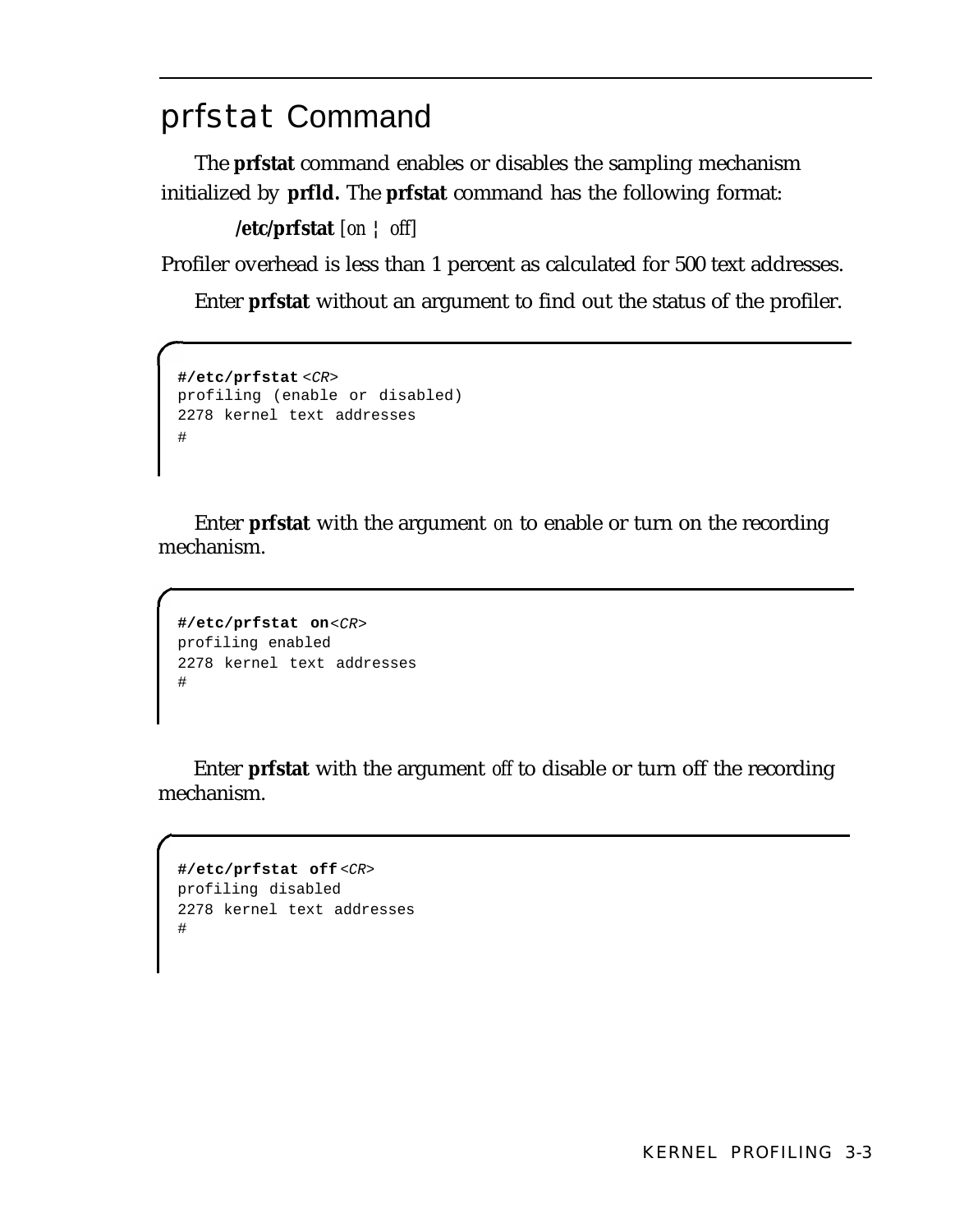## prfstat Command

The **prfstat** command enables or disables the sampling mechanism initialized by **prfld.** The **prfstat** command has the following format:

**/etc/prfstat** [*on* ¦ *off*]

Profiler overhead is less than 1 percent as calculated for 500 text addresses.

Enter **prfstat** without an argument to find out the status of the profiler.

```
#/etc/prfstat <CR>
profiling (enable or disabled)
2278 kernel text addresses
#
```

Enter **prfstat** with the argument *on* to enable or turn on the recording mechanism.

```
#/etc/prfstat on<CR>
profiling enabled
2278 kernel text addresses
#
```

Enter **prfstat** with the argument *off* to disable or turn off the recording mechanism.

```
#/etc/prfstat off<CR>
profiling disabled
2278 kernel text addresses
#
```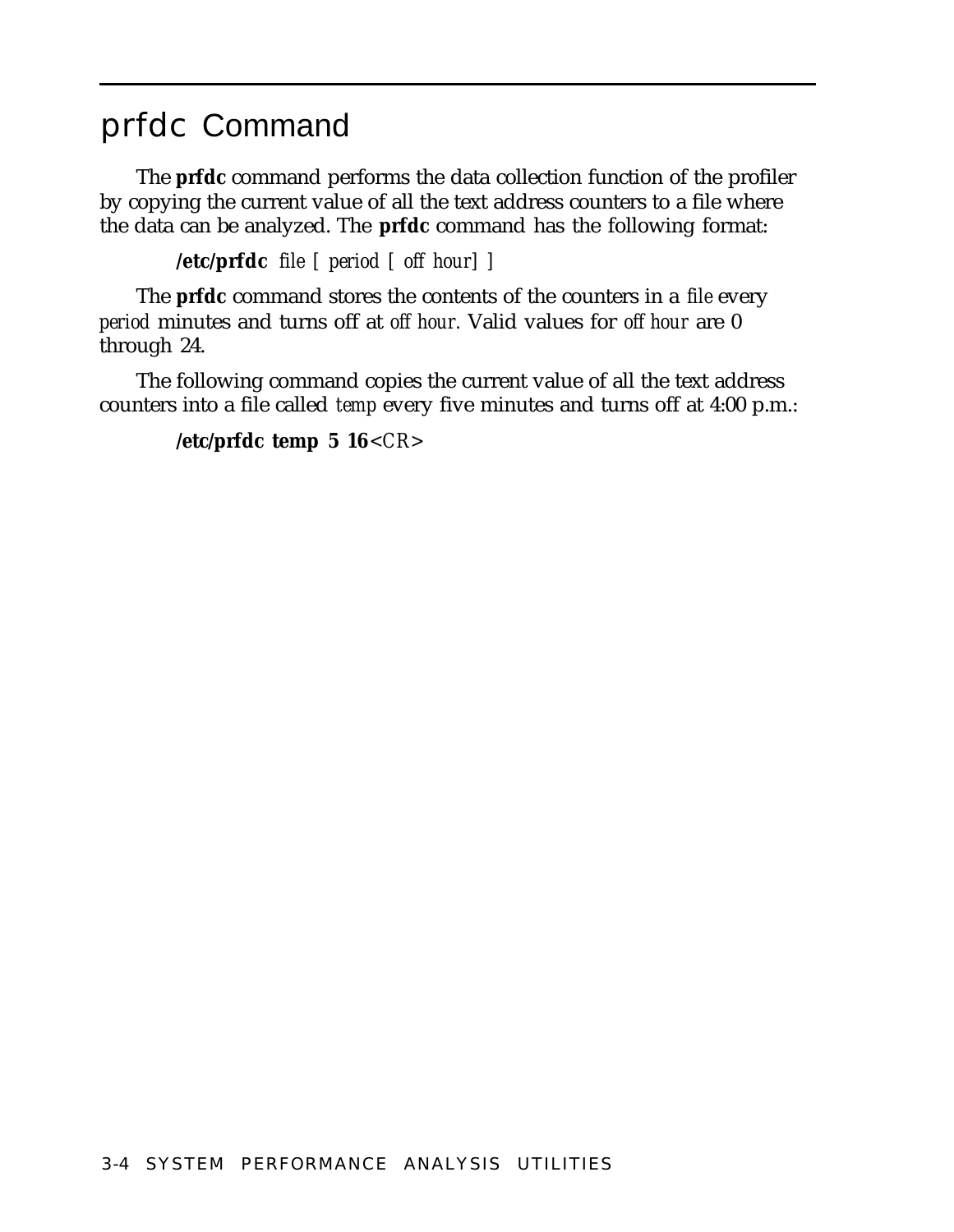# prfdc Command

The **prfdc** command performs the data collection function of the profiler by copying the current value of all the text address counters to a file where the data can be analyzed. The **prfdc** command has the following format:

**/etc/prfdc** *file* [ *period* [ *off hour*] ]

The **prfdc** command stores the contents of the counters in a *file* every *period* minutes and turns off at *off hour*. Valid values for *off hour* are 0 through 24.

The following command copies the current value of all the text address counters into a file called *temp* every five minutes and turns off at 4:00 p.m.:

**/etc/prfdc temp 5 16**<*CR*>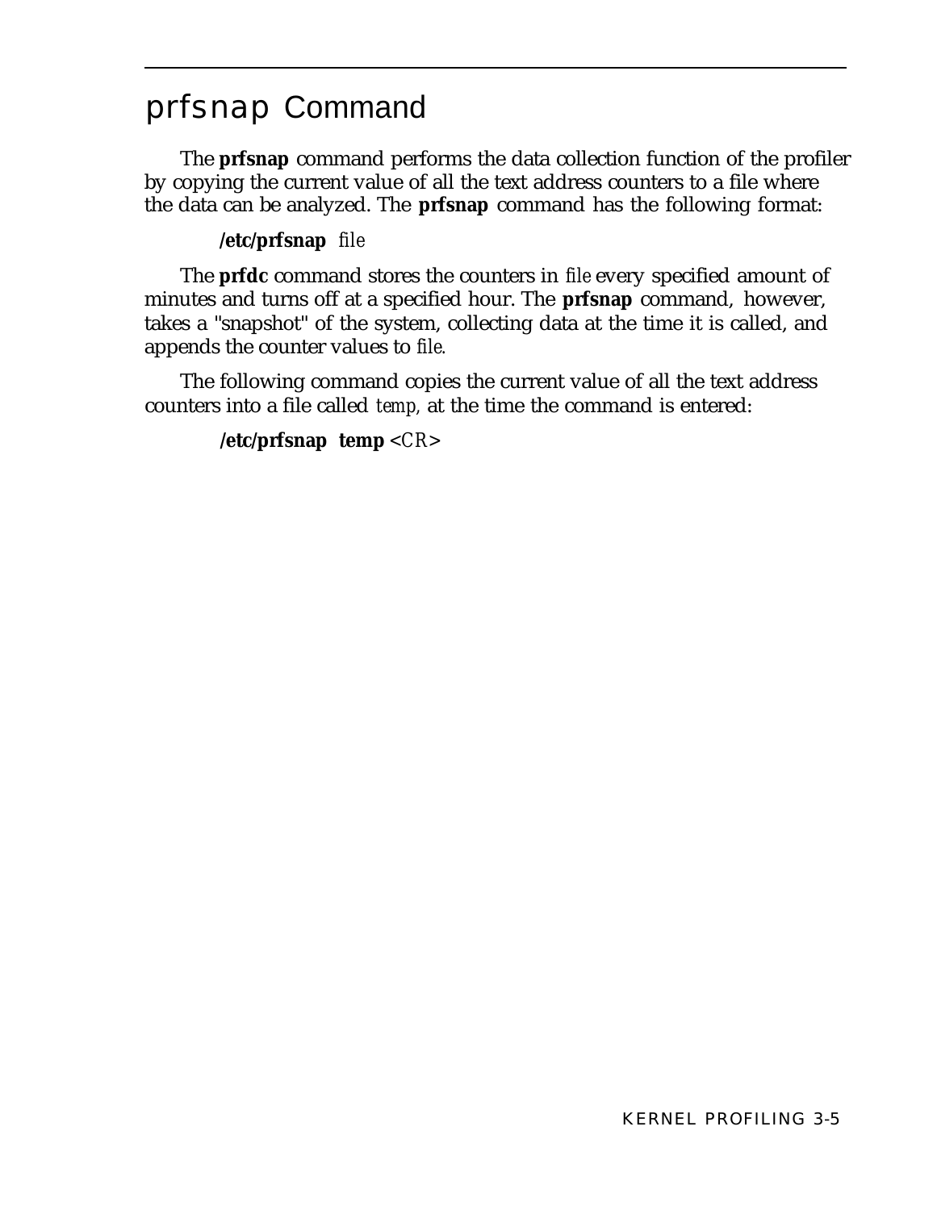# prfsnap Command

The **prfsnap** command performs the data collection function of the profiler by copying the current value of all the text address counters to a file where the data can be analyzed. The **prfsnap** command has the following format:

**/etc/prfsnap** *file*

The **prfdc** command stores the counters in *file* every specified amount of minutes and turns off at a specified hour. The **prfsnap** command, however, takes a "snapshot" of the system, collecting data at the time it is called, and appends the counter values to *file*.

The following command copies the current value of all the text address counters into a file called *temp*, at the time the command is entered:

**/etc/prfsnap temp** <*CR*>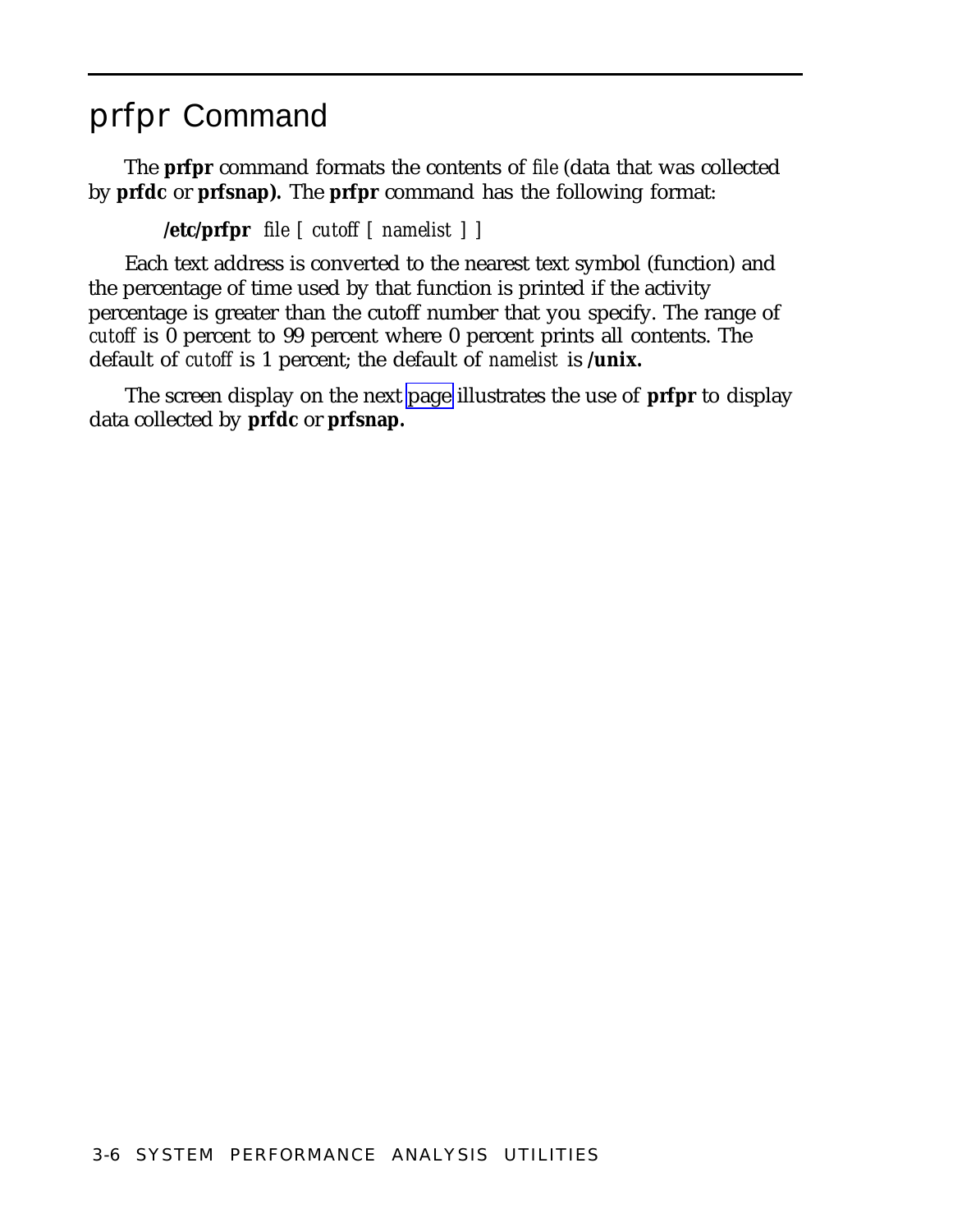## prfpr Command

The **prfpr** command formats the contents of *file* (data that was collected by **prfdc** or **prfsnap).** The **prfpr** command has the following format:

**/etc/prfpr** *file* [ *cutoff* [ *namelist* ] ]

Each text address is converted to the nearest text symbol (function) and the percentage of time used by that function is printed if the activity percentage is greater than the cutoff number that you specify. The range of *cutoff* is 0 percent to 99 percent where 0 percent prints all contents. The default of *cutoff* is 1 percent; the default of *namelist* is **/unix.**

The screen display on the next page illustrates the use of **prfpr** to display data collected by **prfdc** or **prfsnap.**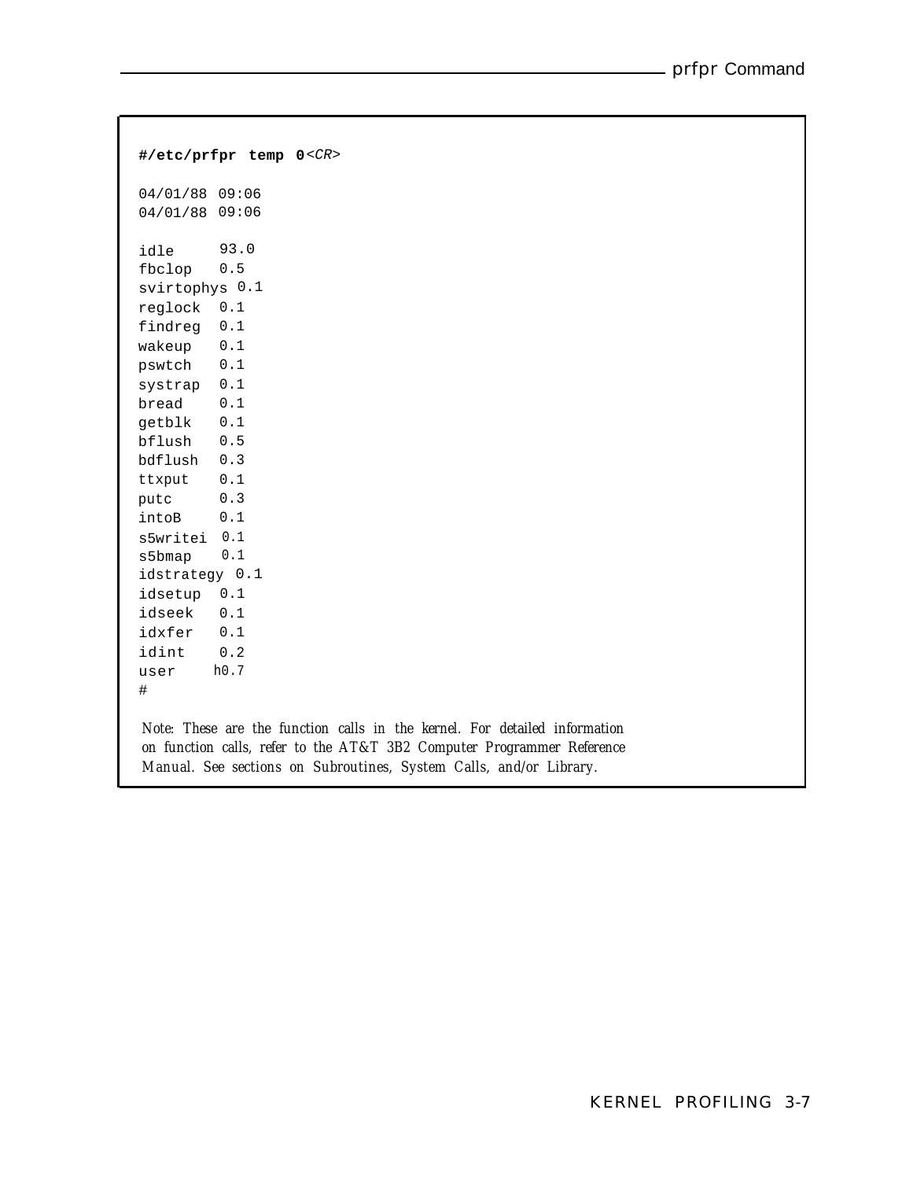```
#/etc/prfpr temp 0<CR>

04/01/88 09:06
04/01/88 09:06

idle      93.0
fbclop    0.5
svirtophys 0.1
reglock   0.1
findreg   0.1
wakeup    0.1
pswtch    0.1
systrap   0.1
bread     0.1
getblk    0.1
bflush    0.5
bdflush   0.3
ttxput    0.1
putc      0.3
intoB     0.1
s5writei  0.1
s5bmap    0.1
idstrategy 0.1
idsetup   0.1
idseek    0.1
idxfer    0.1
idint     0.2
user     h0.7
#
```

*Note: These are the function calls in the kernel. For detailed information on function calls, refer to the AT&T 3B2 Computer Programmer Reference Manual. See sections on Subroutines, System Calls, and/or Library.*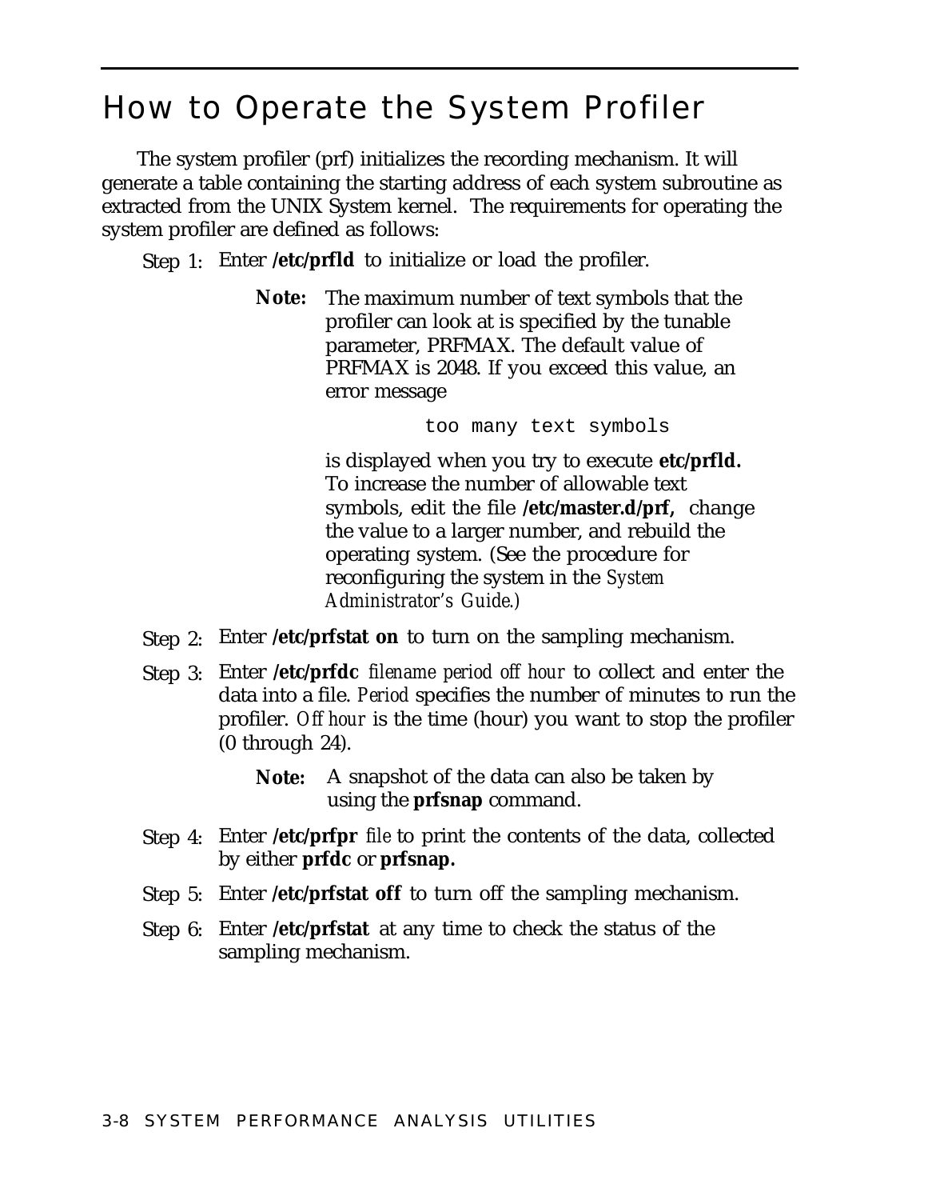# How to Operate the System Profiler

The system profiler (prf) initializes the recording mechanism. It will generate a table containing the starting address of each system subroutine as extracted from the UNIX System kernel. The requirements for operating the system profiler are defined as follows:

Step 1: Enter **/etc/prfld** to initialize or load the profiler.

> **Note:** The maximum number of text symbols that the profiler can look at is specified by the tunable parameter, PRFMAX. The default value of PRFMAX is 2048. If you exceed this value, an error message
>
> ```
> too many text symbols
> ```
>
> is displayed when you try to execute **etc/prfld.** To increase the number of allowable text symbols, edit the file **/etc/master.d/prf,** change the value to a larger number, and rebuild the operating system. (See the procedure for reconfiguring the system in the *System Administrator's Guide.)*

Step 2: Enter **/etc/prfstat on** to turn on the sampling mechanism.

Step 3: Enter **/etc/prfdc** *filename period off hour* to collect and enter the data into a file. *Period* specifies the number of minutes to run the profiler. *Off hour* is the time (hour) you want to stop the profiler (0 through 24).

> **Note:** A snapshot of the data can also be taken by using the **prfsnap** command.

Step 4: Enter **/etc/prfpr** *file* to print the contents of the data, collected by either **prfdc** or **prfsnap.**

Step 5: Enter **/etc/prfstat off** to turn off the sampling mechanism.

Step 6: Enter **/etc/prfstat** at any time to check the status of the sampling mechanism.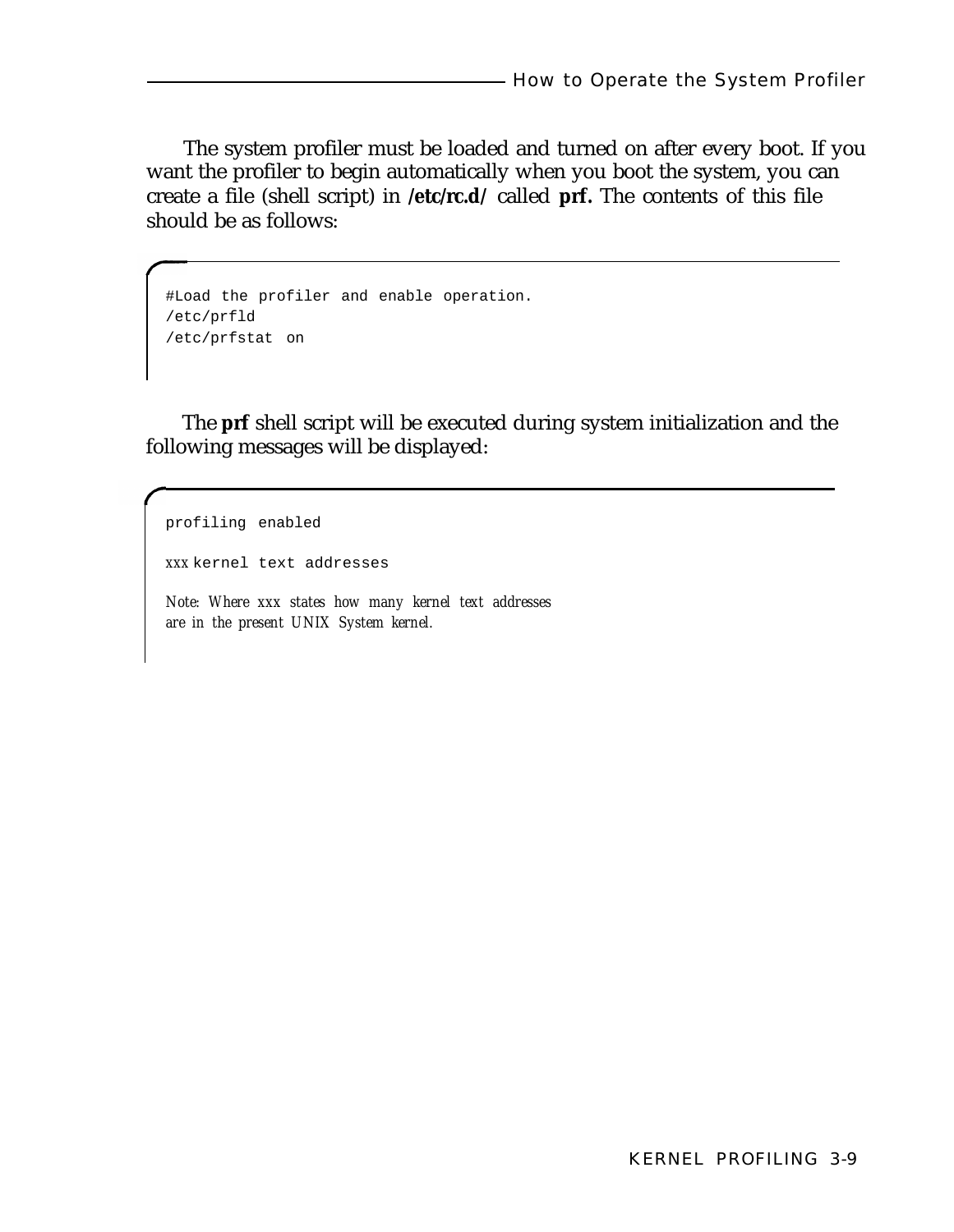The system profiler must be loaded and turned on after every boot. If you want the profiler to begin automatically when you boot the system, you can create a file (shell script) in **/etc/rc.d/** called **prf.** The contents of this file should be as follows:

```
#Load the profiler and enable operation.
/etc/prfld
/etc/prfstat on
```

The **prf** shell script will be executed during system initialization and the following messages will be displayed:

```
profiling enabled

xxx kernel text addresses
```

*Note: Where xxx states how many kernel text addresses are in the present UNIX System kernel.*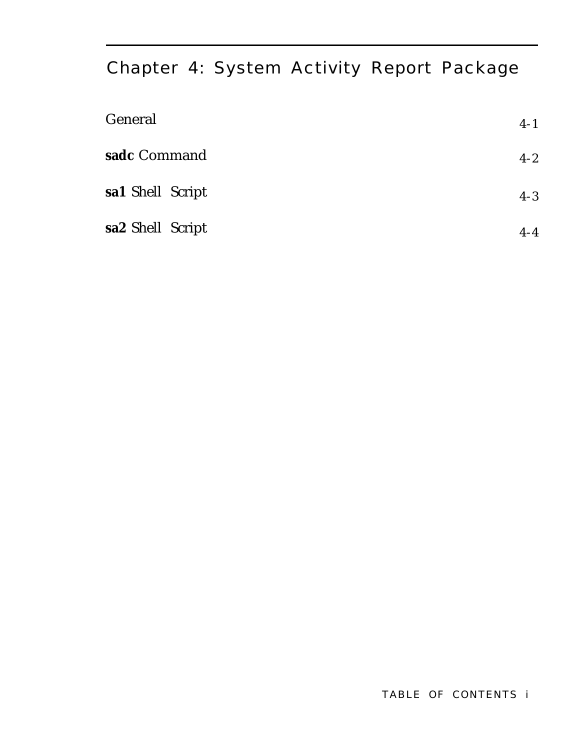# Chapter 4: System Activity Report Package

| | |
|---|---|
| General | 4-1 |
| **sadc** Command | 4-2 |
| **sa1** Shell Script | 4-3 |
| **sa2** Shell Script | 4-4 |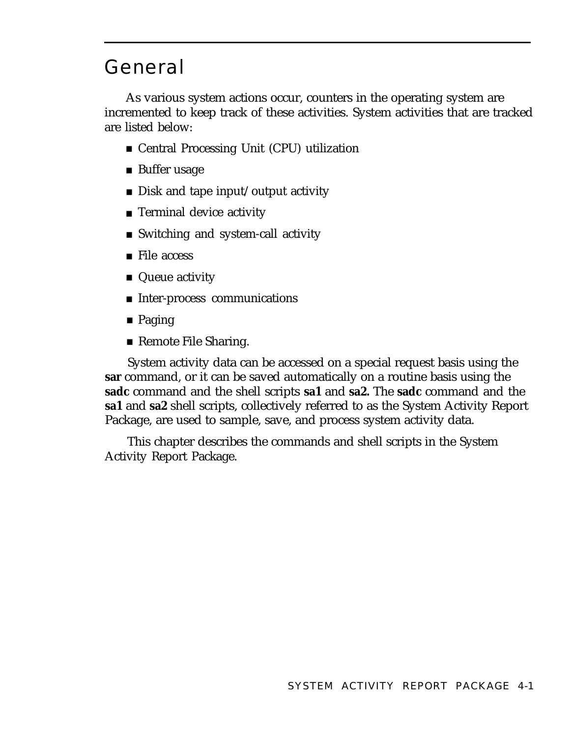# General

As various system actions occur, counters in the operating system are incremented to keep track of these activities. System activities that are tracked are listed below:

- Central Processing Unit (CPU) utilization
- Buffer usage
- Disk and tape input/output activity
- Terminal device activity
- Switching and system-call activity
- File access
- Queue activity
- Inter-process communications
- Paging
- Remote File Sharing.

System activity data can be accessed on a special request basis using the **sar** command, or it can be saved automatically on a routine basis using the **sadc** command and the shell scripts **sa1** and **sa2.** The **sadc** command and the **sa1** and **sa2** shell scripts, collectively referred to as the System Activity Report Package, are used to sample, save, and process system activity data.

This chapter describes the commands and shell scripts in the System Activity Report Package.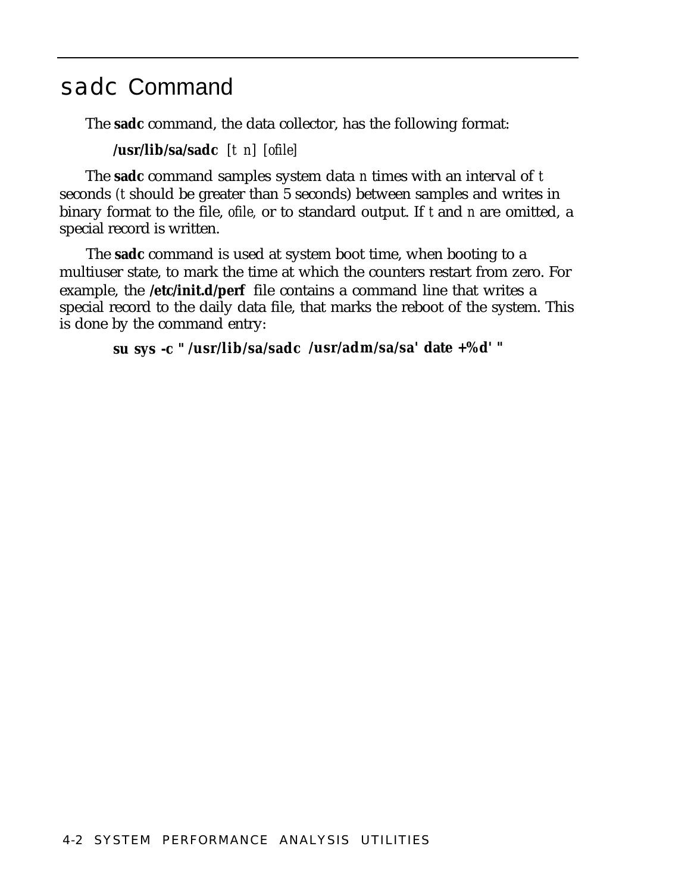## sadc Command

The **sadc** command, the data collector, has the following format:

**/usr/lib/sa/sadc** [*t n*] [*ofile*]

The **sadc** command samples system data *n* times with an interval of *t* seconds (*t* should be greater than 5 seconds) between samples and writes in binary format to the file, *ofile*, or to standard output. If *t* and *n* are omitted, a special record is written.

The **sadc** command is used at system boot time, when booting to a multiuser state, to mark the time at which the counters restart from zero. For example, the **/etc/init.d/perf** file contains a command line that writes a special record to the daily data file, that marks the reboot of the system. This is done by the command entry:

**su sys -c " /usr/lib/sa/sadc /usr/adm/sa/sa' date +%d' "**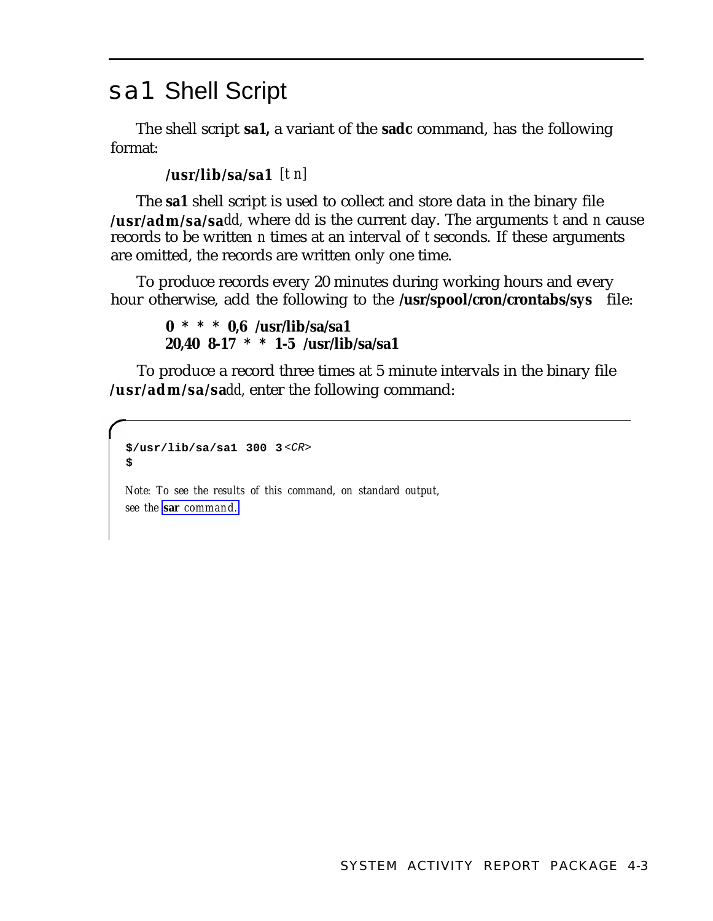# sa1 Shell Script

The shell script **sa1,** a variant of the **sadc** command, has the following format:

**/usr/lib/sa/sa1** [*t n*]

The **sa1** shell script is used to collect and store data in the binary file **/usr/adm/sa/sa***dd*, where *dd* is the current day. The arguments *t* and *n* cause records to be written *n* times at an interval of *t* seconds. If these arguments are omitted, the records are written only one time.

To produce records every 20 minutes during working hours and every hour otherwise, add the following to the **/usr/spool/cron/crontabs/sys** file:

```
0 * * * 0,6 /usr/lib/sa/sa1
20,40 8-17 * * 1-5 /usr/lib/sa/sa1
```

To produce a record three times at 5 minute intervals in the binary file **/usr/adm/sa/sa***dd*, enter the following command:

```
$/usr/lib/sa/sa1 300 3<CR>
$
```

*Note: To see the results of this command, on standard output, see the* **sar** *command.*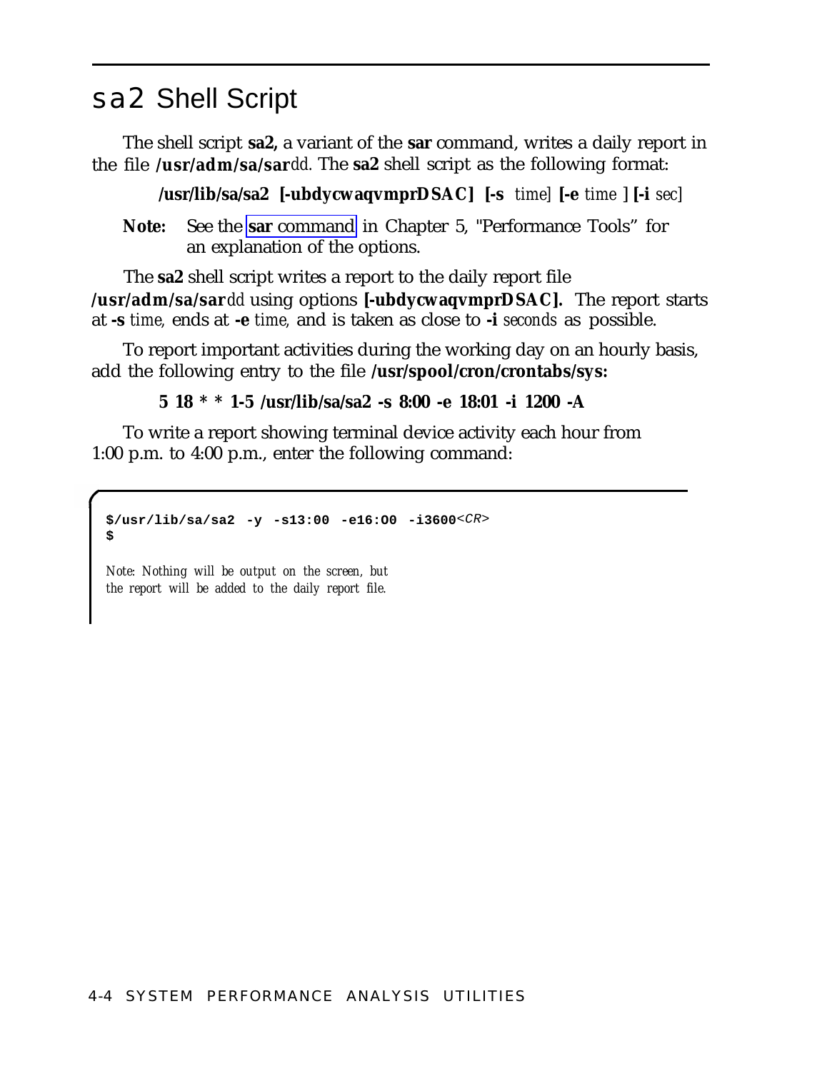# sa2 Shell Script

The shell script **sa2,** a variant of the **sar** command, writes a daily report in the file **/usr/adm/sa/sar***dd*. The **sa2** shell script as the following format:

> **/usr/lib/sa/sa2 [-ubdycwaqvmprDSAC] [-s** *time*] **[-e** *time* ] **[-i** *sec*]

**Note:** See the **sar** command in Chapter 5, "Performance Tools" for an explanation of the options.

The **sa2** shell script writes a report to the daily report file **/usr/adm/sa/sar***dd* using options **[-ubdycwaqvmprDSAC].** The report starts at **-s** *time*, ends at **-e** *time*, and is taken as close to **-i** *seconds* as possible.

To report important activities during the working day on an hourly basis, add the following entry to the file **/usr/spool/cron/crontabs/sys:**

> **5 18 * * 1-5 /usr/lib/sa/sa2 -s 8:00 -e 18:01 -i 1200 -A**

To write a report showing terminal device activity each hour from 1:00 p.m. to 4:00 p.m., enter the following command:

```
$/usr/lib/sa/sa2 -y -s13:00 -e16:O0 -i3600<CR>
$

Note: Nothing will be output on the screen, but
the report will be added to the daily report file.
```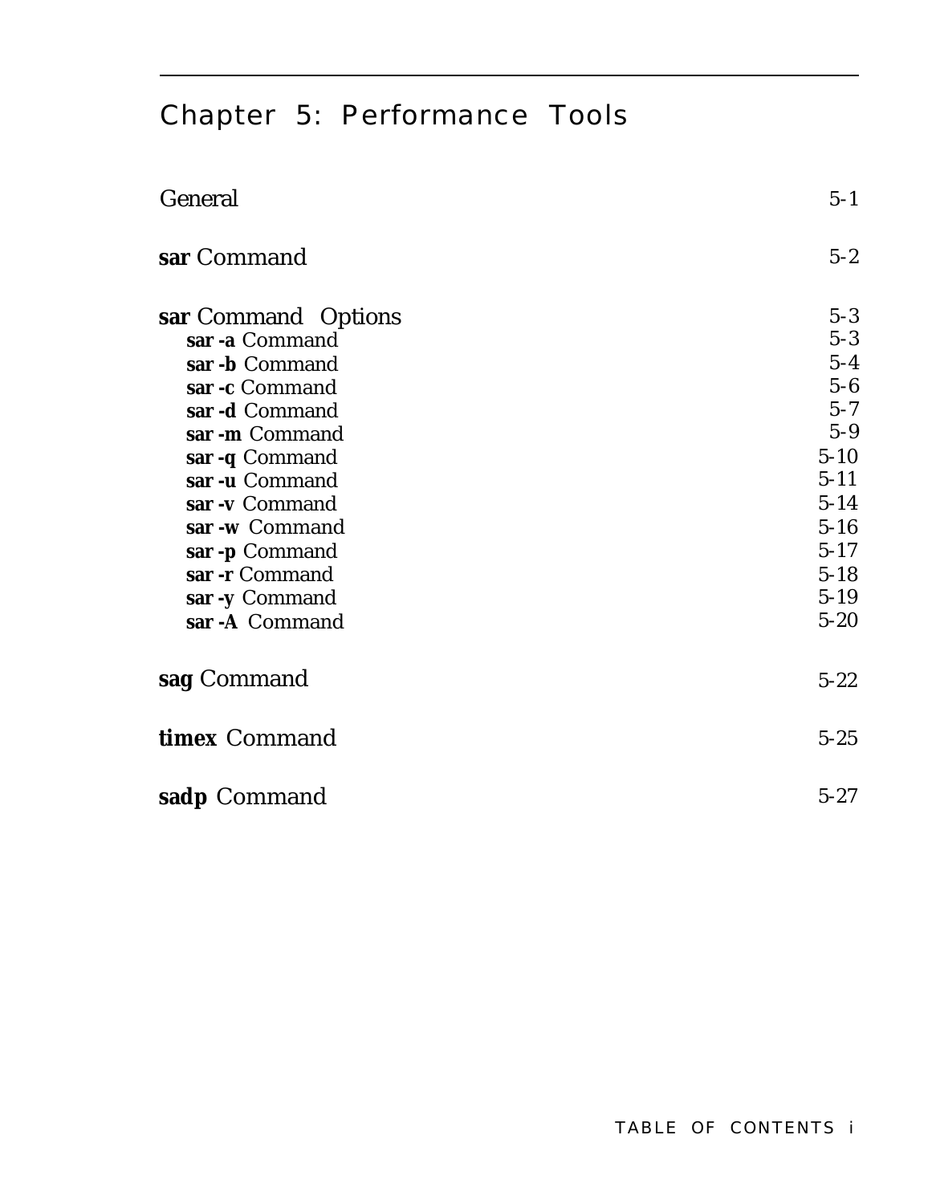# Chapter 5: Performance Tools

| | |
|---|---|
| General | 5-1 |
| **sar** Command | 5-2 |
| **sar** Command Options | 5-3 |
| **sar -a** Command | 5-3 |
| **sar -b** Command | 5-4 |
| **sar -c** Command | 5-6 |
| **sar -d** Command | 5-7 |
| **sar -m** Command | 5-9 |
| **sar -q** Command | 5-10 |
| **sar -u** Command | 5-11 |
| **sar -v** Command | 5-14 |
| **sar -w** Command | 5-16 |
| **sar -p** Command | 5-17 |
| **sar -r** Command | 5-18 |
| **sar -y** Command | 5-19 |
| **sar -A** Command | 5-20 |
| **sag** Command | 5-22 |
| **timex** Command | 5-25 |
| **sadp** Command | 5-27 |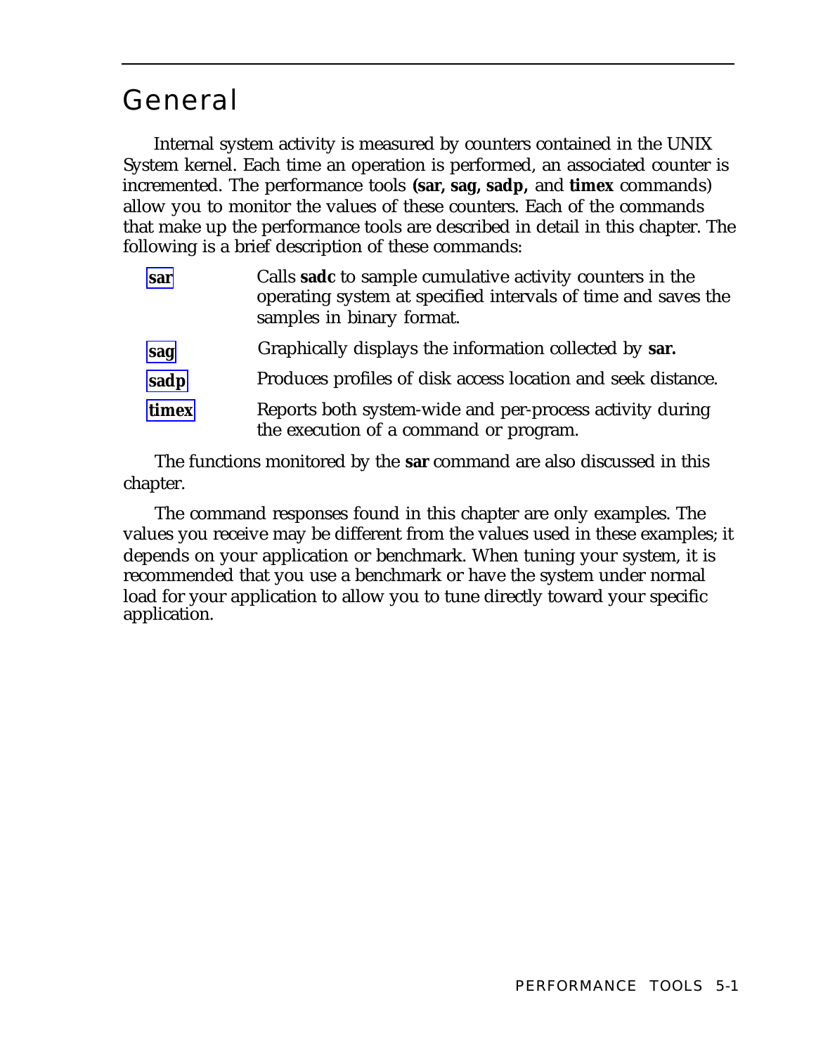# General

Internal system activity is measured by counters contained in the UNIX System kernel. Each time an operation is performed, an associated counter is incremented. The performance tools **(sar, sag, sadp,** and **timex** commands) allow you to monitor the values of these counters. Each of the commands that make up the performance tools are described in detail in this chapter. The following is a brief description of these commands:

| | |
|---|---|
| **sar** | Calls **sadc** to sample cumulative activity counters in the operating system at specified intervals of time and saves the samples in binary format. |
| **sag** | Graphically displays the information collected by **sar.** |
| **sadp** | Produces profiles of disk access location and seek distance. |
| **timex** | Reports both system-wide and per-process activity during the execution of a command or program. |

The functions monitored by the **sar** command are also discussed in this chapter.

The command responses found in this chapter are only examples. The values you receive may be different from the values used in these examples; it depends on your application or benchmark. When tuning your system, it is recommended that you use a benchmark or have the system under normal load for your application to allow you to tune directly toward your specific application.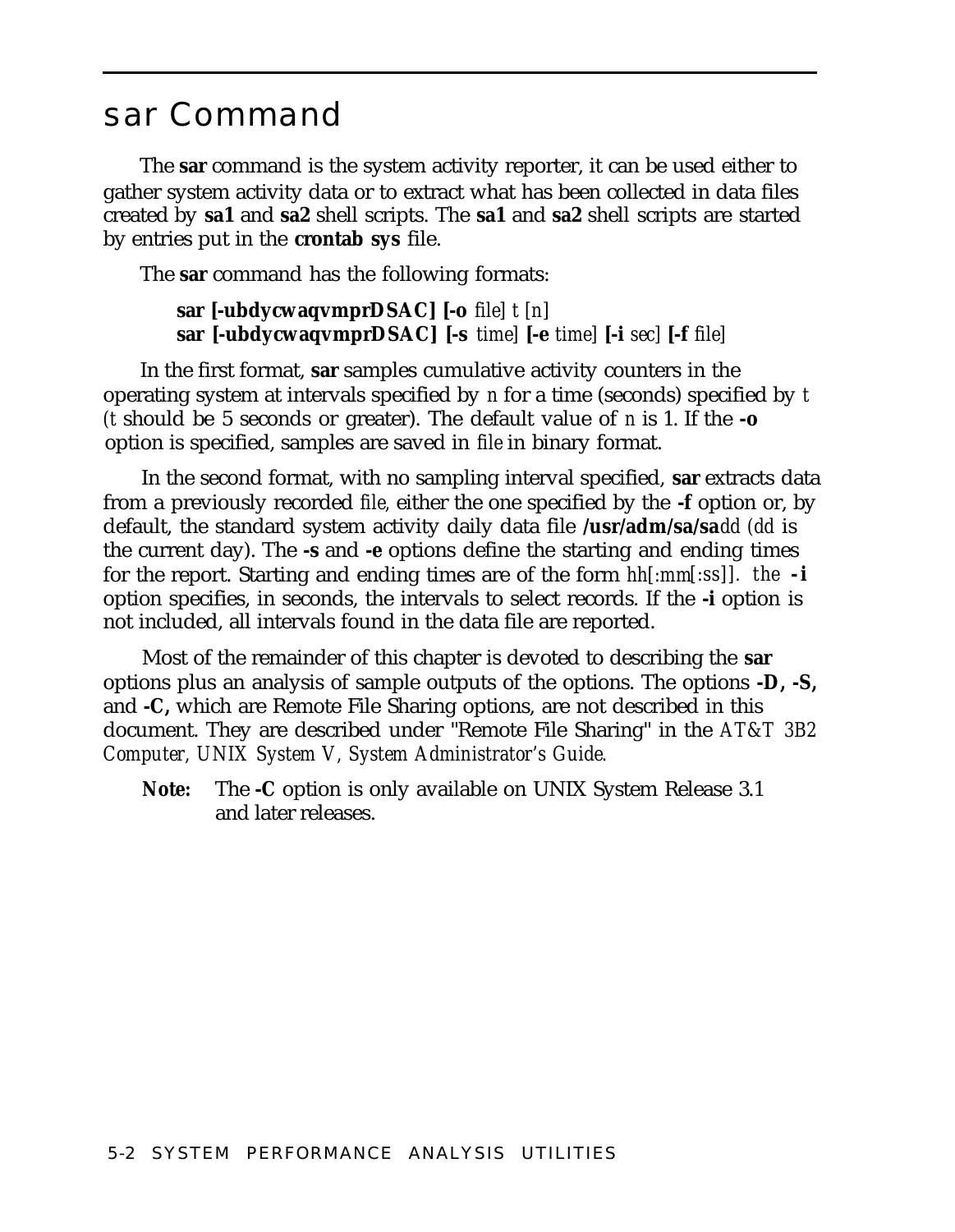# sar Command

The **sar** command is the system activity reporter, it can be used either to gather system activity data or to extract what has been collected in data files created by **sa1** and **sa2** shell scripts. The **sa1** and **sa2** shell scripts are started by entries put in the **crontab sys** file.

The **sar** command has the following formats:

> **sar [-ubdycwaqvmprDSAC] [-o** *file*] *t* [*n*]
> **sar [-ubdycwaqvmprDSAC] [-s** *time*] **[-e** *time*] **[-i** *sec*] **[-f** *file*]

In the first format, **sar** samples cumulative activity counters in the operating system at intervals specified by *n* for a time (seconds) specified by *t* (*t* should be 5 seconds or greater). The default value of *n* is 1. If the **-o** option is specified, samples are saved in *file* in binary format.

In the second format, with no sampling interval specified, **sar** extracts data from a previously recorded *file*, either the one specified by the **-f** option or, by default, the standard system activity daily data file **/usr/adm/sa/sa***dd* (*dd* is the current day). The **-s** and **-e** options define the starting and ending times for the report. Starting and ending times are of the form *hh*[*:mm*[*:ss*]]. the **-i** option specifies, in seconds, the intervals to select records. If the **-i** option is not included, all intervals found in the data file are reported.

Most of the remainder of this chapter is devoted to describing the **sar** options plus an analysis of sample outputs of the options. The options **-D, -S,** and **-C,** which are Remote File Sharing options, are not described in this document. They are described under "Remote File Sharing" in the *AT&T 3B2 Computer, UNIX System V, System Administrator's Guide.*

**Note:** The **-C** option is only available on UNIX System Release 3.1 and later releases.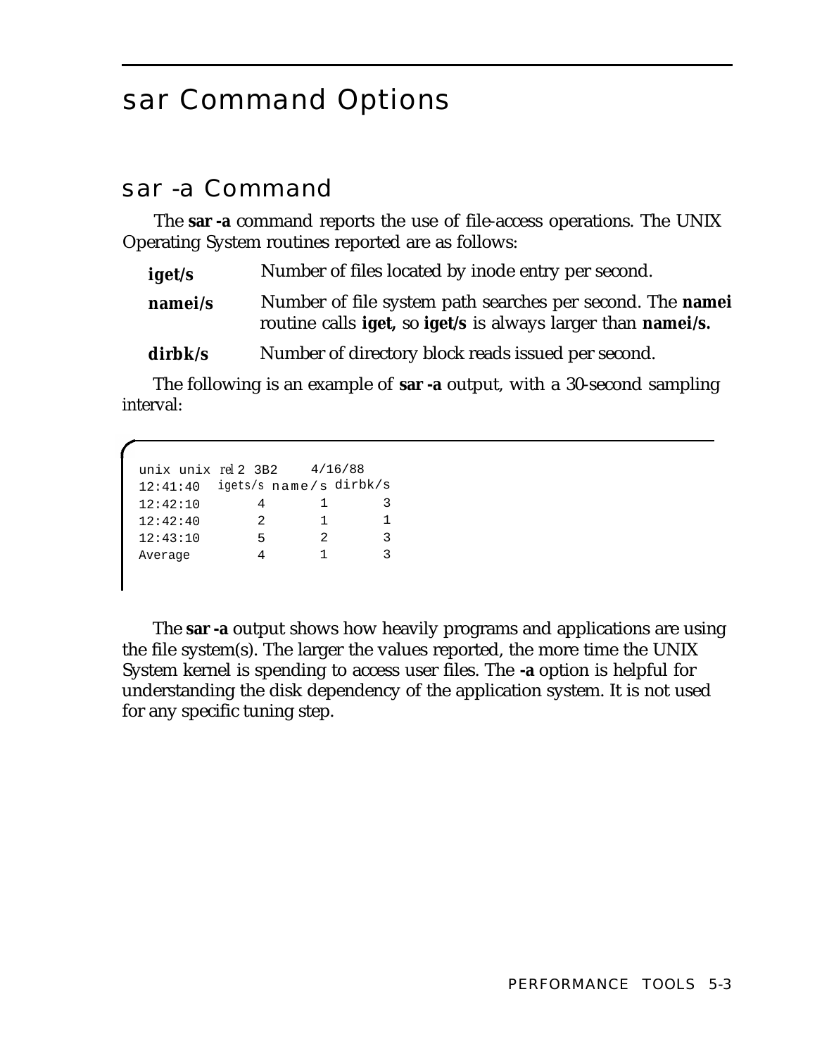# sar Command Options

## sar -a Command

The **sar -a** command reports the use of file-access operations. The UNIX Operating System routines reported are as follows:

**iget/s** Number of files located by inode entry per second.

**namei/s** Number of file system path searches per second. The **namei** routine calls **iget,** so **iget/s** is always larger than **namei/s.**

**dirbk/s** Number of directory block reads issued per second.

The following is an example of **sar -a** output, with a 30-second sampling interval:

```
unix unix rel 2 3B2    4/16/88
12:41:40  igets/s name/s dirbk/s
12:42:10       4      1       3
12:42:40       2      1       1
12:43:10       5      2       3
Average        4      1       3
```

The **sar -a** output shows how heavily programs and applications are using the file system(s). The larger the values reported, the more time the UNIX System kernel is spending to access user files. The **-a** option is helpful for understanding the disk dependency of the application system. It is not used for any specific tuning step.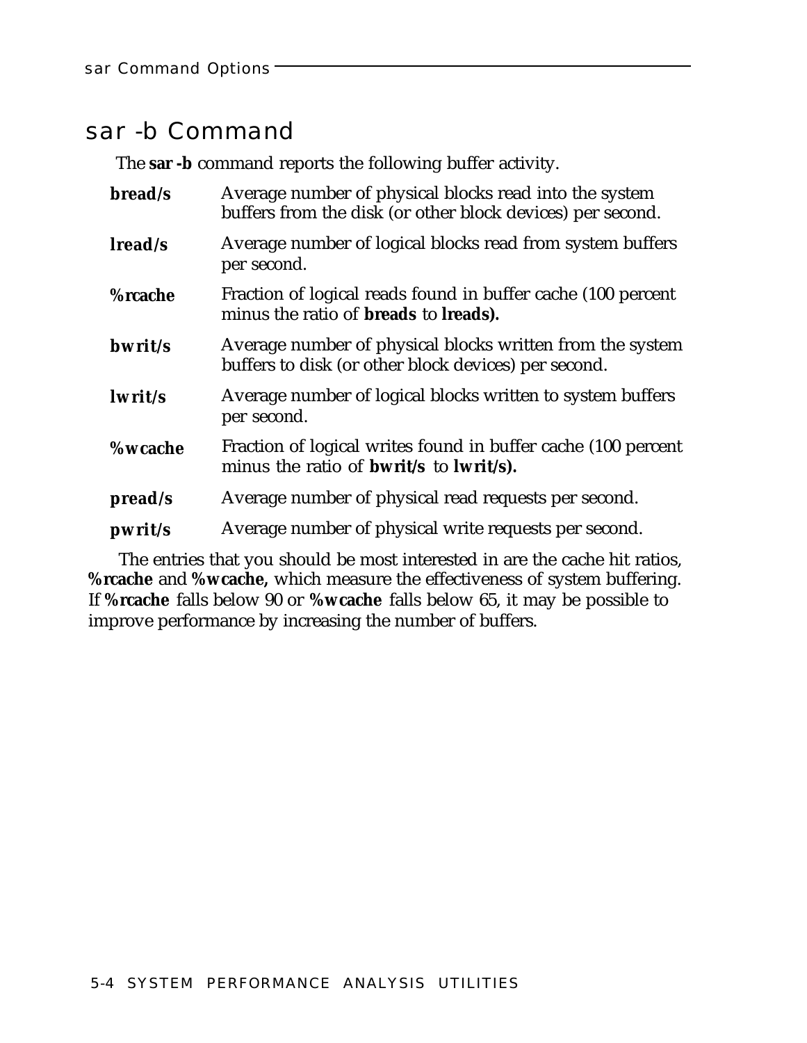## sar -b Command

The **sar -b** command reports the following buffer activity.

**bread/s** Average number of physical blocks read into the system buffers from the disk (or other block devices) per second.

**lread/s** Average number of logical blocks read from system buffers per second.

**%rcache** Fraction of logical reads found in buffer cache (100 percent minus the ratio of **breads** to **lreads).**

**bwrit/s** Average number of physical blocks written from the system buffers to disk (or other block devices) per second.

**lwrit/s** Average number of logical blocks written to system buffers per second.

**%wcache** Fraction of logical writes found in buffer cache (100 percent minus the ratio of **bwrit/s** to **lwrit/s).**

**pread/s** Average number of physical read requests per second.

**pwrit/s** Average number of physical write requests per second.

The entries that you should be most interested in are the cache hit ratios, **%rcache** and **%wcache,** which measure the effectiveness of system buffering. If **%rcache** falls below 90 or **%wcache** falls below 65, it may be possible to improve performance by increasing the number of buffers.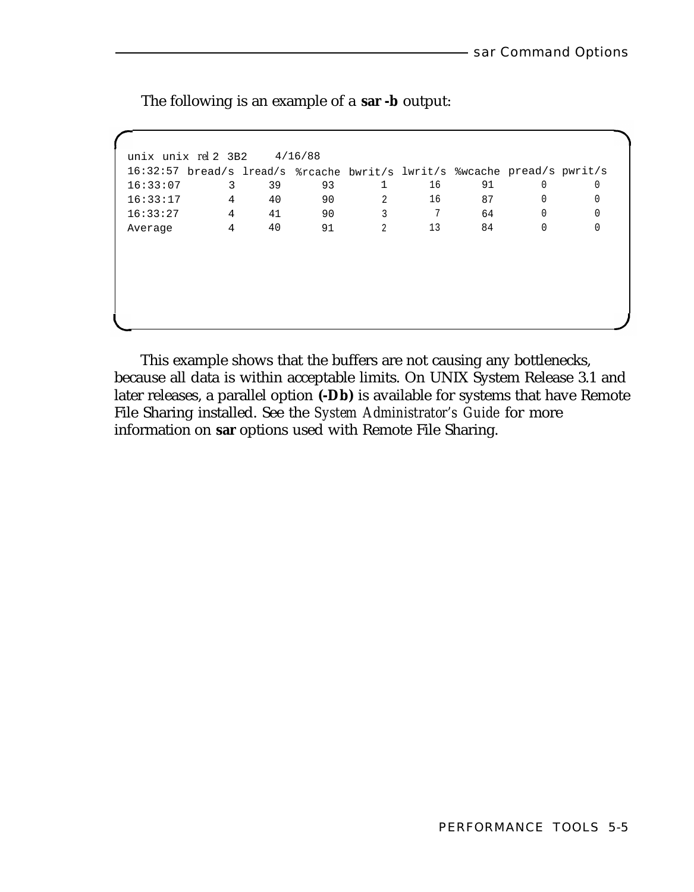The following is an example of a **sar -b** output:

```
unix unix rel 2 3B2     4/16/88
16:32:57 bread/s lread/s %rcache bwrit/s lwrit/s %wcache pread/s pwrit/s
16:33:07       3      39      93       1      16      91       0       0
16:33:17       4      40      90       2      16      87       0       0
16:33:27       4      41      90       3       7      64       0       0
Average        4      40      91       2      13      84       0       0
```

This example shows that the buffers are not causing any bottlenecks, because all data is within acceptable limits. On UNIX System Release 3.1 and later releases, a parallel option **(-Db)** is available for systems that have Remote File Sharing installed. See the *System Administrator's Guide* for more information on **sar** options used with Remote File Sharing.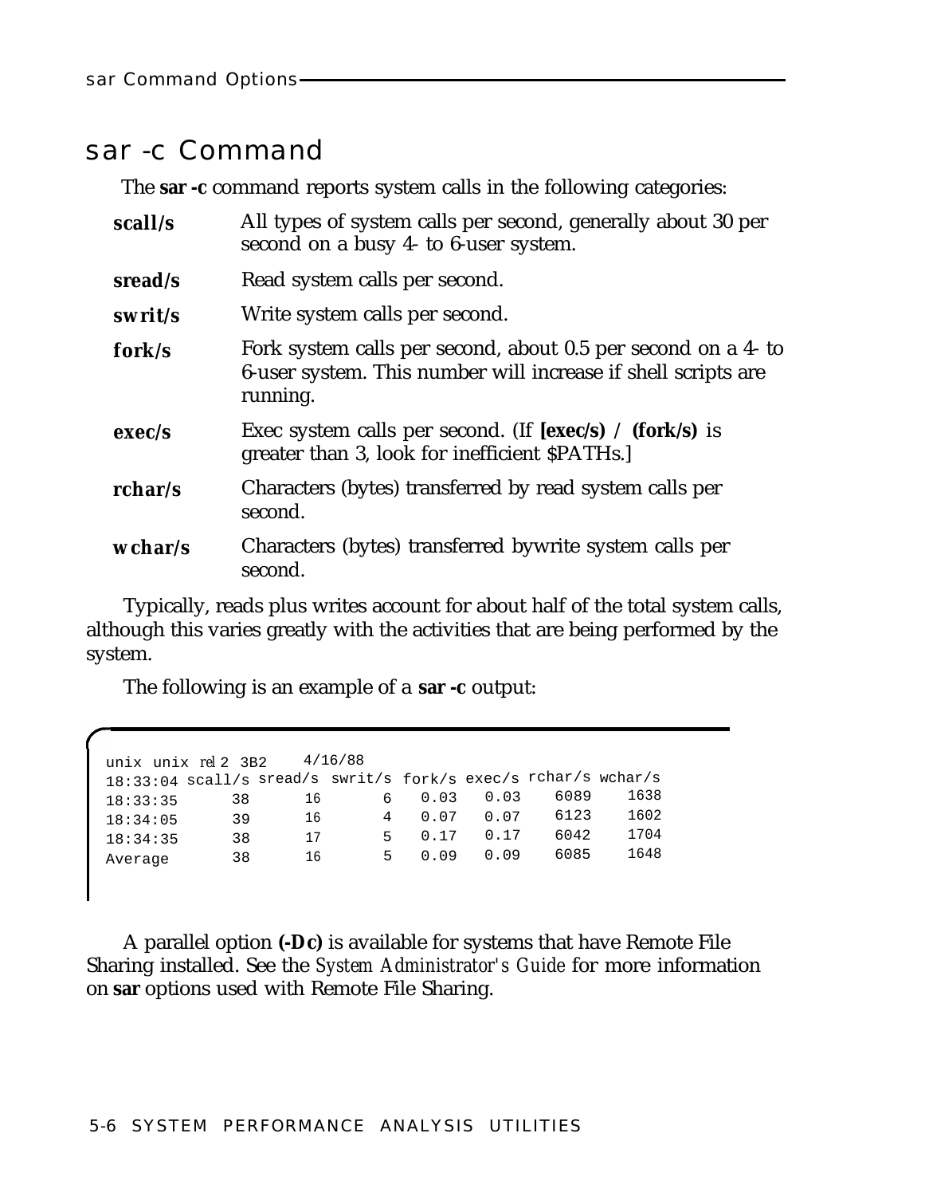# sar -c Command

The **sar -c** command reports system calls in the following categories:

- **scall/s** — All types of system calls per second, generally about 30 per second on a busy 4- to 6-user system.
- **sread/s** — Read system calls per second.
- **swrit/s** — Write system calls per second.
- **fork/s** — Fork system calls per second, about 0.5 per second on a 4- to 6-user system. This number will increase if shell scripts are running.
- **exec/s** — Exec system calls per second. (If **[exec/s) / (fork/s)** is greater than 3, look for inefficient $PATHs.]
- **rchar/s** — Characters (bytes) transferred by read system calls per second.
- **wchar/s** — Characters (bytes) transferred bywrite system calls per second.

Typically, reads plus writes account for about half of the total system calls, although this varies greatly with the activities that are being performed by the system.

The following is an example of a **sar -c** output:

```
unix unix rel 2 3B2     4/16/88
18:33:04 scall/s sread/s swrit/s fork/s exec/s rchar/s wchar/s
18:33:35      38      16       6   0.03   0.03    6089    1638
18:34:05      39      16       4   0.07   0.07    6123    1602
18:34:35      38      17       5   0.17   0.17    6042    1704
Average       38      16       5   0.09   0.09    6085    1648
```

A parallel option **(-Dc)** is available for systems that have Remote File Sharing installed. See the *System Administrator's Guide* for more information on **sar** options used with Remote File Sharing.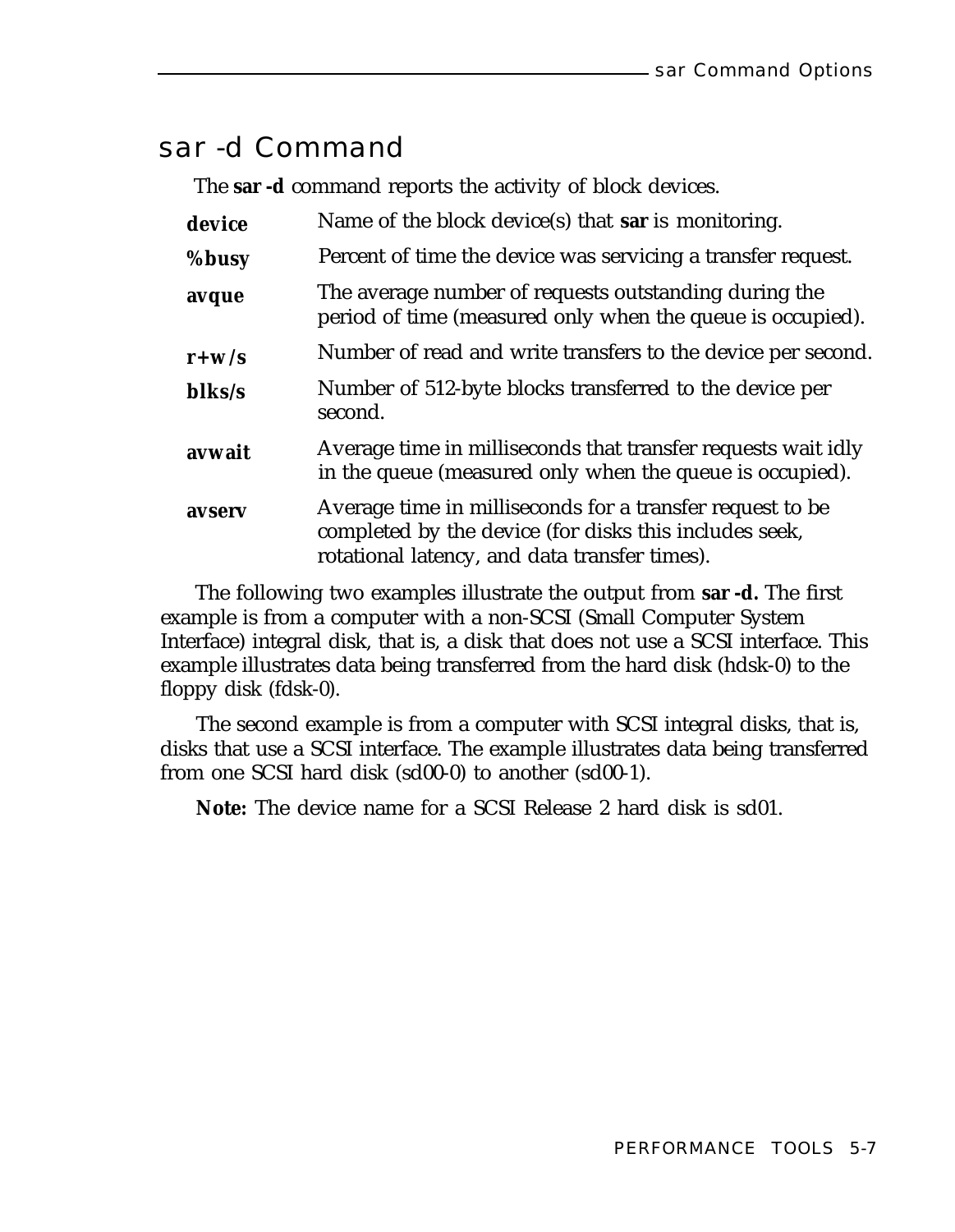## sar -d Command

The **sar -d** command reports the activity of block devices.

| | |
|---|---|
| **device** | Name of the block device(s) that **sar** is monitoring. |
| **%busy** | Percent of time the device was servicing a transfer request. |
| **avque** | The average number of requests outstanding during the period of time (measured only when the queue is occupied). |
| **r+w/s** | Number of read and write transfers to the device per second. |
| **blks/s** | Number of 512-byte blocks transferred to the device per second. |
| **avwait** | Average time in milliseconds that transfer requests wait idly in the queue (measured only when the queue is occupied). |
| **avserv** | Average time in milliseconds for a transfer request to be completed by the device (for disks this includes seek, rotational latency, and data transfer times). |

The following two examples illustrate the output from **sar -d.** The first example is from a computer with a non-SCSI (Small Computer System Interface) integral disk, that is, a disk that does not use a SCSI interface. This example illustrates data being transferred from the hard disk (hdsk-0) to the floppy disk (fdsk-0).

The second example is from a computer with SCSI integral disks, that is, disks that use a SCSI interface. The example illustrates data being transferred from one SCSI hard disk (sd00-0) to another (sd00-1).

**Note:** The device name for a SCSI Release 2 hard disk is sd01.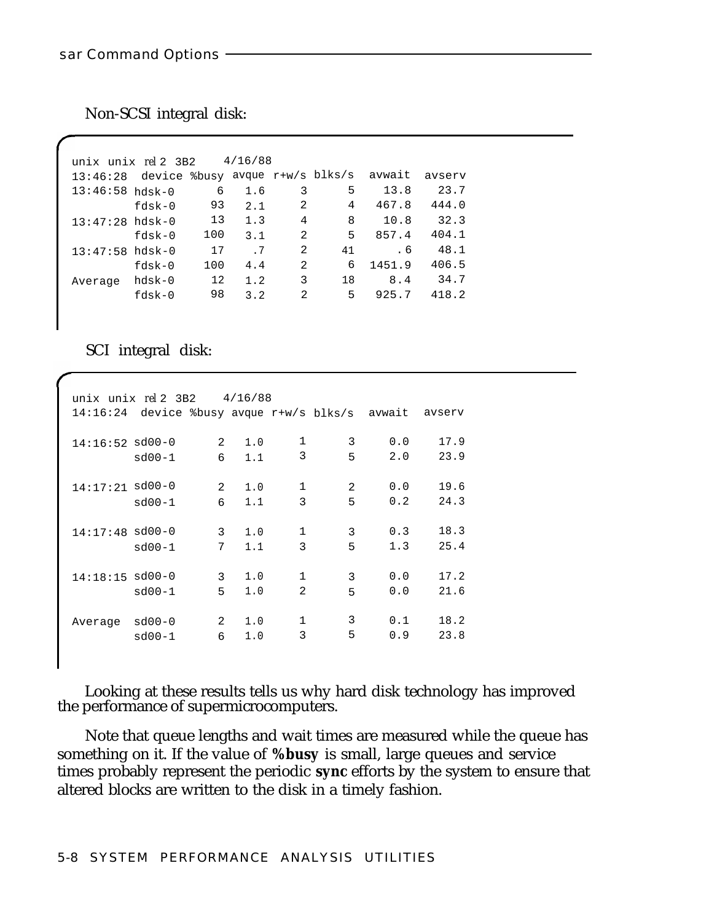Non-SCSI integral disk:

```
unix unix rel 2 3B2     4/16/88
13:46:28  device %busy  avque r+w/s blks/s  avwait  avserv
13:46:58 hdsk-0      6    1.6     3      5    13.8    23.7
         fdsk-0     93    2.1     2      4   467.8   444.0
13:47:28 hdsk-0     13    1.3     4      8    10.8    32.3
         fdsk-0    100    3.1     2      5   857.4   404.1
13:47:58 hdsk-0     17     .7     2     41      .6    48.1
         fdsk-0    100    4.4     2      6  1451.9   406.5
Average  hdsk-0     12    1.2     3     18     8.4    34.7
         fdsk-0     98    3.2     2      5   925.7   418.2
```

SCI integral disk:

```
unix unix rel 2 3B2     4/16/88
14:16:24  device %busy avque r+w/s blks/s  avwait  avserv

14:16:52 sd00-0      2   1.0     1      3     0.0    17.9
         sd00-1      6   1.1     3      5     2.0    23.9

14:17:21 sd00-0      2   1.0     1      2     0.0    19.6
         sd00-1      6   1.1     3      5     0.2    24.3

14:17:48 sd00-0      3   1.0     1      3     0.3    18.3
         sd00-1      7   1.1     3      5     1.3    25.4

14:18:15 sd00-0      3   1.0     1      3     0.0    17.2
         sd00-1      5   1.0     2      5     0.0    21.6

Average  sd00-0      2   1.0     1      3     0.1    18.2
         sd00-1      6   1.0     3      5     0.9    23.8
```

Looking at these results tells us why hard disk technology has improved the performance of supermicrocomputers.

Note that queue lengths and wait times are measured while the queue has something on it. If the value of **%busy** is small, large queues and service times probably represent the periodic **sync** efforts by the system to ensure that altered blocks are written to the disk in a timely fashion.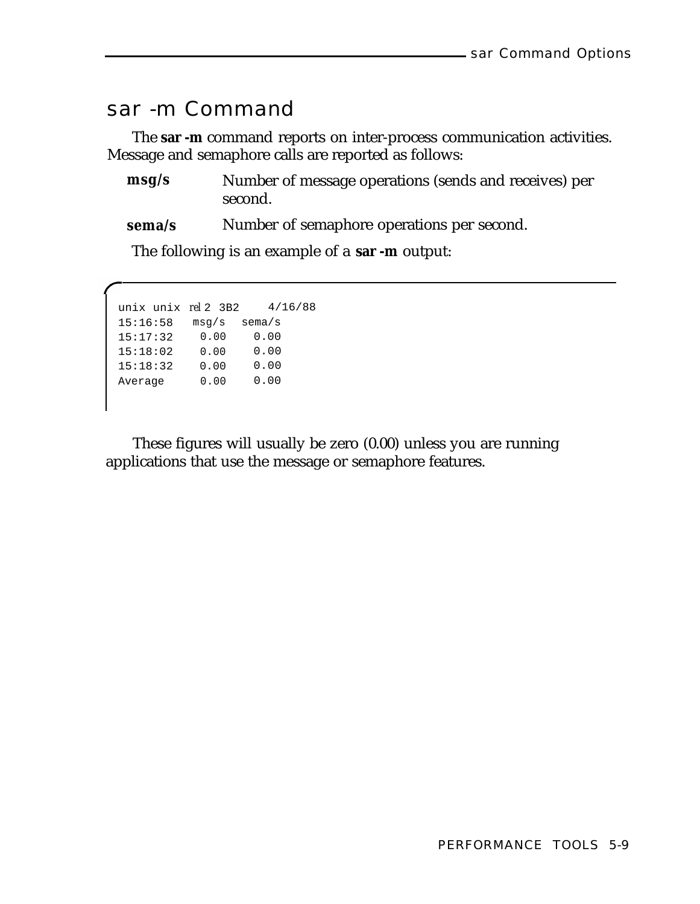## sar -m Command

The **sar -m** command reports on inter-process communication activities. Message and semaphore calls are reported as follows:

**msg/s** Number of message operations (sends and receives) per second.

**sema/s** Number of semaphore operations per second.

The following is an example of a **sar -m** output:

```
unix unix rel 2 3B2    4/16/88
15:16:58   msg/s   sema/s
15:17:32    0.00    0.00
15:18:02    0.00    0.00
15:18:32    0.00    0.00
Average     0.00    0.00
```

These figures will usually be zero (0.00) unless you are running applications that use the message or semaphore features.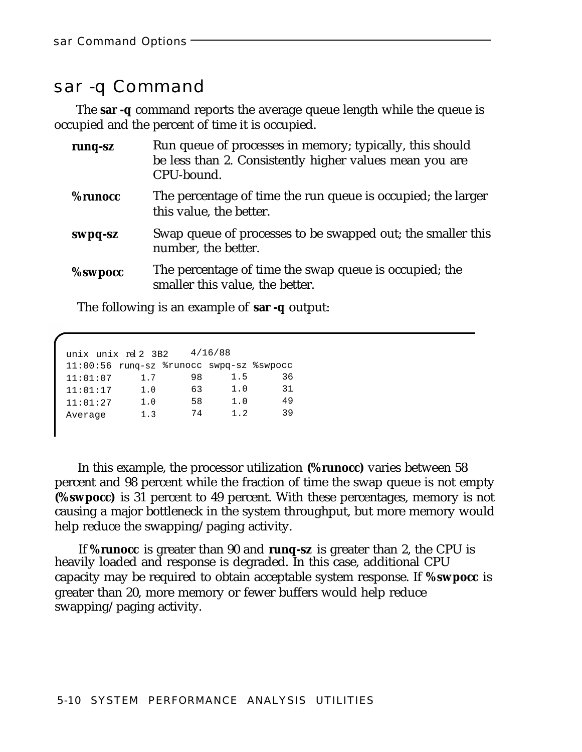## sar -q Command

The **sar -q** command reports the average queue length while the queue is occupied and the percent of time it is occupied.

**runq-sz** Run queue of processes in memory; typically, this should be less than 2. Consistently higher values mean you are CPU-bound.

**%runocc** The percentage of time the run queue is occupied; the larger this value, the better.

**swpq-sz** Swap queue of processes to be swapped out; the smaller this number, the better.

**%swpocc** The percentage of time the swap queue is occupied; the smaller this value, the better.

The following is an example of **sar -q** output:

```
unix unix rel 2 3B2    4/16/88
11:00:56 runq-sz %runocc swpq-sz %swpocc
11:01:07     1.7      98     1.5      36
11:01:17     1.0      63     1.0      31
11:01:27     1.0      58     1.0      49
Average      1.3      74     1.2      39
```

In this example, the processor utilization **(%runocc)** varies between 58 percent and 98 percent while the fraction of time the swap queue is not empty **(%swpocc)** is 31 percent to 49 percent. With these percentages, memory is not causing a major bottleneck in the system throughput, but more memory would help reduce the swapping/paging activity.

If **%runocc** is greater than 90 and **runq-sz** is greater than 2, the CPU is heavily loaded and response is degraded. In this case, additional CPU capacity may be required to obtain acceptable system response. If **%swpocc** is greater than 20, more memory or fewer buffers would help reduce swapping/paging activity.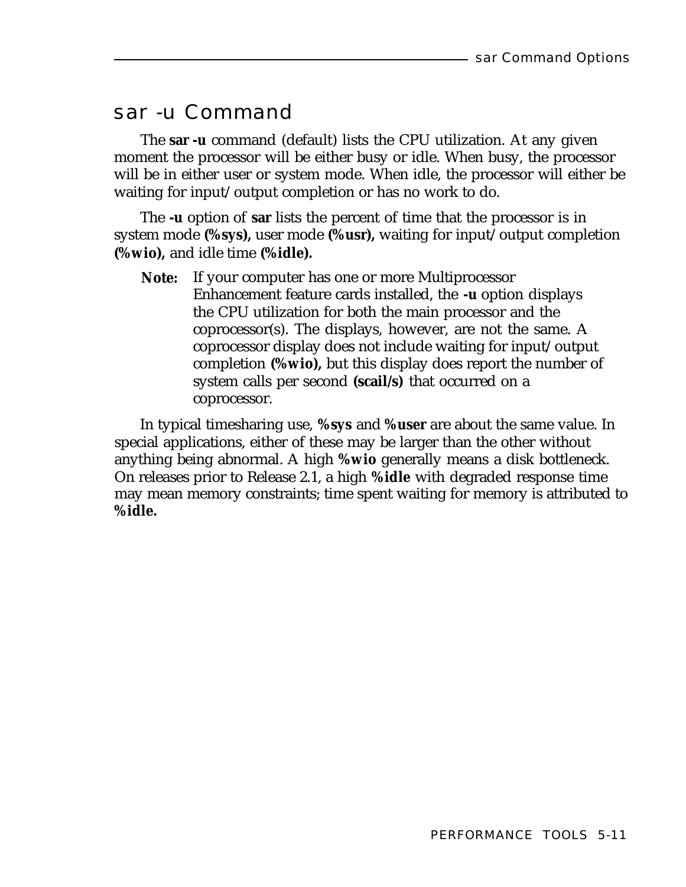## sar -u Command

The **sar -u** command (default) lists the CPU utilization. At any given moment the processor will be either busy or idle. When busy, the processor will be in either user or system mode. When idle, the processor will either be waiting for input/output completion or has no work to do.

The **-u** option of **sar** lists the percent of time that the processor is in system mode **(%sys),** user mode **(%usr),** waiting for input/output completion **(%wio),** and idle time **(%idle).**

> **Note:** If your computer has one or more Multiprocessor Enhancement feature cards installed, the **-u** option displays the CPU utilization for both the main processor and the coprocessor(s). The displays, however, are not the same. A coprocessor display does not include waiting for input/output completion **(%wio),** but this display does report the number of system calls per second **(scail/s)** that occurred on a coprocessor.

In typical timesharing use, **%sys** and **%user** are about the same value. In special applications, either of these may be larger than the other without anything being abnormal. A high **%wio** generally means a disk bottleneck. On releases prior to Release 2.1, a high **%idle** with degraded response time may mean memory constraints; time spent waiting for memory is attributed to **%idle.**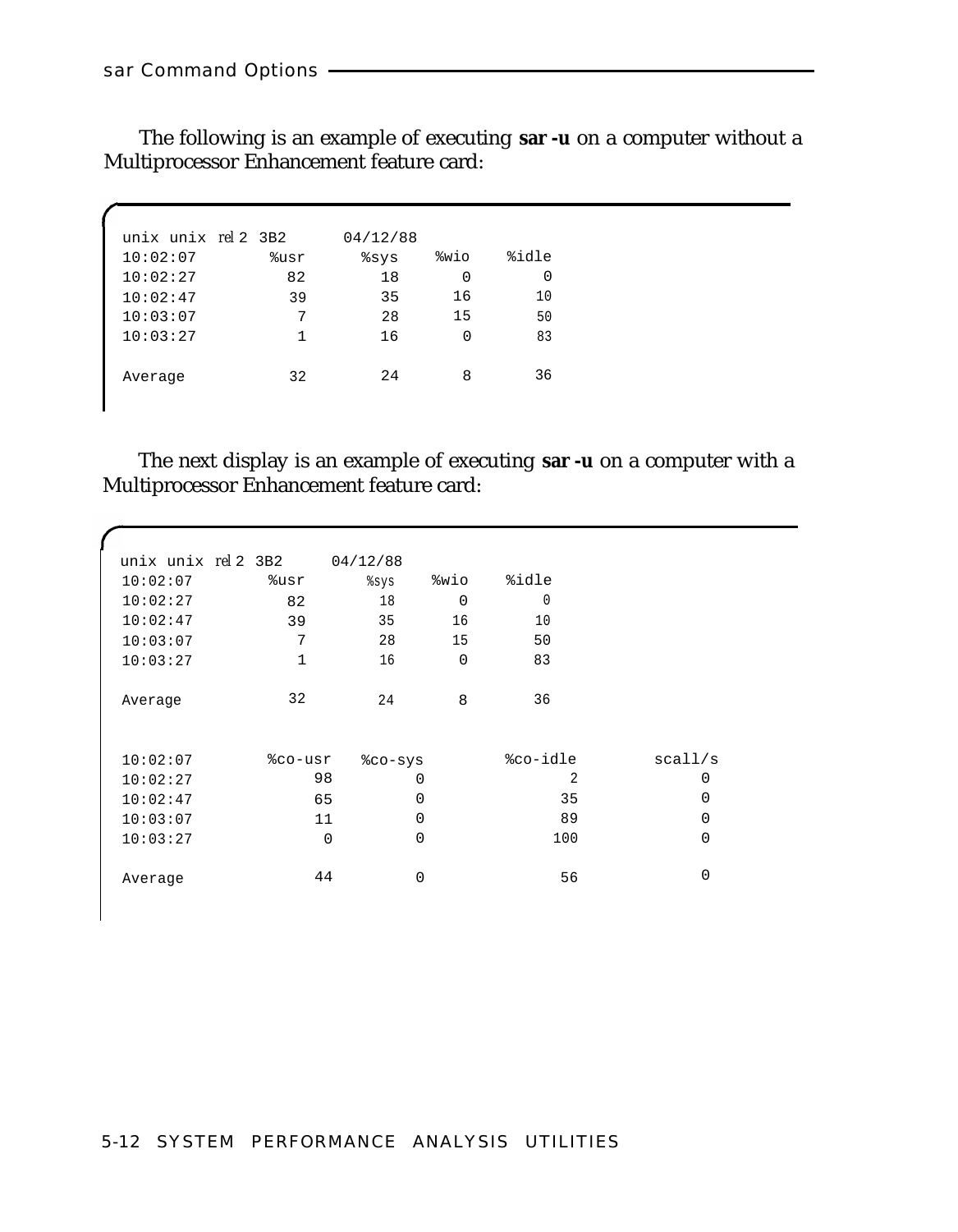The following is an example of executing **sar -u** on a computer without a Multiprocessor Enhancement feature card:

```
unix unix rel 2 3B2       04/12/88
10:02:07         %usr      %sys    %wio    %idle
10:02:27           82        18       0        0
10:02:47           39        35      16       10
10:03:07            7        28      15       50
10:03:27            1        16       0       83

Average            32        24       8       36
```

The next display is an example of executing **sar -u** on a computer with a Multiprocessor Enhancement feature card:

```
unix unix rel 2 3B2       04/12/88
10:02:07         %usr      %sys    %wio    %idle
10:02:27           82        18       0        0
10:02:47           39        35      16       10
10:03:07            7        28      15       50
10:03:27            1        16       0       83

Average            32        24       8       36


10:02:07         %co-usr   %co-sys         %co-idle        scall/s
10:02:27              98         0                2              0
10:02:47              65         0               35              0
10:03:07              11         0               89              0
10:03:27               0         0              100              0

Average               44         0               56              0
```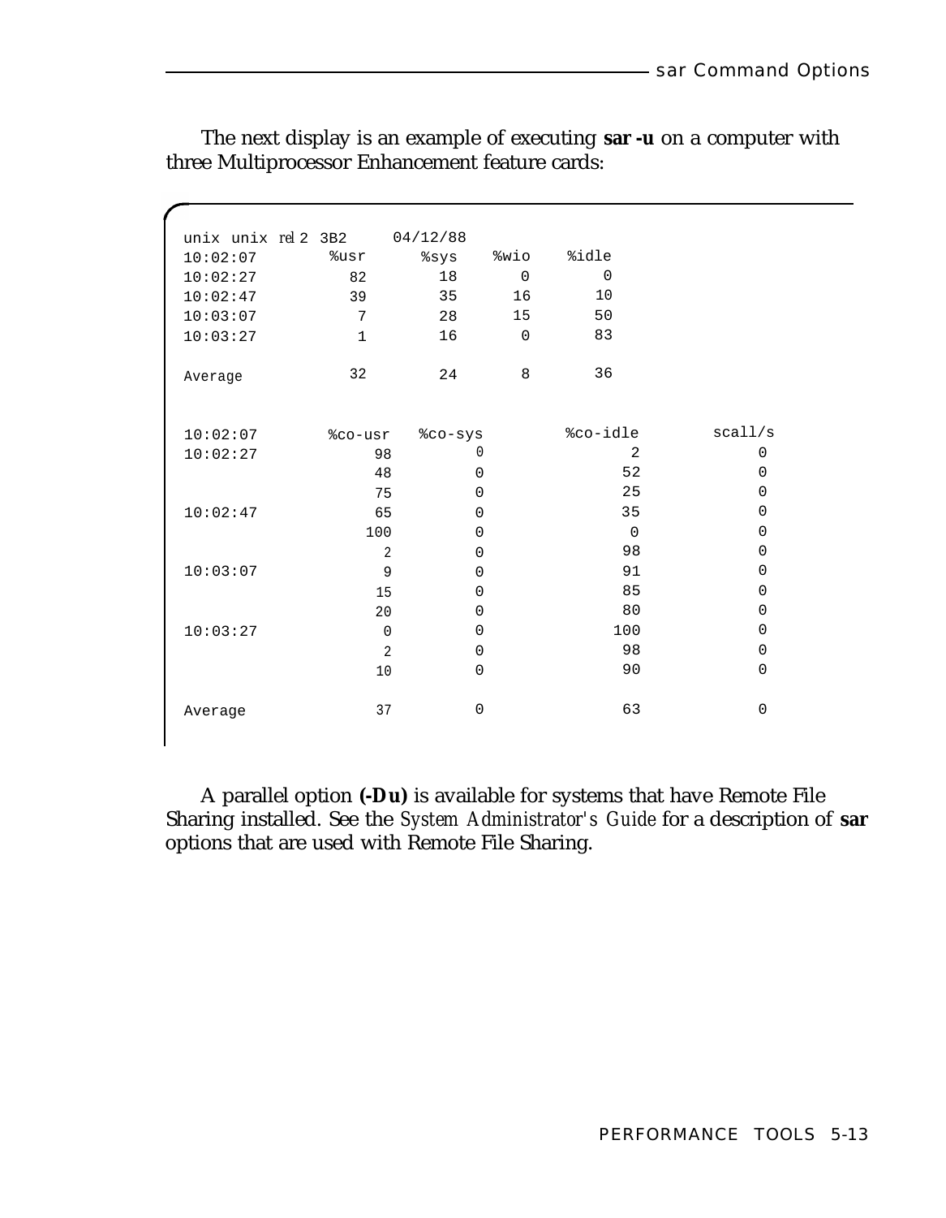The next display is an example of executing **sar -u** on a computer with three Multiprocessor Enhancement feature cards:

```
unix unix rel2 3B2      04/12/88
10:02:07        %usr      %sys    %wio     %idle
10:02:27          82        18       0         0
10:02:47          39        35      16        10
10:03:07           7        28      15        50
10:03:27           1        16       0        83

Average           32        24       8        36


10:02:07        %co-usr   %co-sys          %co-idle        scall/s
10:02:27             98         0                 2              0
                     48         0                52              0
                     75         0                25              0
10:02:47             65         0                35              0
                    100         0                 0              0
                      2         0                98              0
10:03:07              9         0                91              0
                     15         0                85              0
                     20         0                80              0
10:03:27              0         0               100              0
                      2         0                98              0
                     10         0                90              0

Average              37         0                63              0
```

A parallel option **(-Du)** is available for systems that have Remote File Sharing installed. See the *System Administrator's Guide* for a description of **sar** options that are used with Remote File Sharing.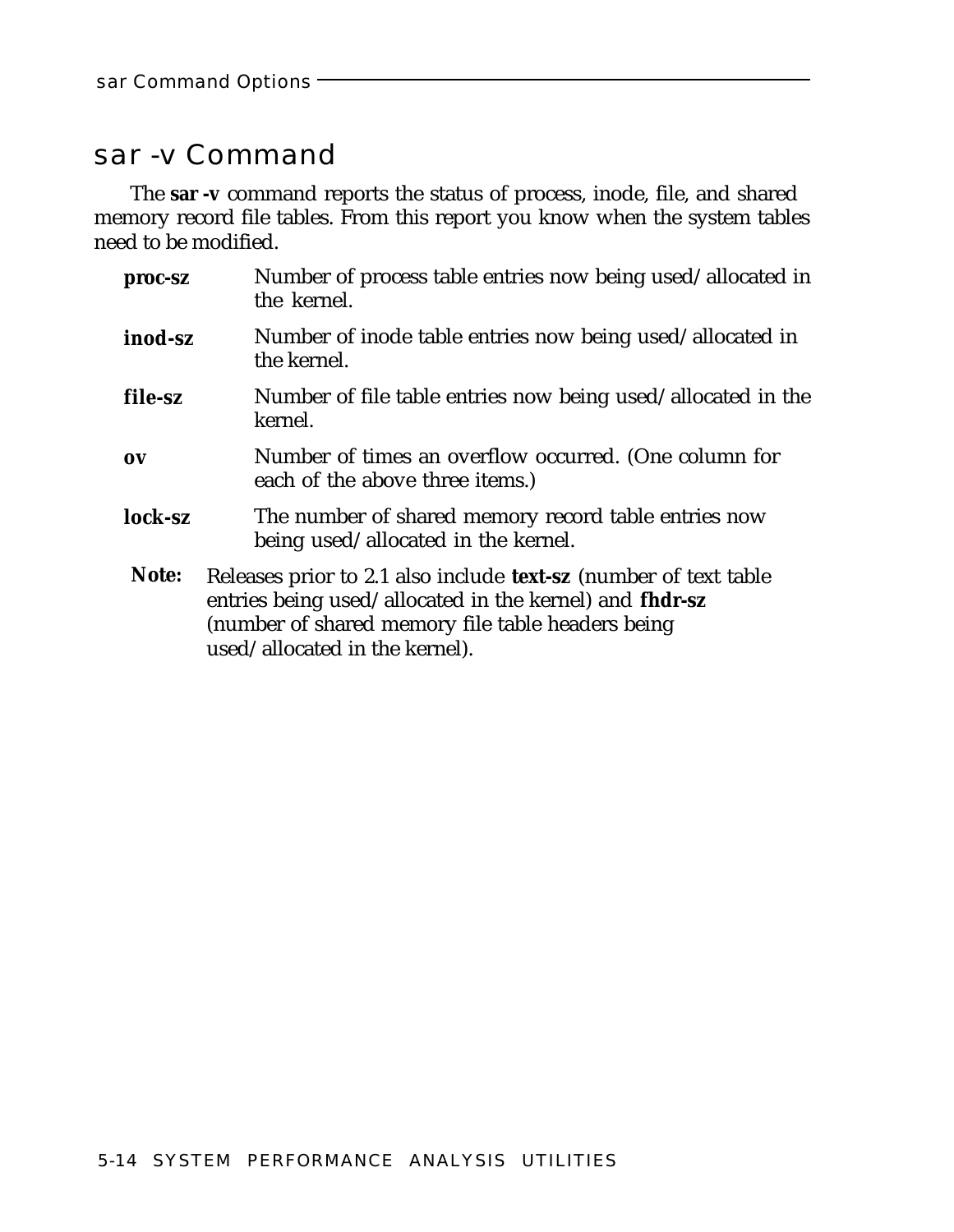## sar -v Command

The **sar -v** command reports the status of process, inode, file, and shared memory record file tables. From this report you know when the system tables need to be modified.

**proc-sz** Number of process table entries now being used/allocated in the kernel.

**inod-sz** Number of inode table entries now being used/allocated in the kernel.

**file-sz** Number of file table entries now being used/allocated in the kernel.

**ov** Number of times an overflow occurred. (One column for each of the above three items.)

**lock-sz** The number of shared memory record table entries now being used/allocated in the kernel.

**Note:** Releases prior to 2.1 also include **text-sz** (number of text table entries being used/allocated in the kernel) and **fhdr-sz** (number of shared memory file table headers being used/allocated in the kernel).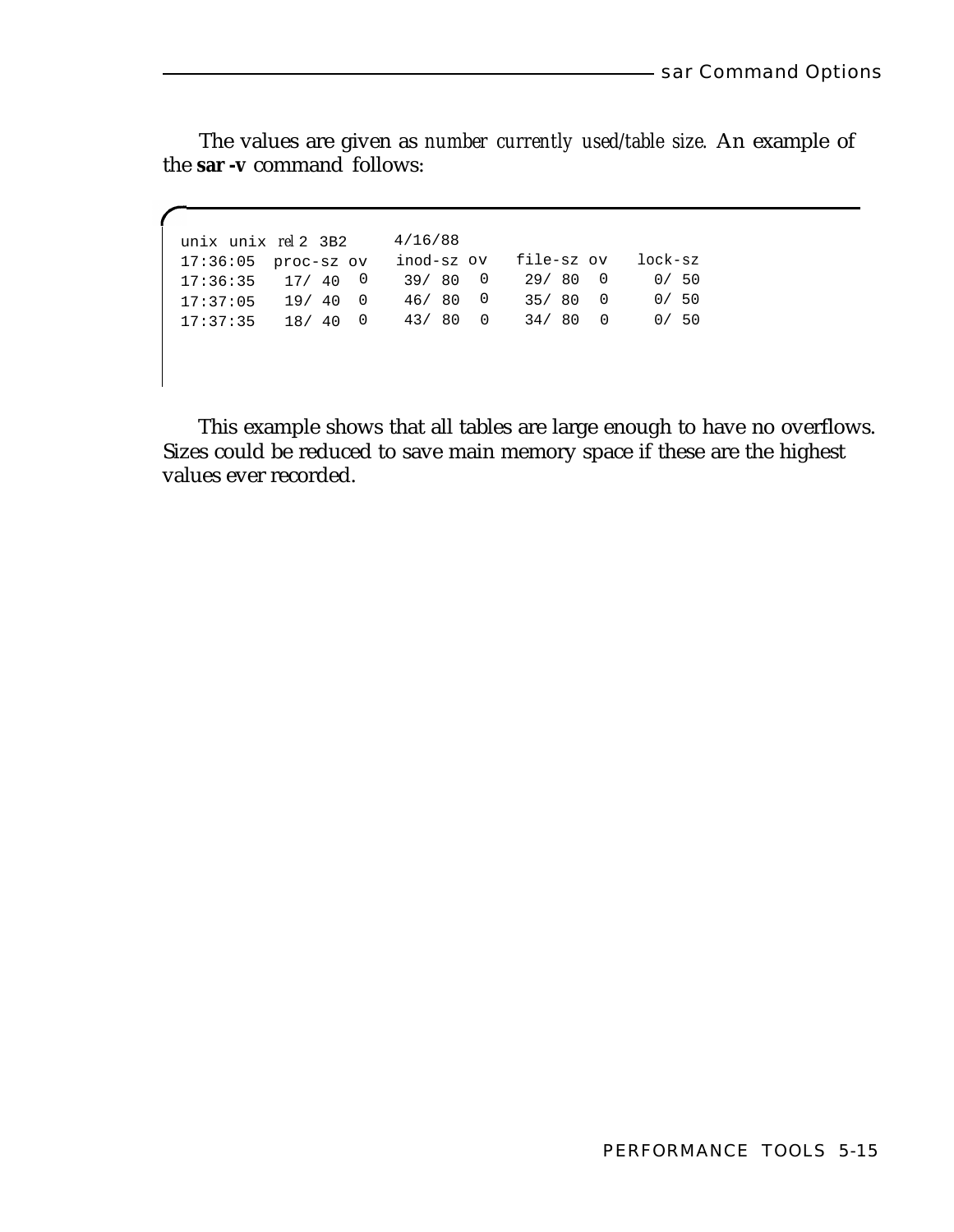The values are given as *number currently used/table size*. An example of the **sar -v** command follows:

```
unix unix rel 2 3B2      4/16/88
17:36:05  proc-sz ov   inod-sz ov   file-sz ov   lock-sz
17:36:35   17/ 40  0    39/ 80  0    29/ 80  0     0/ 50
17:37:05   19/ 40  0    46/ 80  0    35/ 80  0     0/ 50
17:37:35   18/ 40  0    43/ 80  0    34/ 80  0     0/ 50
```

This example shows that all tables are large enough to have no overflows. Sizes could be reduced to save main memory space if these are the highest values ever recorded.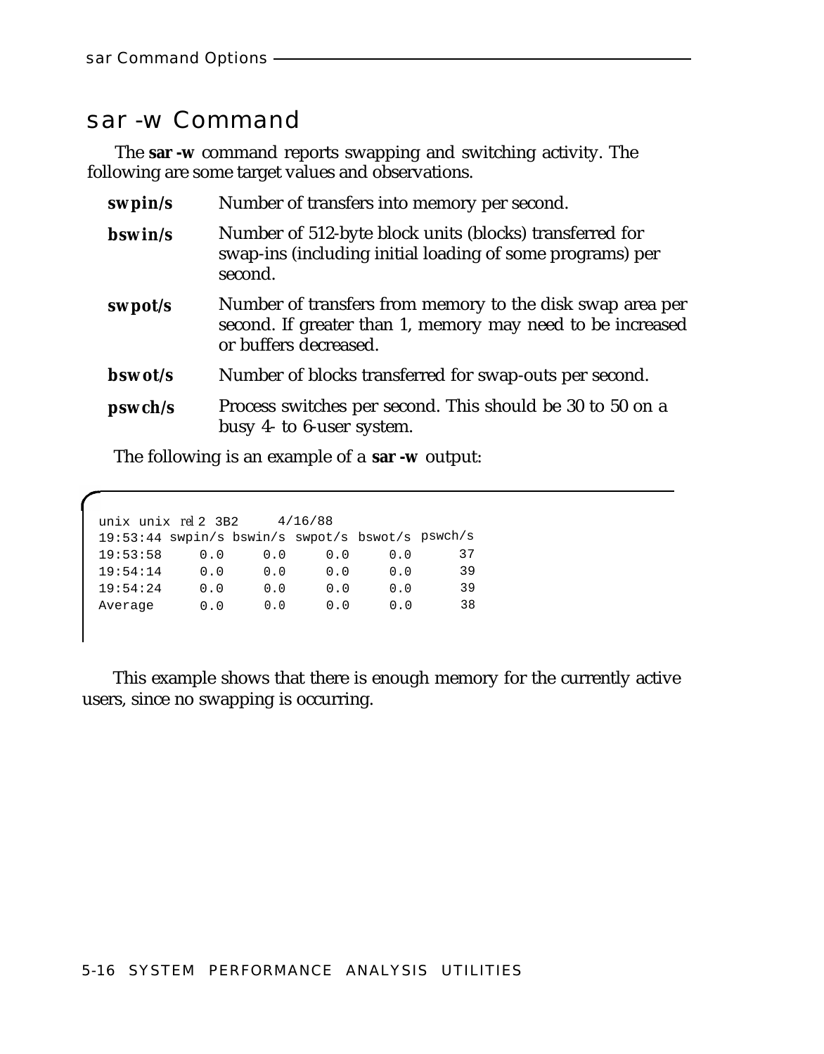## sar -w Command

The **sar -w** command reports swapping and switching activity. The following are some target values and observations.

**swpin/s** Number of transfers into memory per second.

**bswin/s** Number of 512-byte block units (blocks) transferred for swap-ins (including initial loading of some programs) per second.

**swpot/s** Number of transfers from memory to the disk swap area per second. If greater than 1, memory may need to be increased or buffers decreased.

**bswot/s** Number of blocks transferred for swap-outs per second.

**pswch/s** Process switches per second. This should be 30 to 50 on a busy 4- to 6-user system.

The following is an example of a **sar -w** output:

```
unix unix rel 2 3B2     4/16/88
19:53:44 swpin/s bswin/s swpot/s bswot/s pswch/s
19:53:58     0.0     0.0     0.0     0.0      37
19:54:14     0.0     0.0     0.0     0.0      39
19:54:24     0.0     0.0     0.0     0.0      39
Average      0.0     0.0     0.0     0.0      38
```

This example shows that there is enough memory for the currently active users, since no swapping is occurring.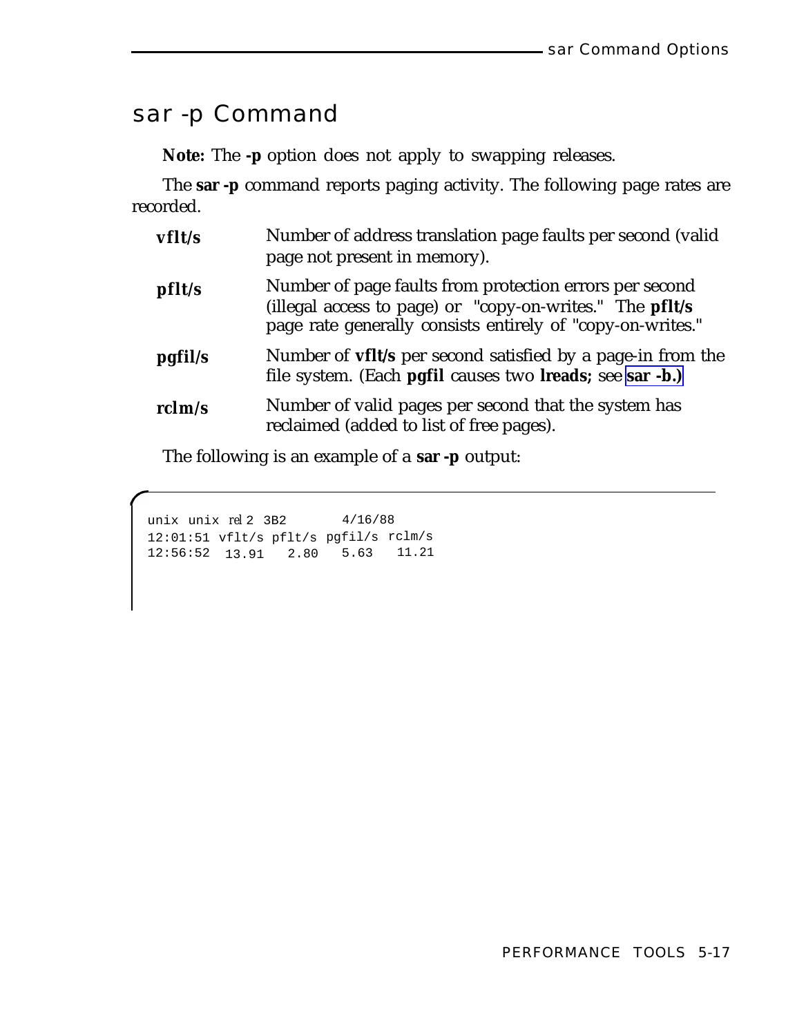## sar -p Command

**Note:** The **-p** option does not apply to swapping releases.

The **sar -p** command reports paging activity. The following page rates are recorded.

**vflt/s** Number of address translation page faults per second (valid page not present in memory).

**pflt/s** Number of page faults from protection errors per second (illegal access to page) or "copy-on-writes." The **pflt/s** page rate generally consists entirely of "copy-on-writes."

**pgfil/s** Number of **vflt/s** per second satisfied by a page-in from the file system. (Each **pgfil** causes two **lreads;** see **sar -b.)**

**rclm/s** Number of valid pages per second that the system has reclaimed (added to list of free pages).

The following is an example of a **sar -p** output:

```
unix unix rel 2 3B2        4/16/88
12:01:51 vflt/s pflt/s pgfil/s rclm/s
12:56:52  13.91   2.80    5.63   11.21
```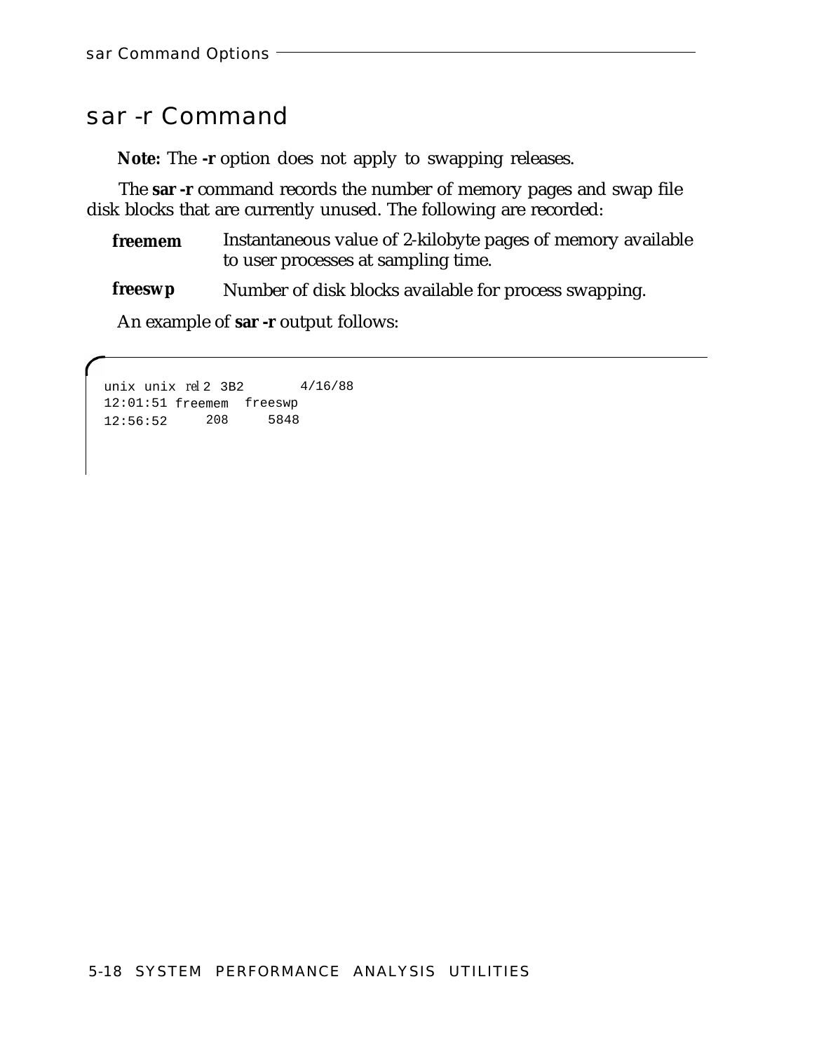## sar -r Command

**Note:** The **-r** option does not apply to swapping releases.

The **sar -r** command records the number of memory pages and swap file disk blocks that are currently unused. The following are recorded:

**freemem** Instantaneous value of 2-kilobyte pages of memory available to user processes at sampling time.

**freeswp** Number of disk blocks available for process swapping.

An example of **sar -r** output follows:

```
unix unix rel 2 3B2       4/16/88
12:01:51 freemem  freeswp
12:56:52     208     5848
```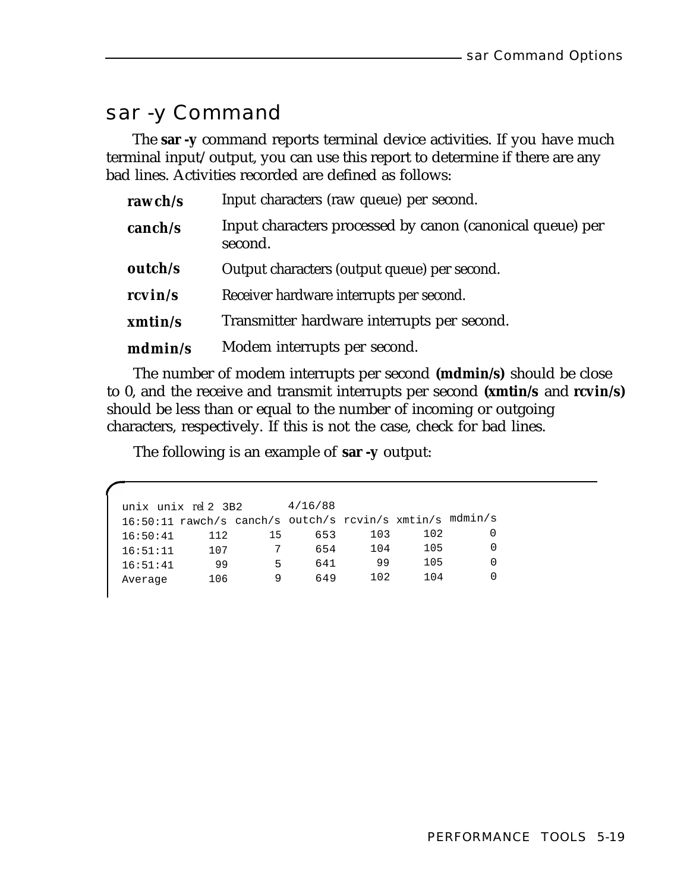## sar -y Command

The **sar -y** command reports terminal device activities. If you have much terminal input/output, you can use this report to determine if there are any bad lines. Activities recorded are defined as follows:

| | |
|---|---|
| **rawch/s** | Input characters (raw queue) per second. |
| **canch/s** | Input characters processed by canon (canonical queue) per second. |
| **outch/s** | Output characters (output queue) per second. |
| **rcvin/s** | Receiver hardware interrupts per second. |
| **xmtin/s** | Transmitter hardware interrupts per second. |
| **mdmin/s** | Modem interrupts per second. |

The number of modem interrupts per second **(mdmin/s)** should be close to 0, and the receive and transmit interrupts per second **(xmtin/s** and **rcvin/s)** should be less than or equal to the number of incoming or outgoing characters, respectively. If this is not the case, check for bad lines.

The following is an example of **sar -y** output:

```
unix unix rel 2 3B2       4/16/88
16:50:11 rawch/s canch/s outch/s rcvin/s xmtin/s mdmin/s
16:50:41     112      15     653     103     102       0
16:51:11     107       7     654     104     105       0
16:51:41      99       5     641      99     105       0
Average      106       9     649     102     104       0
```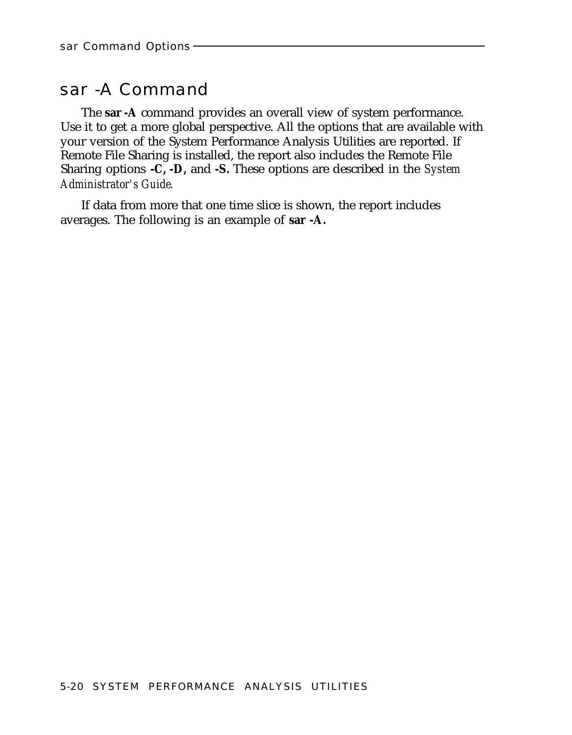## sar -A Command

The **sar -A** command provides an overall view of system performance. Use it to get a more global perspective. All the options that are available with your version of the System Performance Analysis Utilities are reported. If Remote File Sharing is installed, the report also includes the Remote File Sharing options **-C, -D,** and **-S.** These options are described in the *System Administrator's Guide.*

If data from more that one time slice is shown, the report includes averages. The following is an example of **sar -A.**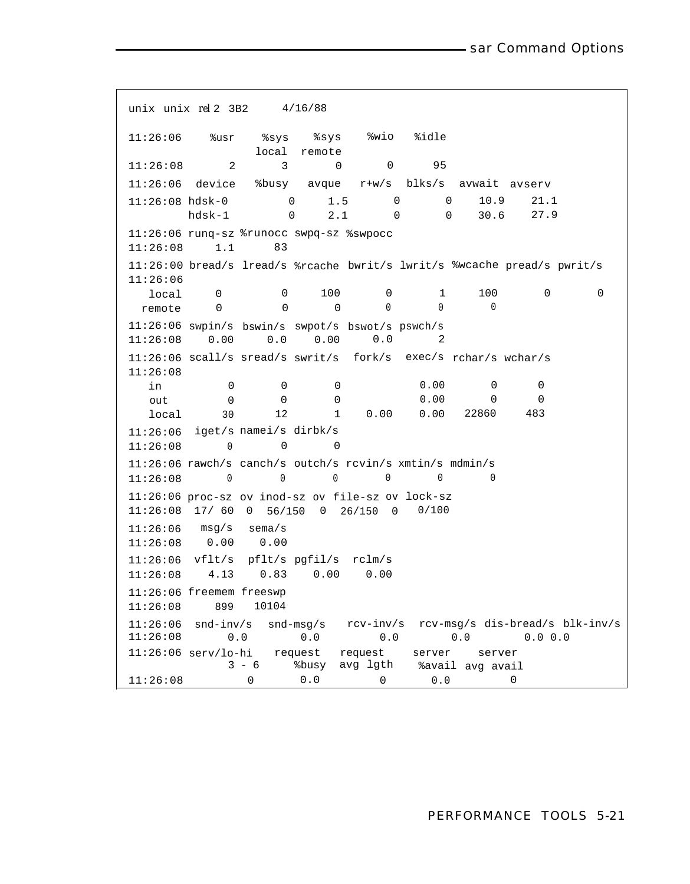```
unix unix rel 2 3B2      4/16/88

11:26:06    %usr    %sys    %sys    %wio    %idle
                    local   remote
11:26:08       2       3       0       0      95

11:26:06  device   %busy   avque   r+w/s  blks/s  avwait  avserv
11:26:08 hdsk-0        0     1.5       0       0    10.9    21.1
         hdsk-1        0     2.1       0       0    30.6    27.9

11:26:06 runq-sz %runocc swpq-sz %swpocc
11:26:08     1.1      83

11:26:00 bread/s lread/s %rcache bwrit/s lwrit/s %wcache pread/s pwrit/s
11:26:06
   local     0        0     100       0       1     100       0       0
  remote     0        0       0       0       0       0

11:26:06 swpin/s bswin/s swpot/s bswot/s pswch/s
11:26:08    0.00     0.0    0.00     0.0       2

11:26:06 scall/s sread/s swrit/s  fork/s  exec/s rchar/s wchar/s
11:26:08
   in          0       0       0            0.00       0       0
   out         0       0       0            0.00       0       0
   local      30      12       1    0.00    0.00   22860     483

11:26:06  iget/s namei/s dirbk/s
11:26:08       0       0       0

11:26:06 rawch/s canch/s outch/s rcvin/s xmtin/s mdmin/s
11:26:08       0       0       0       0       0       0

11:26:06 proc-sz ov inod-sz ov file-sz ov lock-sz
11:26:08  17/ 60  0  56/150  0  26/150  0   0/100

11:26:06   msg/s  sema/s
11:26:08    0.00    0.00

11:26:06  vflt/s  pflt/s pgfil/s  rclm/s
11:26:08    4.13    0.83    0.00    0.00

11:26:06 freemem freeswp
11:26:08     899   10104

11:26:06  snd-inv/s  snd-msg/s  rcv-inv/s  rcv-msg/s dis-bread/s blk-inv/s
11:26:08       0.0        0.0        0.0        0.0         0.0 0.0

11:26:06 serv/lo-hi   request   request    server    server
              3 - 6     %busy  avg lgth   %avail  avg avail
11:26:08          0       0.0         0       0.0          0
```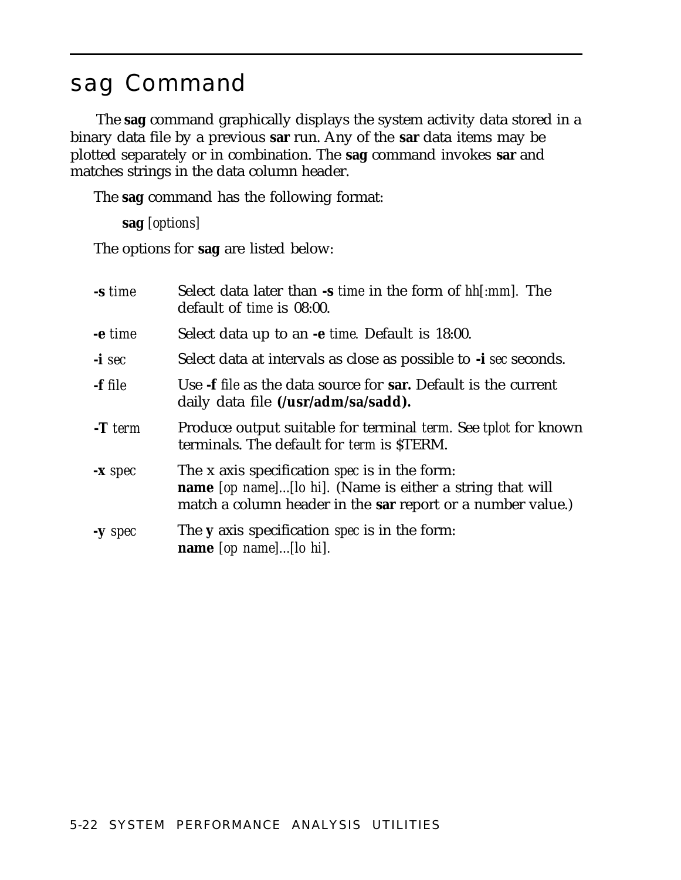# sag Command

The **sag** command graphically displays the system activity data stored in a binary data file by a previous **sar** run. Any of the **sar** data items may be plotted separately or in combination. The **sag** command invokes **sar** and matches strings in the data column header.

The **sag** command has the following format:

**sag** *[options]*

The options for **sag** are listed below:

| | |
|---|---|
| **-s** *time* | Select data later than **-s** *time* in the form of *hh[:mm]*. The default of *time* is 08:00. |
| **-e** *time* | Select data up to an **-e** *time*. Default is 18:00. |
| **-i** *sec* | Select data at intervals as close as possible to **-i** *sec* seconds. |
| **-f** *file* | Use **-f** *file* as the data source for **sar.** Default is the current daily data file **(/usr/adm/sa/sadd).** |
| **-T** *term* | Produce output suitable for terminal *term*. See *tplot* for known terminals. The default for *term* is $TERM. |
| **-x** *spec* | The x axis specification *spec* is in the form: **name** *[op name]...[lo hi]*. (Name is either a string that will match a column header in the **sar** report or a number value.) |
| **-y** *spec* | The **y** axis specification *spec* is in the form: **name** *[op name]...[lo hi]*. |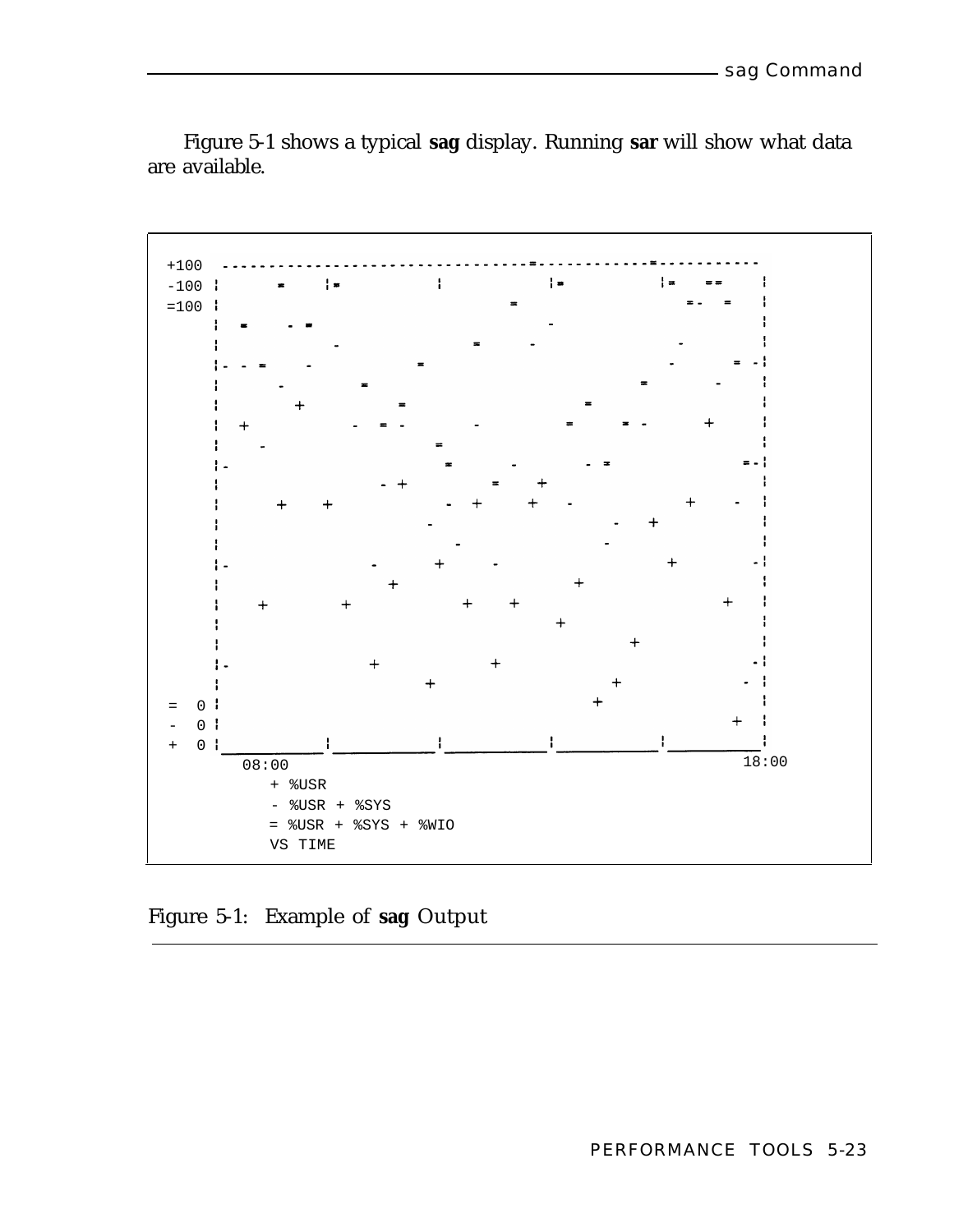Figure 5-1 shows a typical **sag** display. Running **sar** will show what data are available.

```
+100  ---------------------------------=------------=-----------
-100 |        =     |=            |             |=           |=   ==    |
=100 |                                 =                      =-   =    |
     |  =     - =                          -                            |
     |              -              =      -                 -           |
     |- -  =     -            =                            -        =  -|
     |       -           =                            =          -      |
     |          +             =                 =                       |
     |  +              -  =  -          -          =     =  -       +   |
     |    -                      =                                      |
     |-                            =       -        -  =              =-|
     |                   - +          =     +                           |
     |       +    +             -  +     +    -                +      - |
     |                        -                     -   +               |
     |                           -                   -                  |
     |-                 -       +     -                     +         -|
     |                    +                     +                       |
     |    +        +              +    +                          +     |
     |                                      +                           |
     |                                              +                   |
     |-                 +            +                                -|
     |                        +                     +                -  |
=   0|                                          +                       |
-   0|                                                              +   |
+   0|___________|___________|___________|___________|__________|
       08:00                                                       18:00
          + %USR
          - %USR + %SYS
          = %USR + %SYS + %WIO
          VS TIME
```

Figure 5-1: Example of **sag** Output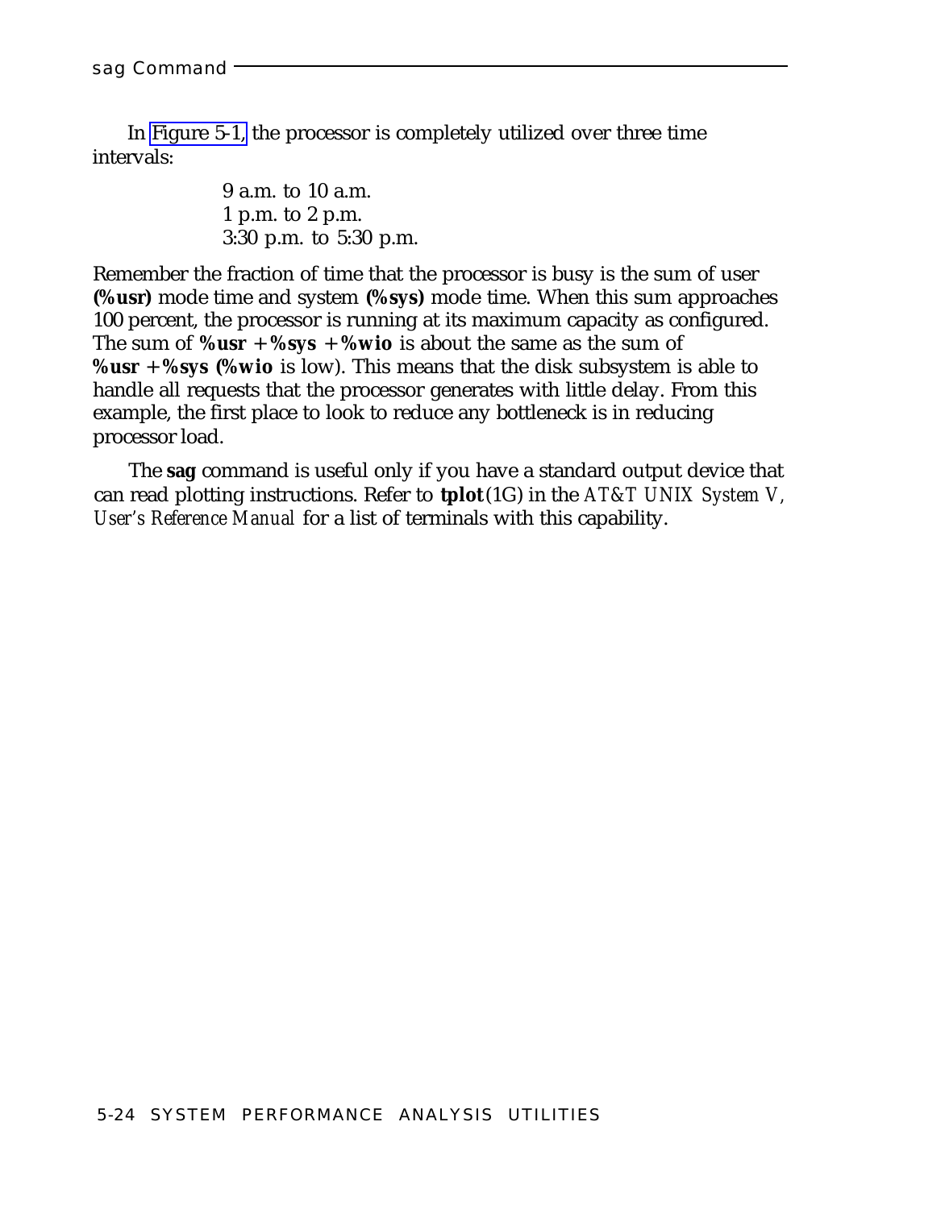In Figure 5-1, the processor is completely utilized over three time intervals:

9 a.m. to 10 a.m.
1 p.m. to 2 p.m.
3:30 p.m. to 5:30 p.m.

Remember the fraction of time that the processor is busy is the sum of user **(%usr)** mode time and system **(%sys)** mode time. When this sum approaches 100 percent, the processor is running at its maximum capacity as configured. The sum of **%usr + %sys + %wio** is about the same as the sum of **%usr + %sys (%wio** is low). This means that the disk subsystem is able to handle all requests that the processor generates with little delay. From this example, the first place to look to reduce any bottleneck is in reducing processor load.

The **sag** command is useful only if you have a standard output device that can read plotting instructions. Refer to **tplot**(1G) in the *AT&T UNIX System V, User's Reference Manual* for a list of terminals with this capability.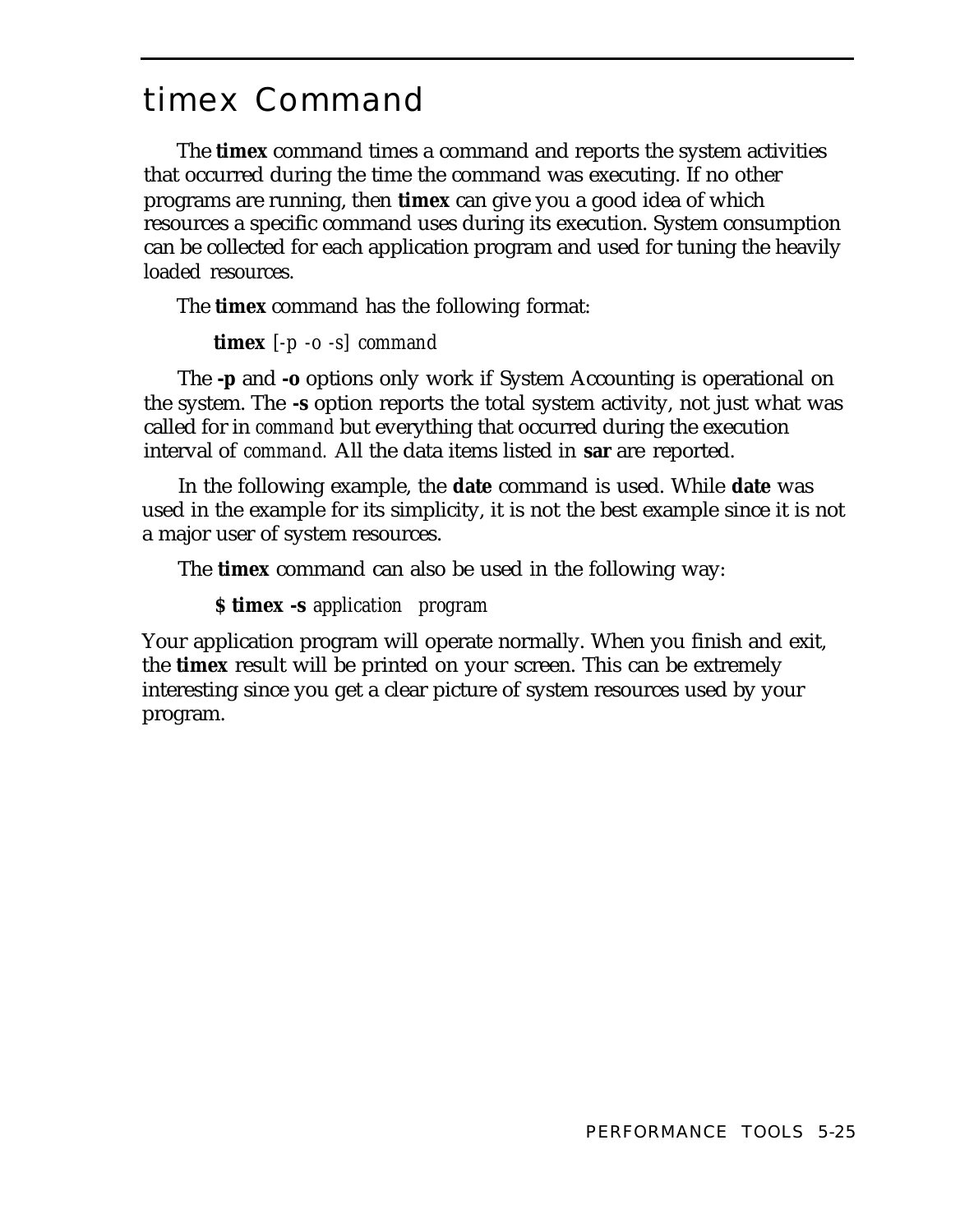# timex Command

The **timex** command times a command and reports the system activities that occurred during the time the command was executing. If no other programs are running, then **timex** can give you a good idea of which resources a specific command uses during its execution. System consumption can be collected for each application program and used for tuning the heavily loaded resources.

The **timex** command has the following format:

> **timex** *[-p -o -s] command*

The **-p** and **-o** options only work if System Accounting is operational on the system. The **-s** option reports the total system activity, not just what was called for in *command* but everything that occurred during the execution interval of *command.* All the data items listed in **sar** are reported.

In the following example, the **date** command is used. While **date** was used in the example for its simplicity, it is not the best example since it is not a major user of system resources.

The **timex** command can also be used in the following way:

> **$ timex -s** *application program*

Your application program will operate normally. When you finish and exit, the **timex** result will be printed on your screen. This can be extremely interesting since you get a clear picture of system resources used by your program.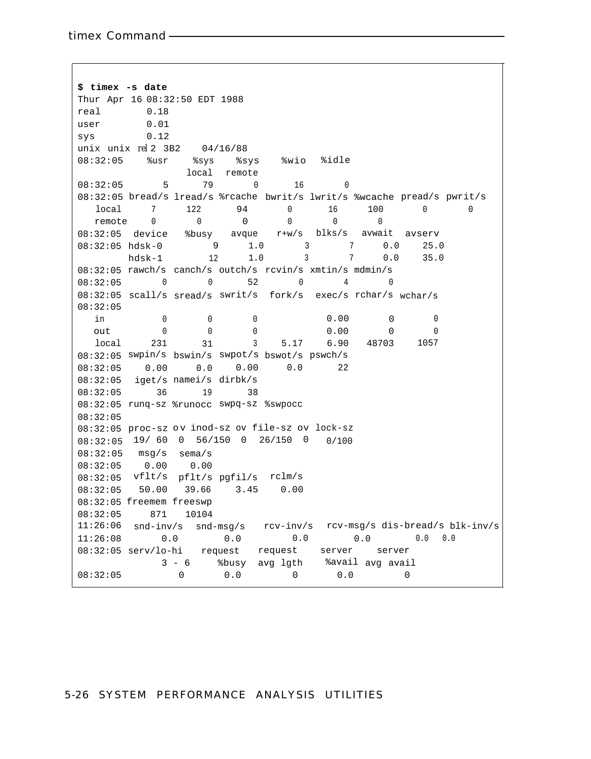```
$ timex -s date
Thur Apr 16 08:32:50 EDT 1988
real        0.18
user        0.01
sys         0.12
unix unix rel 2 3B2    04/16/88
08:32:05    %usr    %sys    %sys    %wio  %idle
                    local  remote
08:32:05       5      79       0      16       0
08:32:05 bread/s lread/s %rcache bwrit/s lwrit/s %wcache pread/s pwrit/s
   local     7     122      94       0      16     100       0       0
   remote    0       0       0       0       0       0
08:32:05  device   %busy   avque   r+w/s  blks/s  avwait  avserv
08:32:05 hdsk-0        9     1.0       3       7     0.0    25.0
         hdsk-1       12     1.0       3       7     0.0    35.0
08:32:05 rawch/s canch/s outch/s rcvin/s xmtin/s mdmin/s
08:32:05       0       0      52       0       4       0
08:32:05 scall/s sread/s swrit/s  fork/s  exec/s rchar/s wchar/s
08:32:05
   in          0       0       0          0.00       0       0
   out         0       0       0          0.00       0       0
   local     231      31       3    5.17  6.90   48703    1057
08:32:05 swpin/s bswin/s swpot/s bswot/s pswch/s
08:32:05    0.00     0.0    0.00     0.0      22
08:32:05  iget/s namei/s dirbk/s
08:32:05      36      19      38
08:32:05 runq-sz %runocc swpq-sz %swpocc
08:32:05
08:32:05 proc-sz ov inod-sz ov file-sz ov lock-sz
08:32:05  19/ 60  0  56/150  0  26/150  0  0/100
08:32:05   msg/s  sema/s
08:32:05    0.00    0.00
08:32:05  vflt/s  pflt/s pgfil/s  rclm/s
08:32:05   50.00   39.66    3.45    0.00
08:32:05 freemem freeswp
08:32:05     871   10104
11:26:06  snd-inv/s  snd-msg/s   rcv-inv/s  rcv-msg/s dis-bread/s blk-inv/s
11:26:08       0.0        0.0         0.0        0.0        0.0   0.0
08:32:05 serv/lo-hi   request   request    server    server
            3 - 6     %busy  avg lgth    %avail avg avail
08:32:05          0       0.0         0       0.0         0
```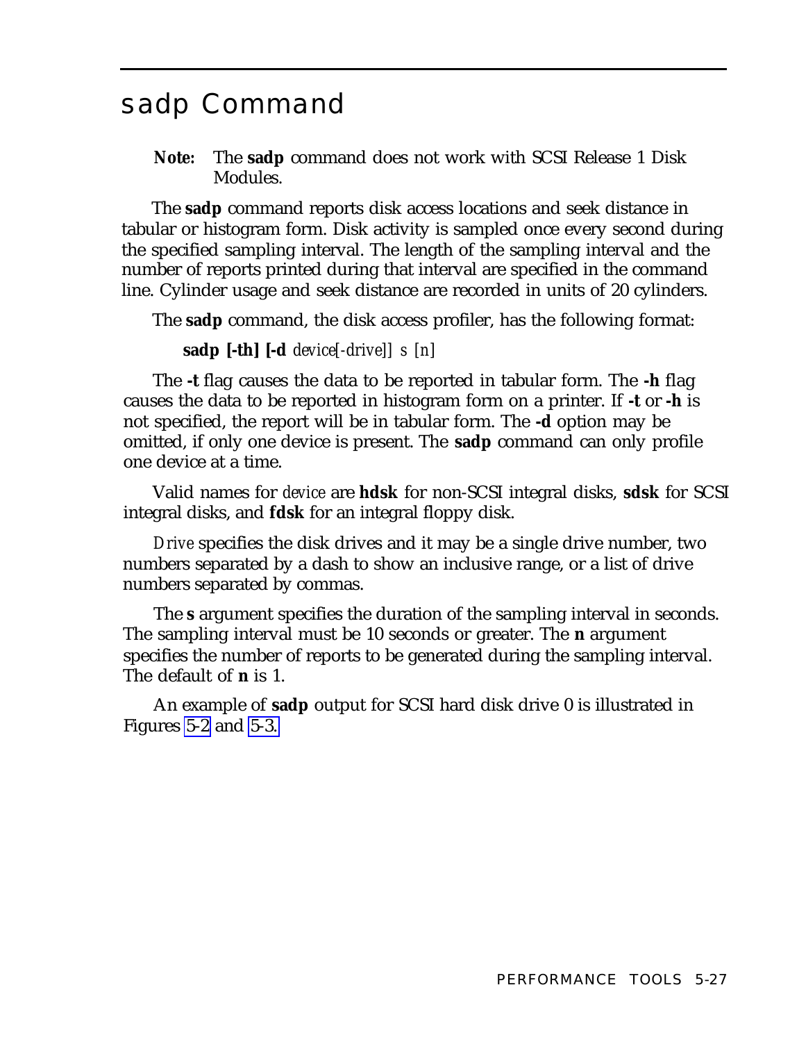# sadp Command

**Note:** The **sadp** command does not work with SCSI Release 1 Disk Modules.

The **sadp** command reports disk access locations and seek distance in tabular or histogram form. Disk activity is sampled once every second during the specified sampling interval. The length of the sampling interval and the number of reports printed during that interval are specified in the command line. Cylinder usage and seek distance are recorded in units of 20 cylinders.

The **sadp** command, the disk access profiler, has the following format:

**sadp [-th] [-d** *device*[*-drive*]] *s* [*n*]

The **-t** flag causes the data to be reported in tabular form. The **-h** flag causes the data to be reported in histogram form on a printer. If **-t** or **-h** is not specified, the report will be in tabular form. The **-d** option may be omitted, if only one device is present. The **sadp** command can only profile one device at a time.

Valid names for *device* are **hdsk** for non-SCSI integral disks, **sdsk** for SCSI integral disks, and **fdsk** for an integral floppy disk.

*Drive* specifies the disk drives and it may be a single drive number, two numbers separated by a dash to show an inclusive range, or a list of drive numbers separated by commas.

The **s** argument specifies the duration of the sampling interval in seconds. The sampling interval must be 10 seconds or greater. The **n** argument specifies the number of reports to be generated during the sampling interval. The default of **n** is 1.

An example of **sadp** output for SCSI hard disk drive 0 is illustrated in Figures 5-2 and 5-3.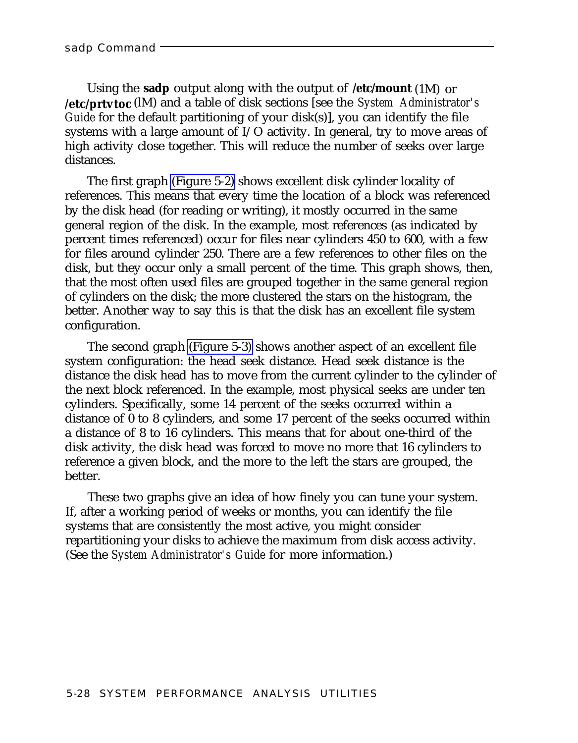Using the **sadp** output along with the output of **/etc/mount** (1M) or **/etc/prtvtoc** (lM) and a table of disk sections [see the *System Administrator's Guide* for the default partitioning of your disk(s)], you can identify the file systems with a large amount of I/O activity. In general, try to move areas of high activity close together. This will reduce the number of seeks over large distances.

The first graph (Figure 5-2) shows excellent disk cylinder locality of references. This means that every time the location of a block was referenced by the disk head (for reading or writing), it mostly occurred in the same general region of the disk. In the example, most references (as indicated by percent times referenced) occur for files near cylinders 450 to 600, with a few for files around cylinder 250. There are a few references to other files on the disk, but they occur only a small percent of the time. This graph shows, then, that the most often used files are grouped together in the same general region of cylinders on the disk; the more clustered the stars on the histogram, the better. Another way to say this is that the disk has an excellent file system configuration.

The second graph (Figure 5-3) shows another aspect of an excellent file system configuration: the head seek distance. Head seek distance is the distance the disk head has to move from the current cylinder to the cylinder of the next block referenced. In the example, most physical seeks are under ten cylinders. Specifically, some 14 percent of the seeks occurred within a distance of 0 to 8 cylinders, and some 17 percent of the seeks occurred within a distance of 8 to 16 cylinders. This means that for about one-third of the disk activity, the disk head was forced to move no more that 16 cylinders to reference a given block, and the more to the left the stars are grouped, the better.

These two graphs give an idea of how finely you can tune your system. If, after a working period of weeks or months, you can identify the file systems that are consistently the most active, you might consider repartitioning your disks to achieve the maximum from disk access activity. (See the *System Administrator's Guide* for more information.)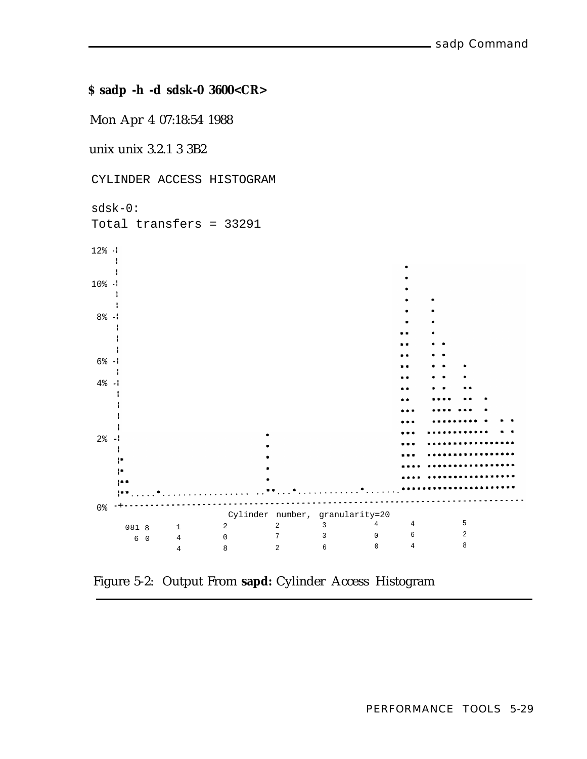**$ sadp -h -d sdsk-0 3600<CR>**

Mon Apr 4 07:18:54 1988

unix unix 3.2.1 3 3B2

```
CYLINDER ACCESS HISTOGRAM

sdsk-0:
Total transfers = 33291

12% -|
     |
     |
10% -|
     |
     |
 8% -|
     |
     |
     |
 6% -|
     |
 4% -|
     |
     |
     |
     |
 2% -|
     |
     |
     |
     |
     |
 0% -+-----------------------------------------------------------------------------
                          Cylinder  number,  granularity=20
     081 8     1      2       2       3       4      4       5
       6 0     4      0       7       3       0      6       2
               4      8       2       6       0      4       8
```

Figure 5-2: Output From **sapd:** Cylinder Access Histogram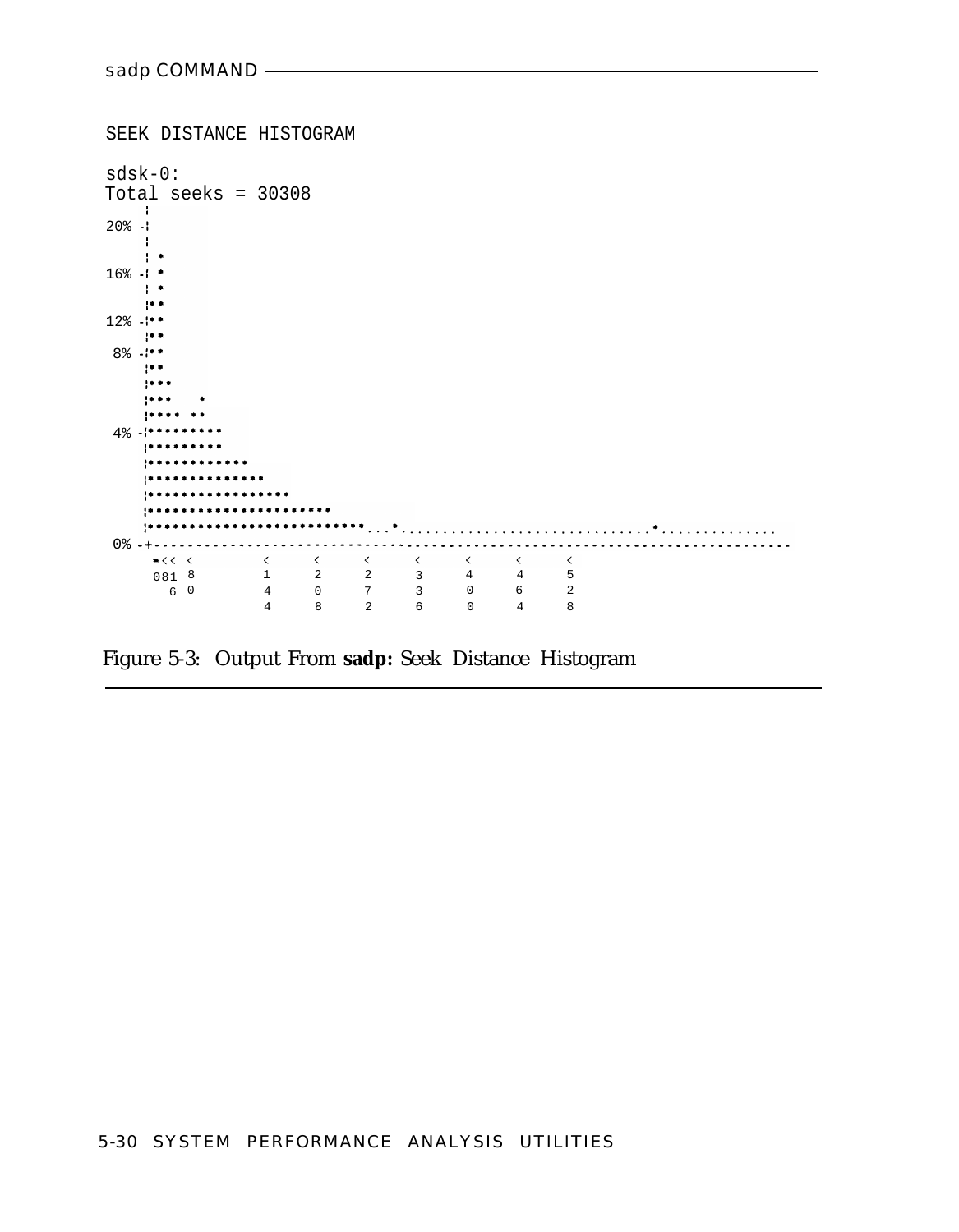```
SEEK DISTANCE HISTOGRAM

sdsk-0:
Total seeks = 30308
   |
20% -|
   |
   | *
16% -| *
   | *
   |**
12% -|**
   |**
 8% -|**
   |**
   |***
   |***   *
   |**** **
 4% -|*********
   |*********
   |************
   |**************
   |*****************
   |**********************
   |*************************...*..............................*.............
 0% -+--------------------------------------------------------------------------
    =<< <        <     <     <     <     <     <     <
    081 8        1     2     2     3     4     4     5
      6 0        4     0     7     3     0     6     2
                 4     8     2     6     0     4     8
```

Figure 5-3: Output From **sadp:** Seek Distance Histogram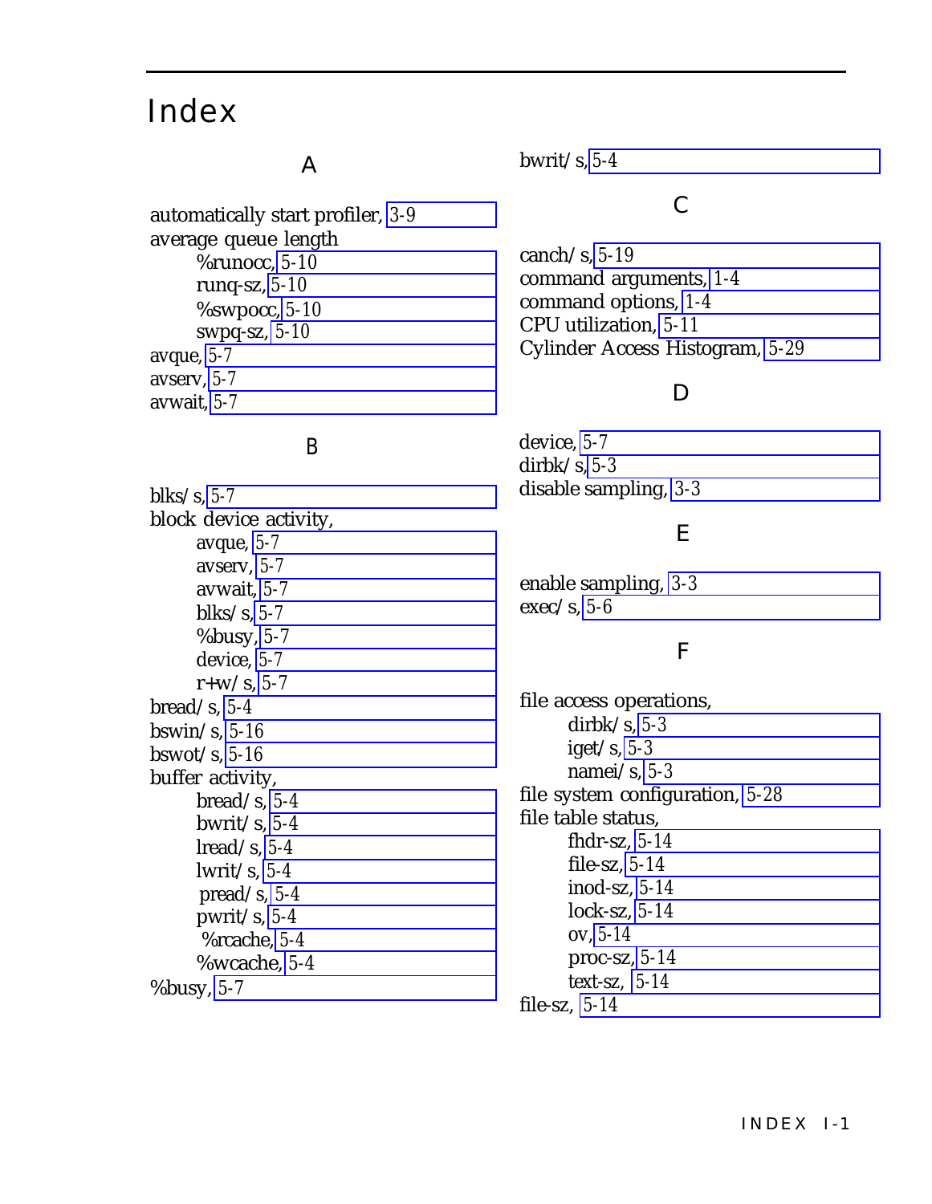# Index

## A

automatically start profiler, 3-9
average queue length
- %runocc, 5-10
- runq-sz, 5-10
- %swpocc, 5-10
- swpq-sz, 5-10

avque, 5-7
avserv, 5-7
avwait, 5-7

## B

blks/s, 5-7
block device activity,
- avque, 5-7
- avserv, 5-7
- avwait, 5-7
- blks/s, 5-7
- %busy, 5-7
- device, 5-7
- r+w/s, 5-7

bread/s, 5-4
bswin/s, 5-16
bswot/s, 5-16
buffer activity,
- bread/s, 5-4
- bwrit/s, 5-4
- lread/s, 5-4
- lwrit/s, 5-4
- pread/s, 5-4
- pwrit/s, 5-4
- %rcache, 5-4
- %wcache, 5-4

%busy, 5-7
bwrit/s, 5-4

## C

canch/s, 5-19
command arguments, 1-4
command options, 1-4
CPU utilization, 5-11
Cylinder Access Histogram, 5-29

## D

device, 5-7
dirbk/s, 5-3
disable sampling, 3-3

## E

enable sampling, 3-3
exec/s, 5-6

## F

file access operations,
- dirbk/s, 5-3
- iget/s, 5-3
- namei/s, 5-3

file system configuration, 5-28
file table status,
- fhdr-sz, 5-14
- file-sz, 5-14
- inod-sz, 5-14
- lock-sz, 5-14
- ov, 5-14
- proc-sz, 5-14
- text-sz, 5-14

file-sz, 5-14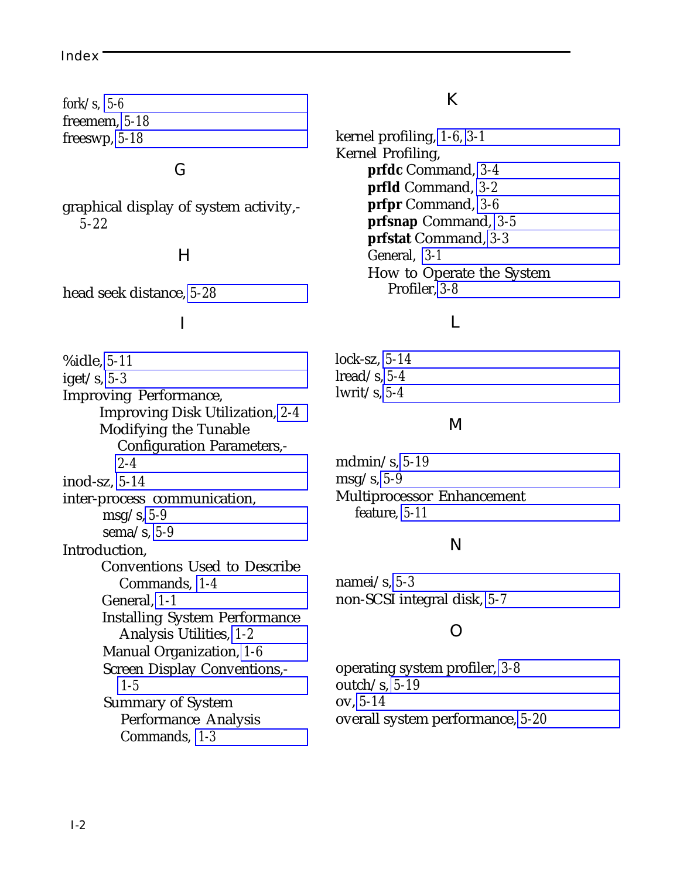fork/s, 5-6
freemem, 5-18
freeswp, 5-18

## G

graphical display of system activity, 5-22

## H

head seek distance, 5-28

## I

%idle, 5-11
iget/s, 5-3
Improving Performance,
- Improving Disk Utilization, 2-4
- Modifying the Tunable Configuration Parameters, 2-4

inod-sz, 5-14
inter-process communication,
- msg/s, 5-9
- sema/s, 5-9

Introduction,
- Conventions Used to Describe Commands, 1-4
- General, 1-1
- Installing System Performance Analysis Utilities, 1-2
- Manual Organization, 1-6
- Screen Display Conventions, 1-5
- Summary of System Performance Analysis Commands, 1-3

## K

kernel profiling, 1-6, 3-1
Kernel Profiling,
- **prfdc** Command, 3-4
- **prfld** Command, 3-2
- **prfpr** Command, 3-6
- **prfsnap** Command, 3-5
- **prfstat** Command, 3-3
- General, 3-1
- How to Operate the System Profiler, 3-8

## L

lock-sz, 5-14
lread/s, 5-4
lwrit/s, 5-4

## M

mdmin/s, 5-19
msg/s, 5-9
Multiprocessor Enhancement feature, 5-11

## N

namei/s, 5-3
non-SCSI integral disk, 5-7

## O

operating system profiler, 3-8
outch/s, 5-19
ov, 5-14
overall system performance, 5-20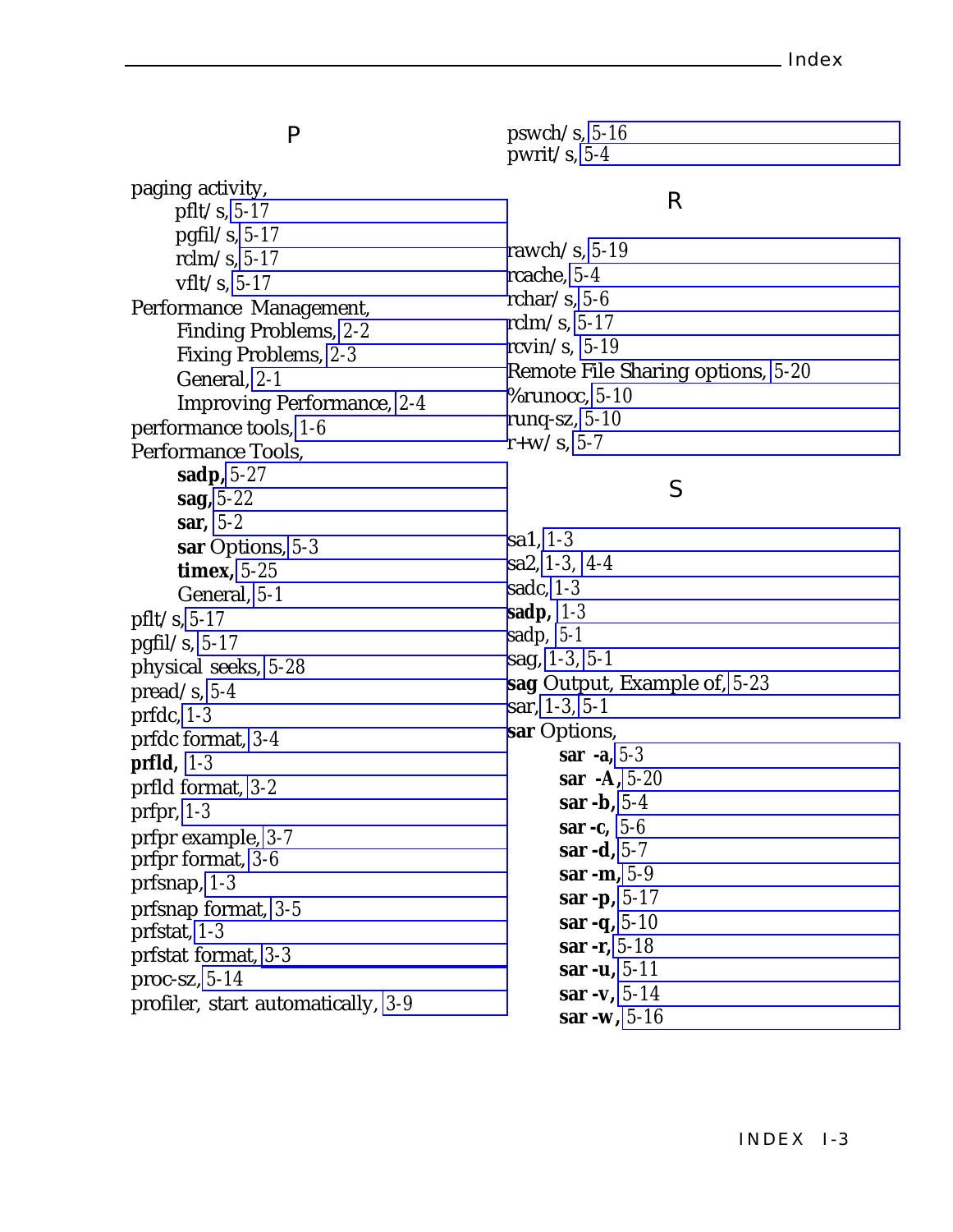## P

paging activity,
- pflt/s, 5-17
- pgfil/s, 5-17
- rclm/s, 5-17
- vflt/s, 5-17

Performance Management,
- Finding Problems, 2-2
- Fixing Problems, 2-3
- General, 2-1
- Improving Performance, 2-4

performance tools, 1-6

Performance Tools,
- **sadp,** 5-27
- **sag,** 5-22
- **sar**, 5-2
- **sar** Options, 5-3
- **timex,** 5-25
- General, 5-1

pflt/s, 5-17
pgfil/s, 5-17
physical seeks, 5-28
pread/s, 5-4
prfdc, 1-3
prfdc format, 3-4
**prfld,** 1-3
prfld format, 3-2
prfpr, 1-3
prfpr example, 3-7
prfpr format, 3-6
prfsnap, 1-3
prfsnap format, 3-5
prfstat, 1-3
prfstat format, 3-3
proc-sz, 5-14
profiler, start automatically, 3-9
pswch/s, 5-16
pwrit/s, 5-4

## R

rawch/s, 5-19
rcache, 5-4
rchar/s, 5-6
rclm/s, 5-17
rcvin/s, 5-19
Remote File Sharing options, 5-20
%runocc, 5-10
runq-sz, 5-10
r+w/s, 5-7

## S

sa1, 1-3
sa2, 1-3, 4-4
sadc, 1-3
**sadp,** 1-3
sadp, 5-1
sag, 1-3, 5-1
**sag** Output, Example of, 5-23
sar, 1-3, 5-1

**sar** Options,
- **sar -a,** 5-3
- **sar -A,** 5-20
- **sar -b,** 5-4
- **sar -c,** 5-6
- **sar -d,** 5-7
- **sar -m,** 5-9
- **sar -p,** 5-17
- **sar -q,** 5-10
- **sar -r,** 5-18
- **sar -u,** 5-11
- **sar -v,** 5-14
- **sar -w,** 5-16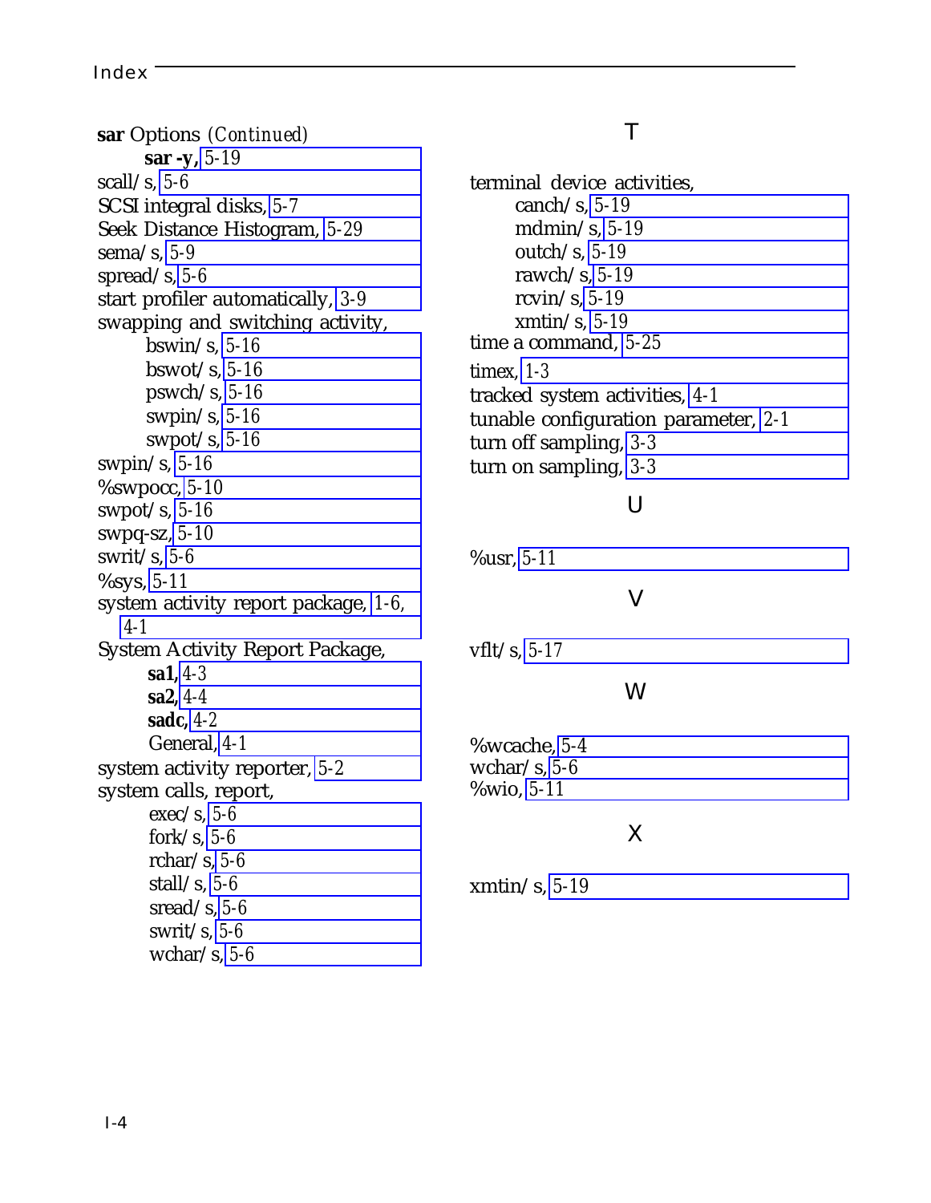**sar** Options *(Continued)*

- **sar -y,** 5-19

scall/s, 5-6
SCSI integral disks, 5-7
Seek Distance Histogram, 5-29
sema/s, 5-9
spread/s, 5-6
start profiler automatically, 3-9
swapping and switching activity,

- bswin/s, 5-16
- bswot/s, 5-16
- pswch/s, 5-16
- swpin/s, 5-16
- swpot/s, 5-16

swpin/s, 5-16
%swpocc, 5-10
swpot/s, 5-16
swpq-sz, 5-10
swrit/s, 5-6
%sys, 5-11
system activity report package, 1-6, 4-1
System Activity Report Package,

- **sa1,** 4-3
- **sa2,** 4-4
- **sadc,** 4-2
- General, 4-1

system activity reporter, 5-2
system calls, report,

- exec/s, 5-6
- fork/s, 5-6
- rchar/s, 5-6
- stall/s, 5-6
- sread/s, 5-6
- swrit/s, 5-6
- wchar/s, 5-6

## T

terminal device activities,

- canch/s, 5-19
- mdmin/s, 5-19
- outch/s, 5-19
- rawch/s, 5-19
- rcvin/s, 5-19
- xmtin/s, 5-19

time a command, 5-25
timex, 1-3
tracked system activities, 4-1
tunable configuration parameter, 2-1
turn off sampling, 3-3
turn on sampling, 3-3

## U

%usr, 5-11

## V

vflt/s, 5-17

## W

%wcache, 5-4
wchar/s, 5-6
%wio, 5-11

## X

xmtin/s, 5-19